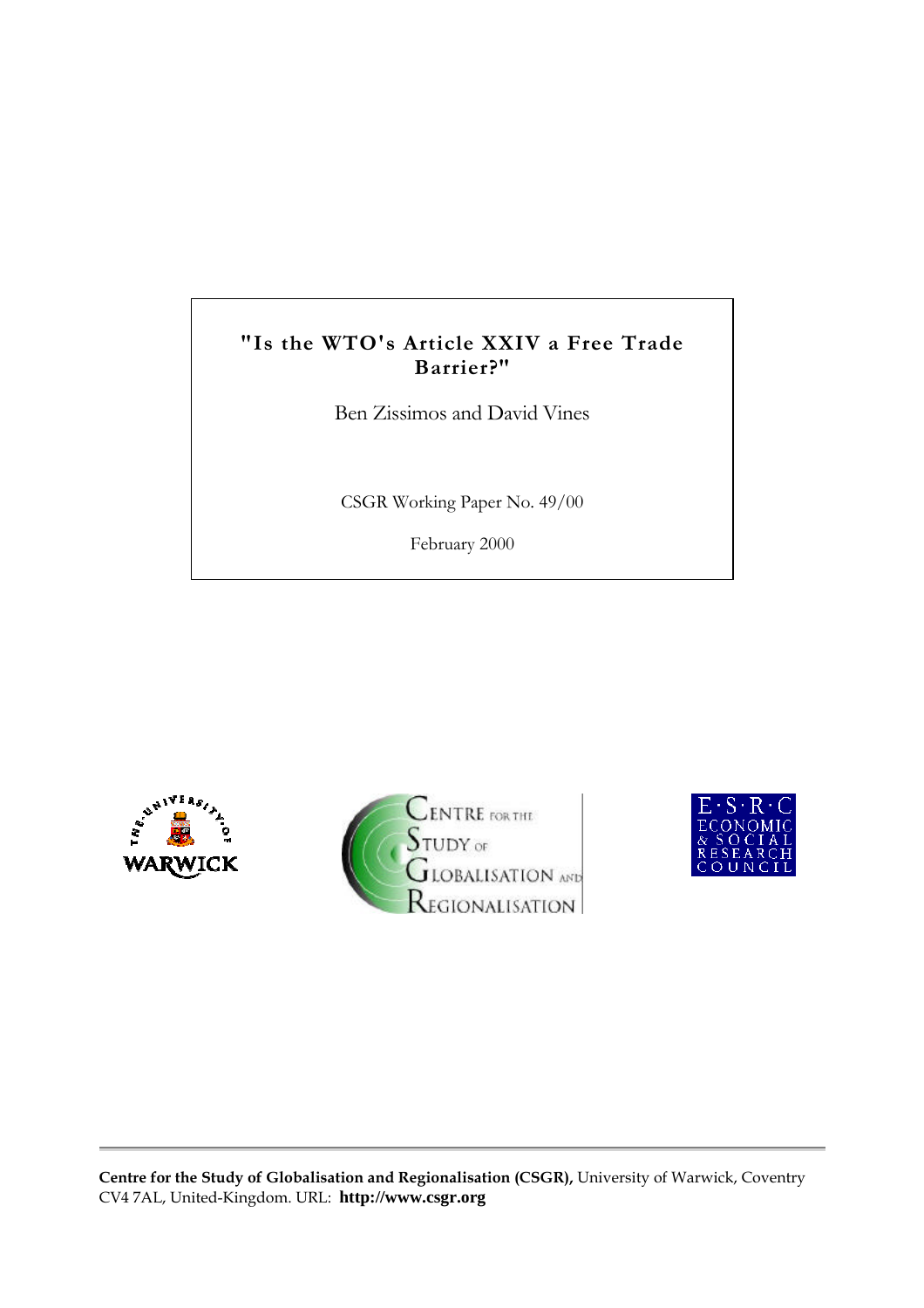# "Is the WTO's Article XXIV a Free Trade Barrier?"

Ben Zissimos and David Vines

CSGR Working Paper No. 49/00

February 2000

**Centre for the Study of Globalisation and Regionalisation (CSGR),** University of Warwick, Coventry CV4 7AL, United-Kingdom. URL: **http://www.csgr.org**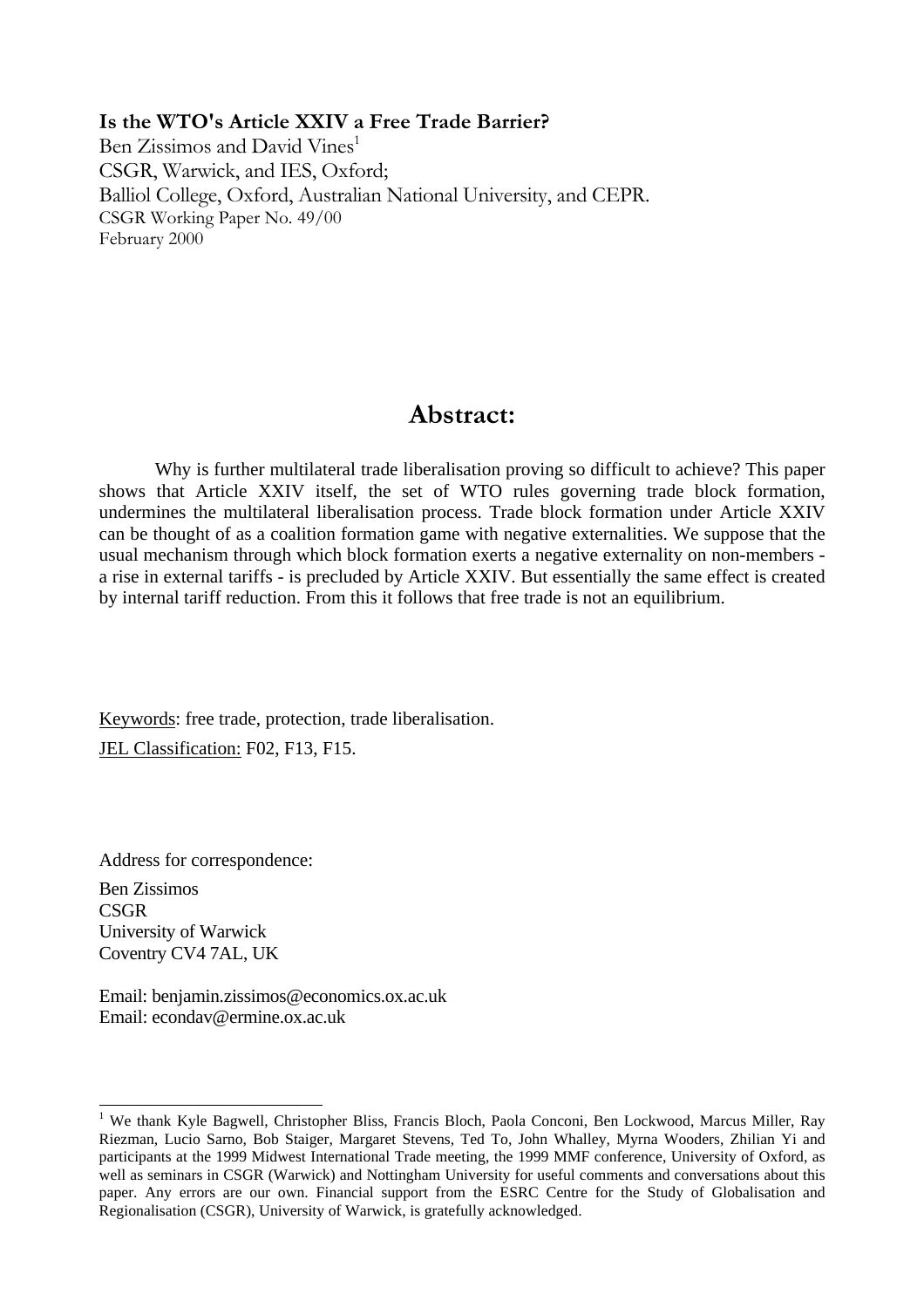**Is the WTO's Article XXIV a Free Trade Barrier?**

Ben Zissimos and David Vines[1]

CSGR, Warwick, and IES, Oxford;

Balliol College, Oxford, Australian National University, and CEPR.

CSGR Working Paper No. 49/00

February 2000

## Abstract:

Why is further multilateral trade liberalisation proving so difficult to achieve? This paper shows that Article XXIV itself, the set of WTO rules governing trade block formation, undermines the multilateral liberalisation process. Trade block formation under Article XXIV can be thought of as a coalition formation game with negative externalities. We suppose that the usual mechanism through which block formation exerts a negative externality on non-members - a rise in external tariffs - is precluded by Article XXIV. But essentially the same effect is created by internal tariff reduction. From this it follows that free trade is not an equilibrium.

Keywords: free trade, protection, trade liberalisation.

JEL Classification: F02, F13, F15.

Address for correspondence:

Ben Zissimos
CSGR
University of Warwick
Coventry CV4 7AL, UK

Email: benjamin.zissimos@economics.ox.ac.uk
Email: econdav@ermine.ox.ac.uk

[1] We thank Kyle Bagwell, Christopher Bliss, Francis Bloch, Paola Conconi, Ben Lockwood, Marcus Miller, Ray Riezman, Lucio Sarno, Bob Staiger, Margaret Stevens, Ted To, John Whalley, Myrna Wooders, Zhilian Yi and participants at the 1999 Midwest International Trade meeting, the 1999 MMF conference, University of Oxford, as well as seminars in CSGR (Warwick) and Nottingham University for useful comments and conversations about this paper. Any errors are our own. Financial support from the ESRC Centre for the Study of Globalisation and Regionalisation (CSGR), University of Warwick, is gratefully acknowledged.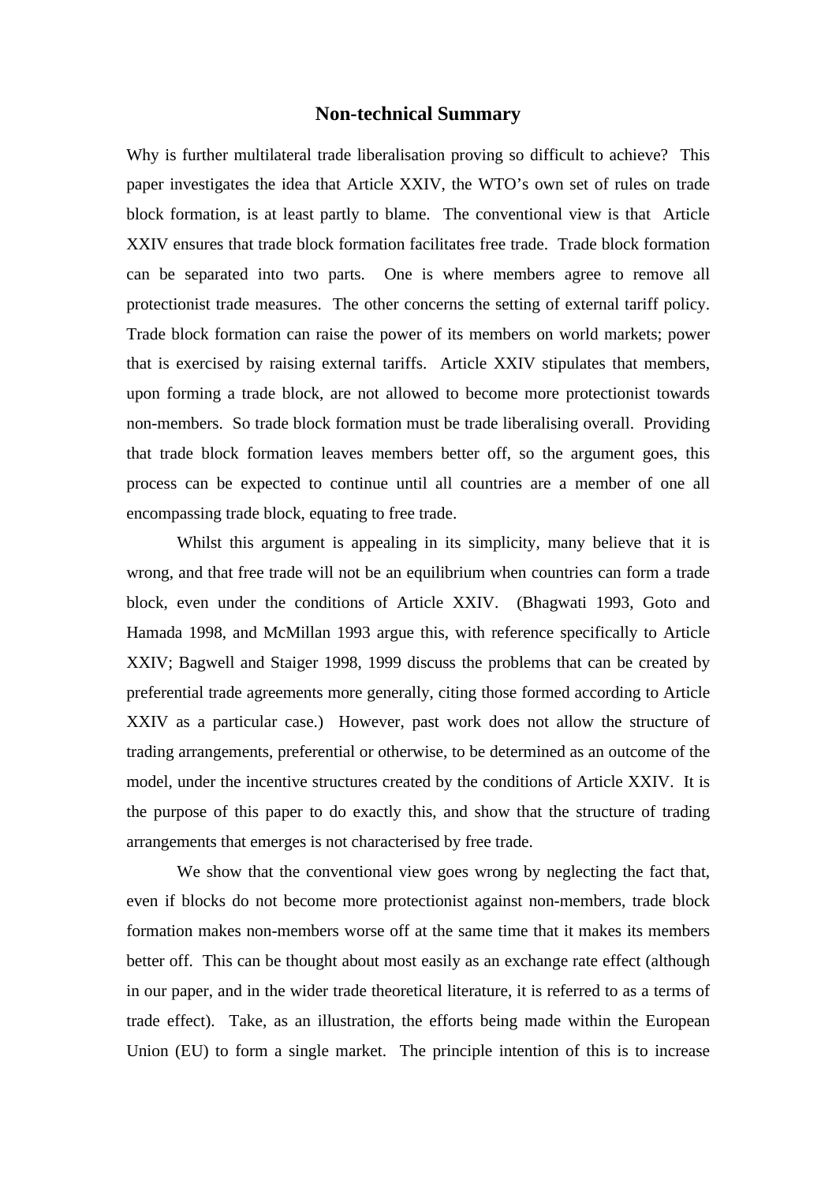## Non-technical Summary

Why is further multilateral trade liberalisation proving so difficult to achieve? This paper investigates the idea that Article XXIV, the WTO's own set of rules on trade block formation, is at least partly to blame. The conventional view is that Article XXIV ensures that trade block formation facilitates free trade. Trade block formation can be separated into two parts. One is where members agree to remove all protectionist trade measures. The other concerns the setting of external tariff policy. Trade block formation can raise the power of its members on world markets; power that is exercised by raising external tariffs. Article XXIV stipulates that members, upon forming a trade block, are not allowed to become more protectionist towards non-members. So trade block formation must be trade liberalising overall. Providing that trade block formation leaves members better off, so the argument goes, this process can be expected to continue until all countries are a member of one all encompassing trade block, equating to free trade.

Whilst this argument is appealing in its simplicity, many believe that it is wrong, and that free trade will not be an equilibrium when countries can form a trade block, even under the conditions of Article XXIV. (Bhagwati 1993, Goto and Hamada 1998, and McMillan 1993 argue this, with reference specifically to Article XXIV; Bagwell and Staiger 1998, 1999 discuss the problems that can be created by preferential trade agreements more generally, citing those formed according to Article XXIV as a particular case.) However, past work does not allow the structure of trading arrangements, preferential or otherwise, to be determined as an outcome of the model, under the incentive structures created by the conditions of Article XXIV. It is the purpose of this paper to do exactly this, and show that the structure of trading arrangements that emerges is not characterised by free trade.

We show that the conventional view goes wrong by neglecting the fact that, even if blocks do not become more protectionist against non-members, trade block formation makes non-members worse off at the same time that it makes its members better off. This can be thought about most easily as an exchange rate effect (although in our paper, and in the wider trade theoretical literature, it is referred to as a terms of trade effect). Take, as an illustration, the efforts being made within the European Union (EU) to form a single market. The principle intention of this is to increase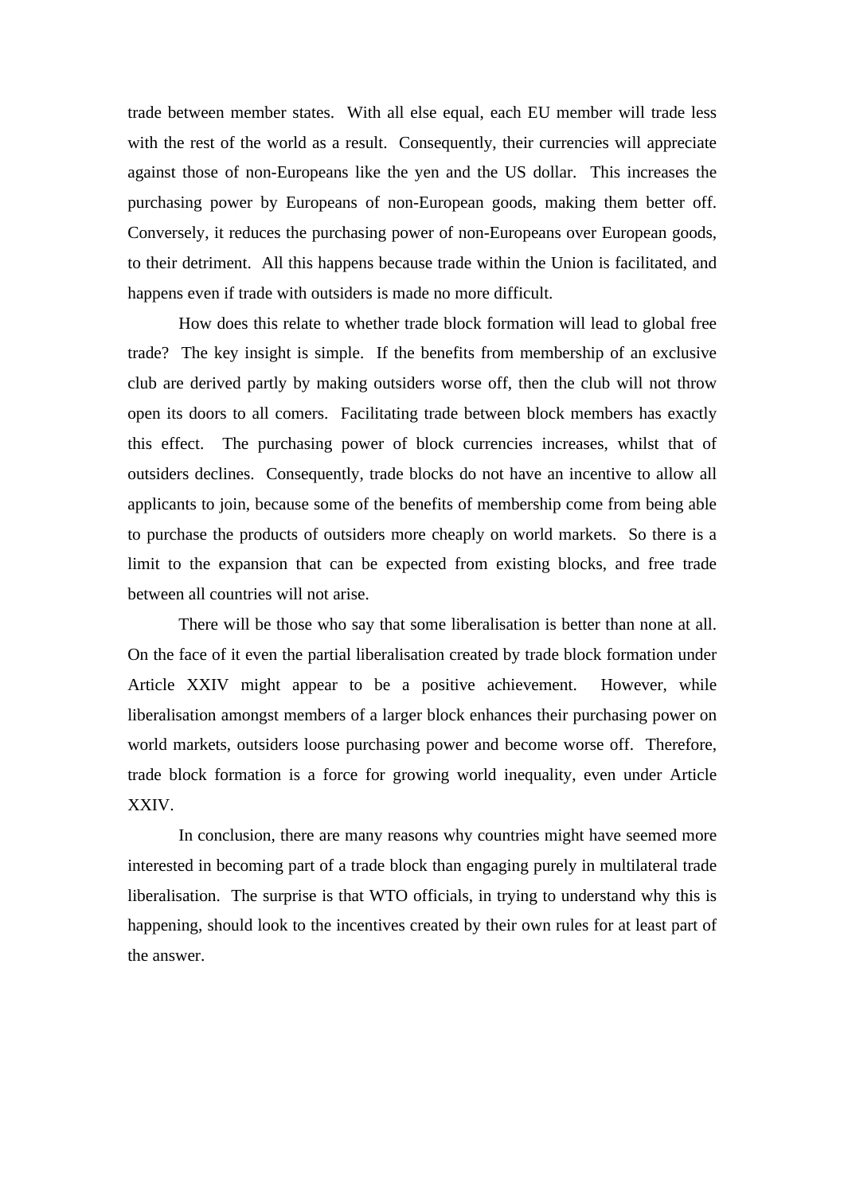trade between member states. With all else equal, each EU member will trade less with the rest of the world as a result. Consequently, their currencies will appreciate against those of non-Europeans like the yen and the US dollar. This increases the purchasing power by Europeans of non-European goods, making them better off. Conversely, it reduces the purchasing power of non-Europeans over European goods, to their detriment. All this happens because trade within the Union is facilitated, and happens even if trade with outsiders is made no more difficult.

How does this relate to whether trade block formation will lead to global free trade? The key insight is simple. If the benefits from membership of an exclusive club are derived partly by making outsiders worse off, then the club will not throw open its doors to all comers. Facilitating trade between block members has exactly this effect. The purchasing power of block currencies increases, whilst that of outsiders declines. Consequently, trade blocks do not have an incentive to allow all applicants to join, because some of the benefits of membership come from being able to purchase the products of outsiders more cheaply on world markets. So there is a limit to the expansion that can be expected from existing blocks, and free trade between all countries will not arise.

There will be those who say that some liberalisation is better than none at all. On the face of it even the partial liberalisation created by trade block formation under Article XXIV might appear to be a positive achievement. However, while liberalisation amongst members of a larger block enhances their purchasing power on world markets, outsiders loose purchasing power and become worse off. Therefore, trade block formation is a force for growing world inequality, even under Article XXIV.

In conclusion, there are many reasons why countries might have seemed more interested in becoming part of a trade block than engaging purely in multilateral trade liberalisation. The surprise is that WTO officials, in trying to understand why this is happening, should look to the incentives created by their own rules for at least part of the answer.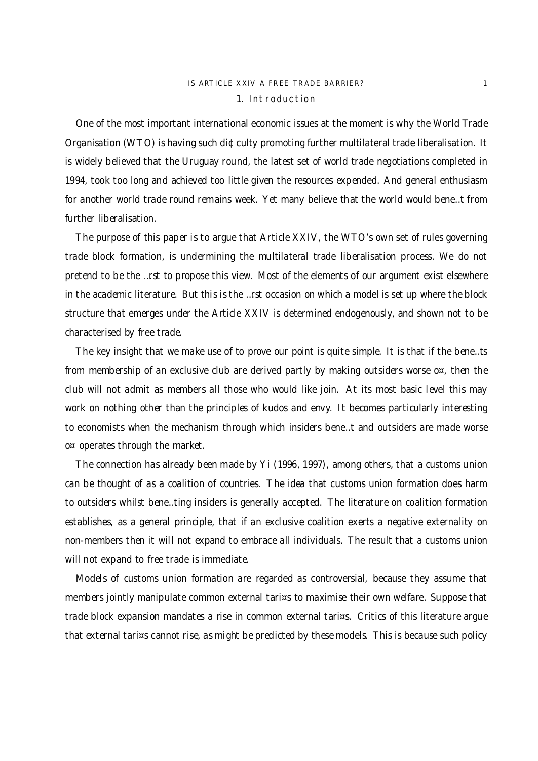# 1. Introduction

One of the most important international economic issues at the moment is why the World Trade Organisation (WTO) is having such difficulty promoting further multilateral trade liberalisation. It is widely believed that the Uruguay round, the latest set of world trade negotiations completed in 1994, took too long and achieved too little given the resources expended. And general enthusiasm for another world trade round remains week. Yet many believe that the world would benefit from further liberalisation.

The purpose of this paper is to argue that Article XXIV, the WTO's own set of rules governing trade block formation, is undermining the multilateral trade liberalisation process. We do not pretend to be the first to propose this view. Most of the elements of our argument exist elsewhere in the academic literature. But this is the first occasion on which a model is set up where the block structure that emerges under the Article XXIV is determined endogenously, and shown not to be characterised by free trade.

The key insight that we make use of to prove our point is quite simple. It is that if the benefits from membership of an exclusive club are derived partly by making outsiders worse off, then the club will not admit as members all those who would like join. At its most basic level this may work on nothing other than the principles of kudos and envy. It becomes particularly interesting to economists when the mechanism through which insiders benefit and outsiders are made worse off operates through the market.

The connection has already been made by Yi (1996, 1997), among others, that a customs union can be thought of as a coalition of countries. The idea that customs union formation does harm to outsiders whilst benefiting insiders is generally accepted. The literature on coalition formation establishes, as a general principle, that if an exclusive coalition exerts a negative externality on non-members then it will not expand to embrace all individuals. The result that a customs union will not expand to free trade is immediate.

Models of customs union formation are regarded as controversial, because they assume that members jointly manipulate common external tariffs to maximise their own welfare. Suppose that trade block expansion mandates a rise in common external tariffs. Critics of this literature argue that external tariffs cannot rise, as might be predicted by these models. This is because such policy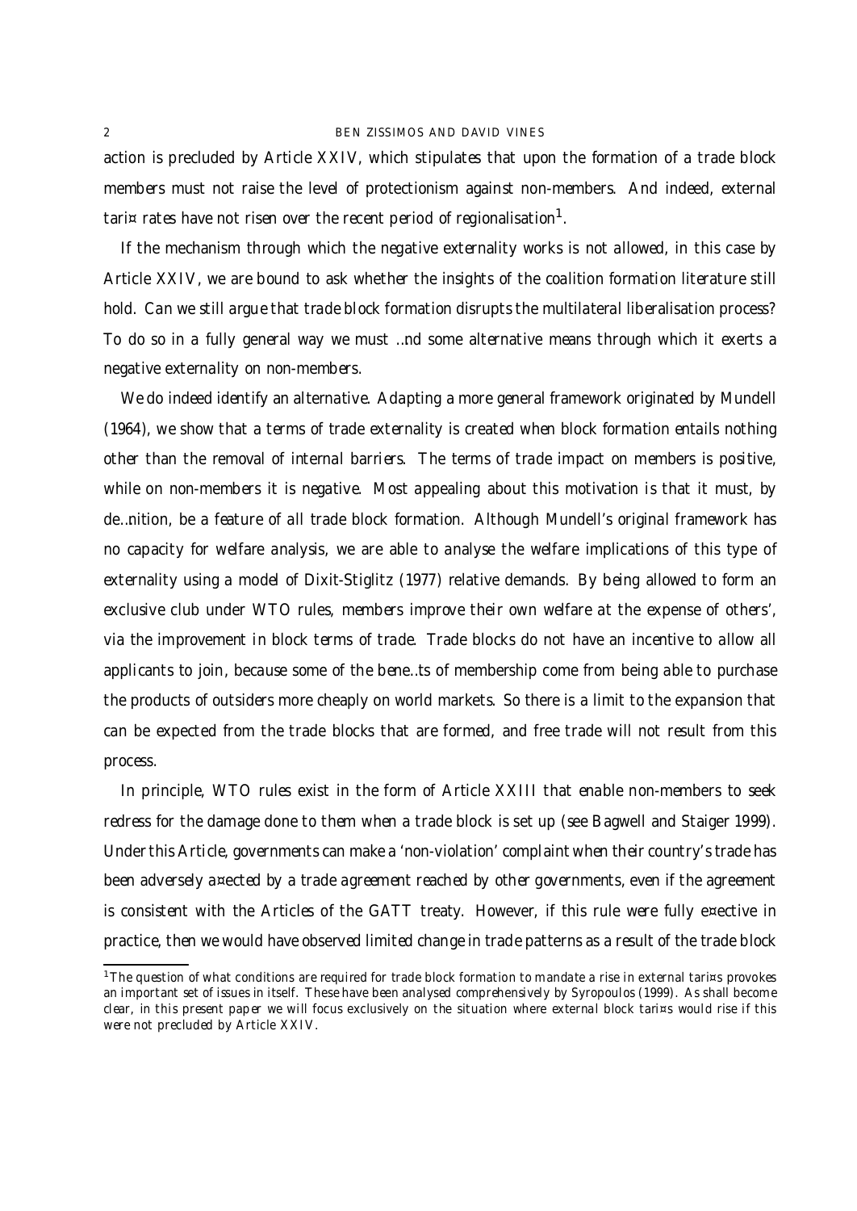action is precluded by Article XXIV, which stipulates that upon the formation of a trade block members must not raise the level of protectionism against non-members. And indeed, external tariff rates have not risen over the recent period of regionalisation[1].

If the mechanism through which the negative externality works is not allowed, in this case by Article XXIV, we are bound to ask whether the insights of the coalition formation literature still hold. Can we still argue that trade block formation disrupts the multilateral liberalisation process? To do so in a fully general way we must find some alternative means through which it exerts a negative externality on non-members.

We do indeed identify an alternative. Adapting a more general framework originated by Mundell (1964), we show that a terms of trade externality is created when block formation entails nothing other than the removal of internal barriers. The terms of trade impact on members is positive, while on non-members it is negative. Most appealing about this motivation is that it must, by definition, be a feature of all trade block formation. Although Mundell's original framework has no capacity for welfare analysis, we are able to analyse the welfare implications of this type of externality using a model of Dixit-Stiglitz (1977) relative demands. By being allowed to form an exclusive club under WTO rules, members improve their own welfare at the expense of others', via the improvement in block terms of trade. Trade blocks do not have an incentive to allow all applicants to join, because some of the benefits of membership come from being able to purchase the products of outsiders more cheaply on world markets. So there is a limit to the expansion that can be expected from the trade blocks that are formed, and free trade will not result from this process.

In principle, WTO rules exist in the form of Article XXIII that enable non-members to seek redress for the damage done to them when a trade block is set up (see Bagwell and Staiger 1999). Under this Article, governments can make a 'non-violation' complaint when their country's trade has been adversely affected by a trade agreement reached by other governments, even if the agreement is consistent with the Articles of the GATT treaty. However, if this rule were fully effective in practice, then we would have observed limited change in trade patterns as a result of the trade block

[1]The question of what conditions are required for trade block formation to mandate a rise in external tariffs provokes an important set of issues in itself. These have been analysed comprehensively by Syropoulos (1999). As shall become clear, in this present paper we will focus exclusively on the situation where external block tariffs would rise if this were not precluded by Article XXIV.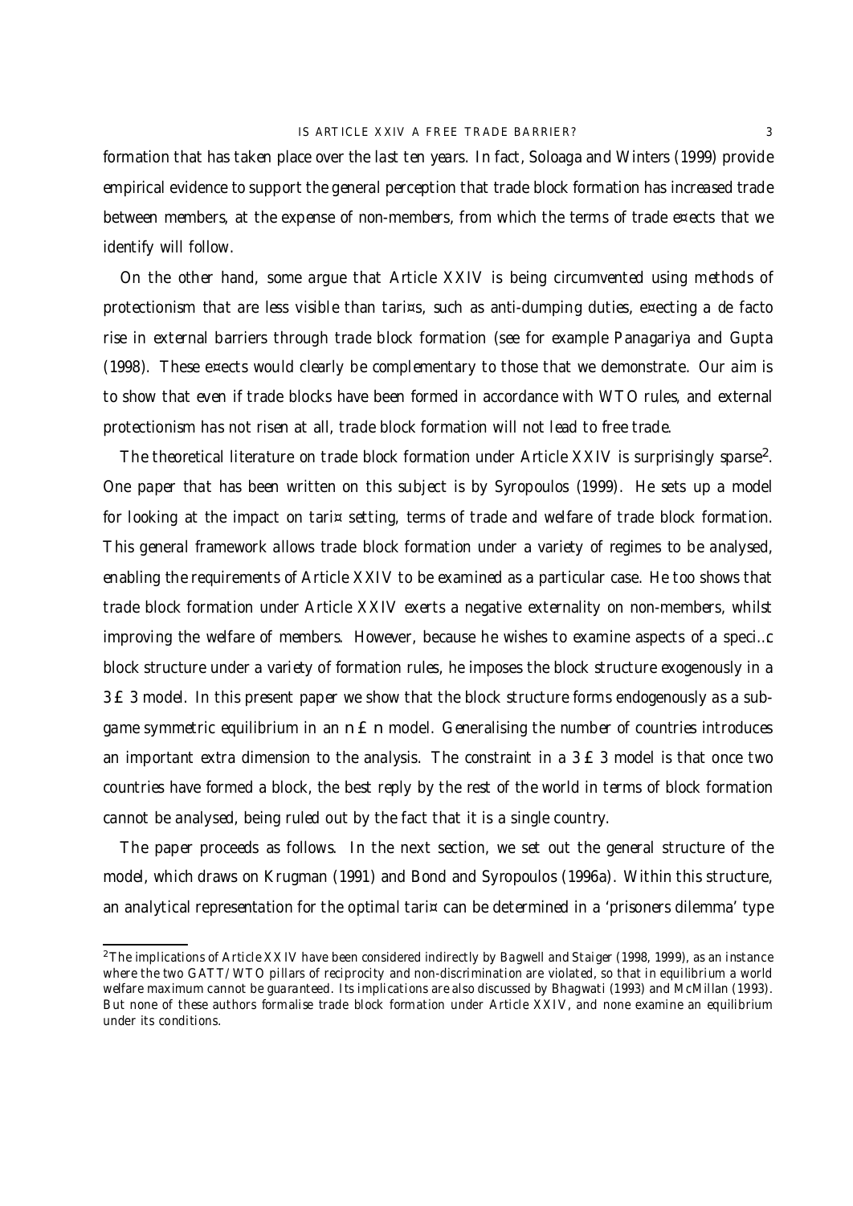formation that has taken place over the last ten years. In fact, Soloaga and Winters (1999) provide empirical evidence to support the general perception that trade block formation has increased trade between members, at the expense of non-members, from which the terms of trade effects that we identify will follow.

On the other hand, some argue that Article XXIV is being circumvented using methods of protectionism that are less visible than tariffs, such as anti-dumping duties, effecting a de facto rise in external barriers through trade block formation (see for example Panagariya and Gupta (1998). These effects would clearly be complementary to those that we demonstrate. Our aim is to show that even if trade blocks have been formed in accordance with WTO rules, and external protectionism has not risen at all, trade block formation will not lead to free trade.

The theoretical literature on trade block formation under Article XXIV is surprisingly sparse[2]. One paper that has been written on this subject is by Syropoulos (1999). He sets up a model for looking at the impact on tariff setting, terms of trade and welfare of trade block formation. This general framework allows trade block formation under a variety of regimes to be analysed, enabling the requirements of Article XXIV to be examined as a particular case. He too shows that trade block formation under Article XXIV exerts a negative externality on non-members, whilst improving the welfare of members. However, because he wishes to examine aspects of a specific block structure under a variety of formation rules, he imposes the block structure exogenously in a $3 \times 3$ model. In this present paper we show that the block structure forms endogenously as a sub-game symmetric equilibrium in an $n \times n$ model. Generalising the number of countries introduces an important extra dimension to the analysis. The constraint in a $3 \times 3$ model is that once two countries have formed a block, the best reply by the rest of the world in terms of block formation cannot be analysed, being ruled out by the fact that it is a single country.

The paper proceeds as follows. In the next section, we set out the general structure of the model, which draws on Krugman (1991) and Bond and Syropoulos (1996a). Within this structure, an analytical representation for the optimal tariff can be determined in a 'prisoners dilemma' type

[2] The implications of Article XXIV have been considered indirectly by Bagwell and Staiger (1998, 1999), as an instance where the two GATT/WTO pillars of reciprocity and non-discrimination are violated, so that in equilibrium a world welfare maximum cannot be guaranteed. Its implications are also discussed by Bhagwati (1993) and McMillan (1993). But none of these authors formalise trade block formation under Article XXIV, and none examine an equilibrium under its conditions.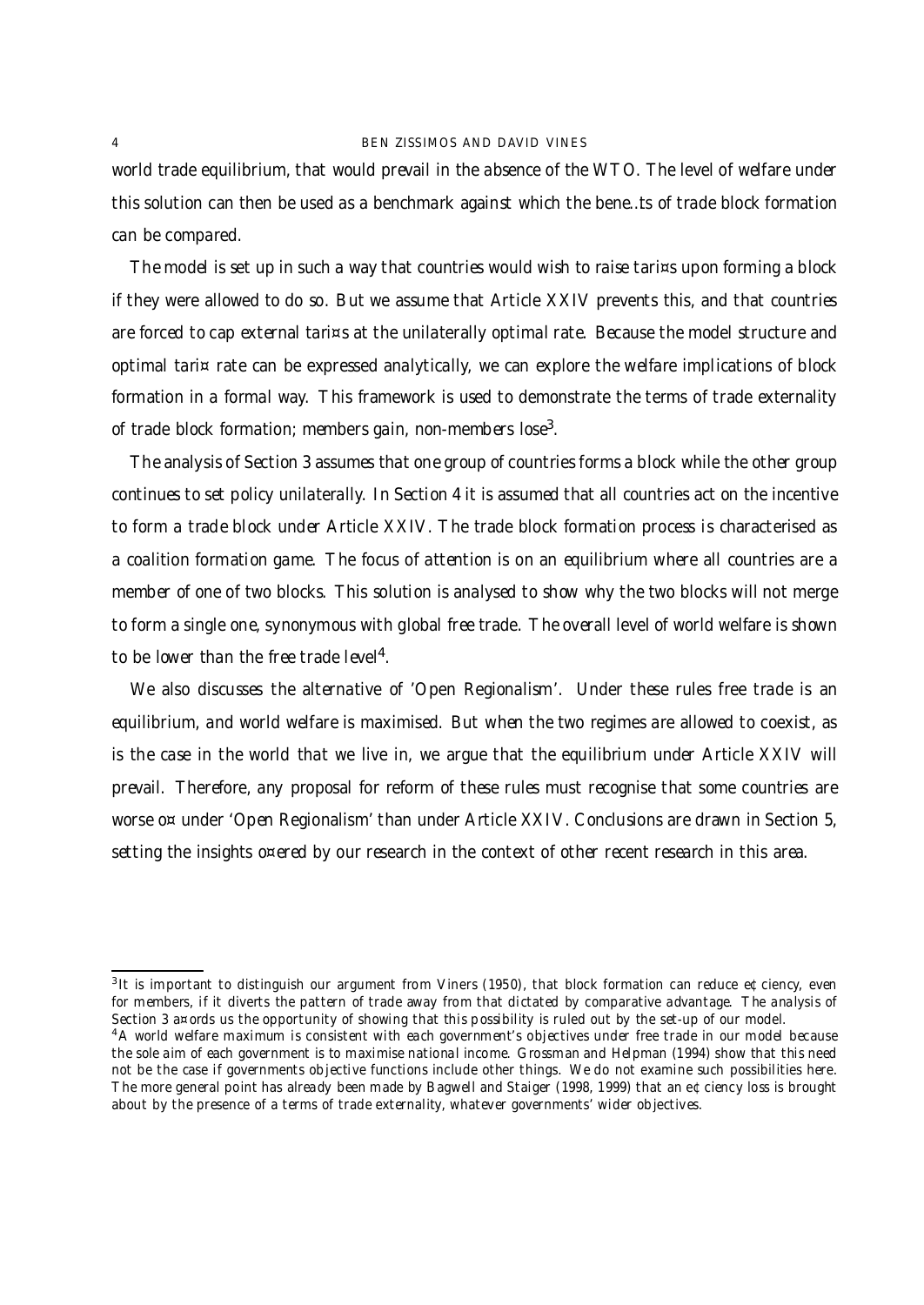world trade equilibrium, that would prevail in the absence of the WTO. The level of welfare under this solution can then be used as a benchmark against which the bene…ts of trade block formation can be compared.

The model is set up in such a way that countries would wish to raise tari¤s upon forming a block if they were allowed to do so. But we assume that Article XXIV prevents this, and that countries are forced to cap external tari¤s at the unilaterally optimal rate. Because the model structure and optimal tari¤ rate can be expressed analytically, we can explore the welfare implications of block formation in a formal way. This framework is used to demonstrate the terms of trade externality of trade block formation; members gain, non-members lose[3].

The analysis of Section 3 assumes that one group of countries forms a block while the other group continues to set policy unilaterally. In Section 4 it is assumed that all countries act on the incentive to form a trade block under Article XXIV. The trade block formation process is characterised as a coalition formation game. The focus of attention is on an equilibrium where all countries are a member of one of two blocks. This solution is analysed to show why the two blocks will not merge to form a single one, synonymous with global free trade. The overall level of world welfare is shown to be lower than the free trade level[4].

We also discusses the alternative of 'Open Regionalism'. Under these rules free trade is an equilibrium, and world welfare is maximised. But when the two regimes are allowed to coexist, as is the case in the world that we live in, we argue that the equilibrium under Article XXIV will prevail. Therefore, any proposal for reform of these rules must recognise that some countries are worse o¤ under 'Open Regionalism' than under Article XXIV. Conclusions are drawn in Section 5, setting the insights o¤ered by our research in the context of other recent research in this area.

---

[3] It is important to distinguish our argument from Viners (1950), that block formation can reduce e¢ciency, even for members, if it diverts the pattern of trade away from that dictated by comparative advantage. The analysis of Section 3 a¤ords us the opportunity of showing that this possibility is ruled out by the set-up of our model.

[4] A world welfare maximum is consistent with each government's objectives under free trade in our model because the sole aim of each government is to maximise national income. Grossman and Helpman (1994) show that this need not be the case if governments objective functions include other things. We do not examine such possibilities here. The more general point has already been made by Bagwell and Staiger (1998, 1999) that an e¢ciency loss is brought about by the presence of a terms of trade externality, whatever governments' wider objectives.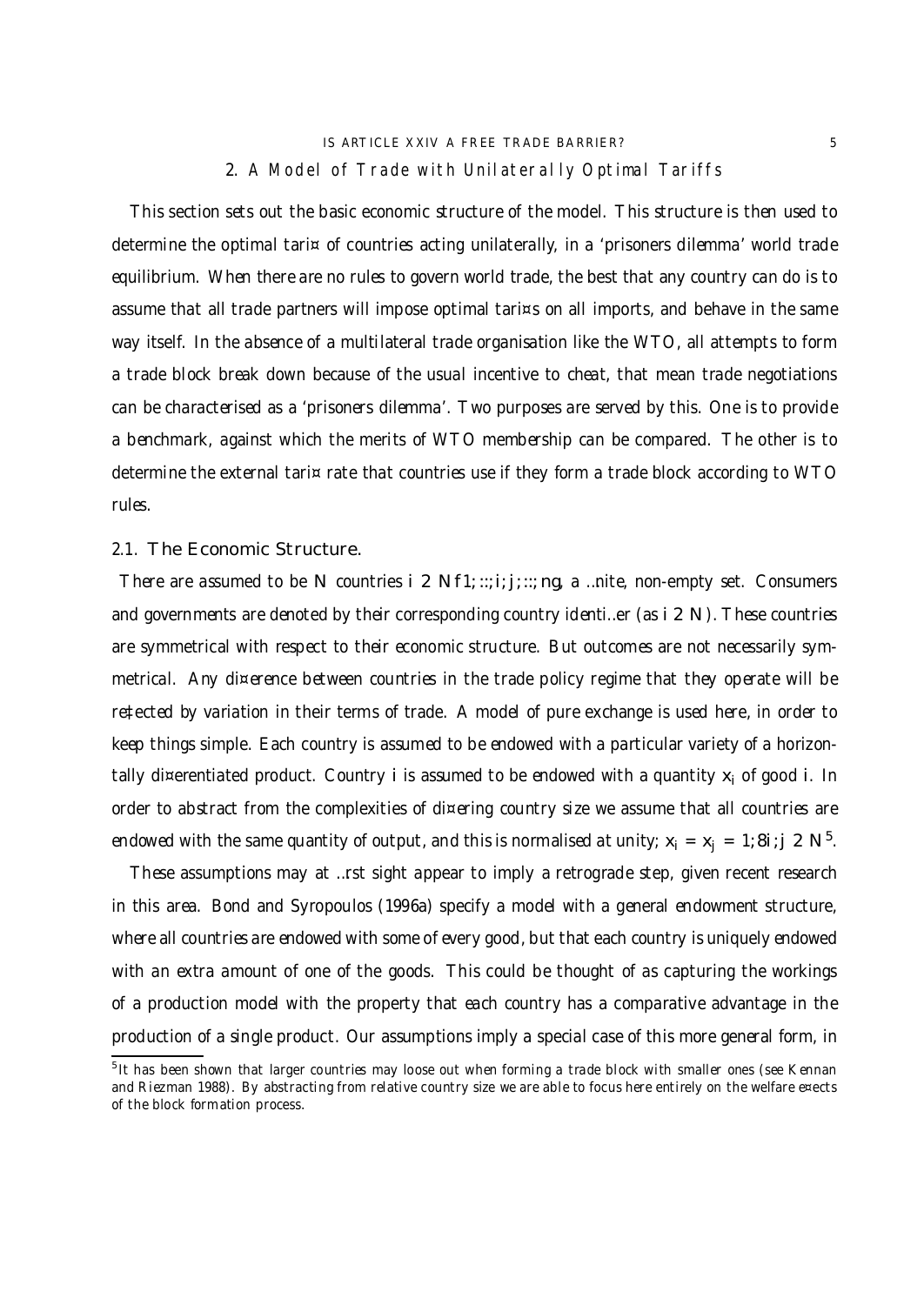## 2. A Model of Trade with Unilaterally Optimal Tariffs

This section sets out the basic economic structure of the model. This structure is then used to determine the optimal tariff of countries acting unilaterally, in a 'prisoners dilemma' world trade equilibrium. When there are no rules to govern world trade, the best that any country can do is to assume that all trade partners will impose optimal tariffs on all imports, and behave in the same way itself. In the absence of a multilateral trade organisation like the WTO, all attempts to form a trade block break down because of the usual incentive to cheat, that mean trade negotiations can be characterised as a 'prisoners dilemma'. Two purposes are served by this. One is to provide a benchmark, against which the merits of WTO membership can be compared. The other is to determine the external tariff rate that countries use if they form a trade block according to WTO rules.

### 2.1. The Economic Structure.

There are assumed to be $N$ countries $i \in N\{1, ..., i, j, ..., n\}$, a finite, non-empty set. Consumers and governments are denoted by their corresponding country identifier (as $i \in N$). These countries are symmetrical with respect to their economic structure. But outcomes are not necessarily symmetrical. Any difference between countries in the trade policy regime that they operate will be reflected by variation in their terms of trade. A model of pure exchange is used here, in order to keep things simple. Each country is assumed to be endowed with a particular variety of a horizontally differentiated product. Country $i$ is assumed to be endowed with a quantity $x_i$ of good $i$. In order to abstract from the complexities of differing country size we assume that all countries are endowed with the same quantity of output, and this is normalised at unity; $x_i = x_j = 1; \forall i, j \in N$[5].

These assumptions may at first sight appear to imply a retrograde step, given recent research in this area. Bond and Syropoulos (1996a) specify a model with a general endowment structure, where all countries are endowed with some of every good, but that each country is uniquely endowed with an extra amount of one of the goods. This could be thought of as capturing the workings of a production model with the property that each country has a comparative advantage in the production of a single product. Our assumptions imply a special case of this more general form, in

[5]It has been shown that larger countries may loose out when forming a trade block with smaller ones (see Kennan and Riezman 1988). By abstracting from relative country size we are able to focus here entirely on the welfare effects of the block formation process.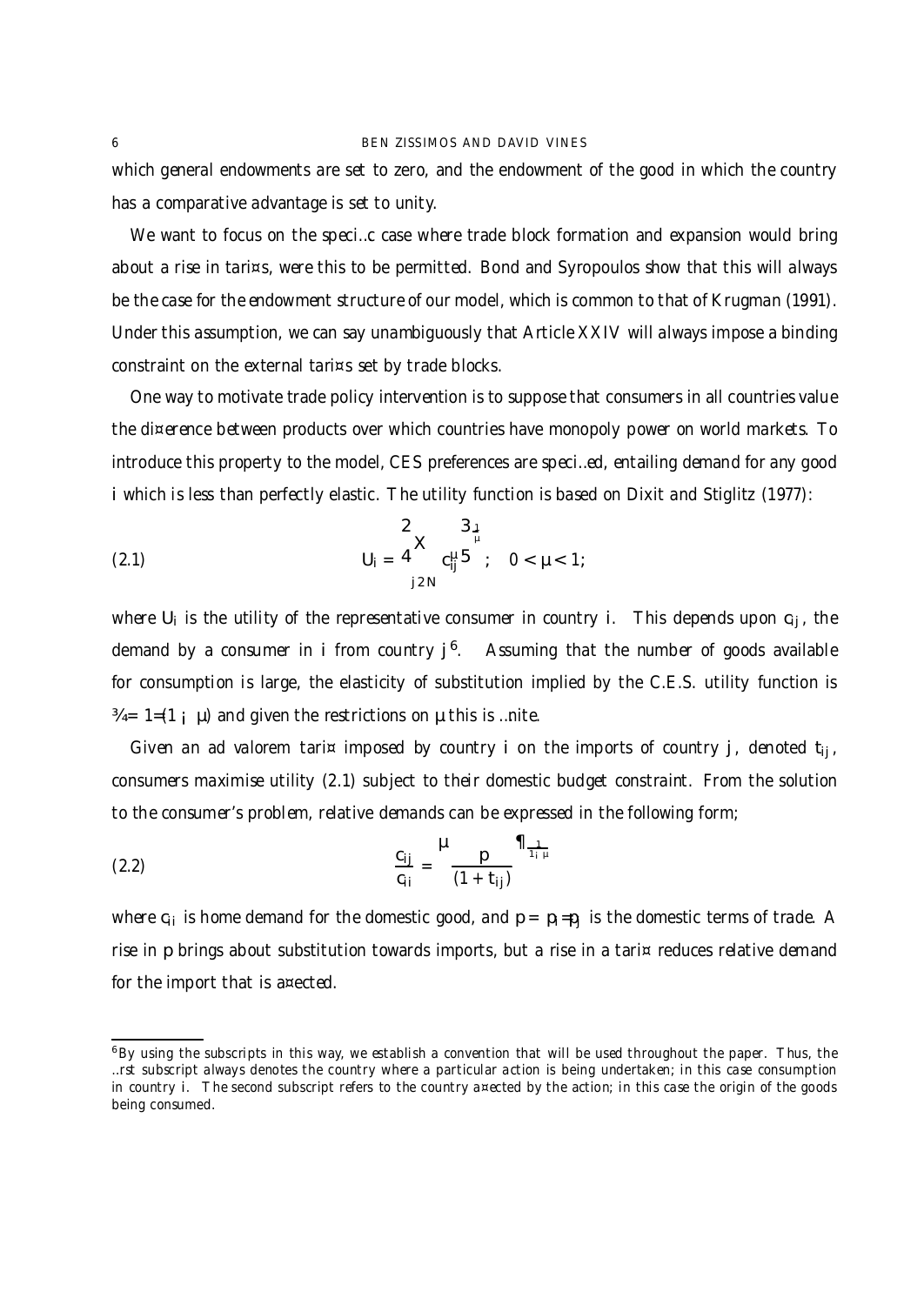which general endowments are set to zero, and the endowment of the good in which the country has a comparative advantage is set to unity.

We want to focus on the specific case where trade block formation and expansion would bring about a rise in tariffs, were this to be permitted. Bond and Syropoulos show that this will always be the case for the endowment structure of our model, which is common to that of Krugman (1991). Under this assumption, we can say unambiguously that Article XXIV will always impose a binding constraint on the external tariffs set by trade blocks.

One way to motivate trade policy intervention is to suppose that consumers in all countries value the difference between products over which countries have monopoly power on world markets. To introduce this property to the model, CES preferences are specified, entailing demand for any good $i$ which is less than perfectly elastic. The utility function is based on Dixit and Stiglitz (1977):

$$U_i = \left[ \sum_{j \in N} c_{ij}^{\mu} \right]^{\frac{1}{\mu}}; \quad 0 < \mu < 1; \tag{2.1}$$

where $U_i$ is the utility of the representative consumer in country $i$. This depends upon $c_{ij}$, the demand by a consumer in $i$ from country $j$[6]. Assuming that the number of goods available for consumption is large, the elasticity of substitution implied by the C.E.S. utility function is $\sigma = 1/(1-\mu)$ and given the restrictions on $\mu$ this is finite.

Given an ad valorem tariff imposed by country $i$ on the imports of country $j$, denoted $t_{ij}$, consumers maximise utility (2.1) subject to their domestic budget constraint. From the solution to the consumer's problem, relative demands can be expressed in the following form;

$$\frac{c_{ij}}{c_i} = \left( \frac{p}{(1+t_{ij})} \right)^{\frac{1}{1-\mu}} \tag{2.2}$$

where $c_i$ is home demand for the domestic good, and $p = p_i/p_j$ is the domestic terms of trade. A rise in $p$ brings about substitution towards imports, but a rise in a tariff reduces relative demand for the import that is affected.

[6] By using the subscripts in this way, we establish a convention that will be used throughout the paper. Thus, the first subscript always denotes the country where a particular action is being undertaken; in this case consumption in country $i$. The second subscript refers to the country affected by the action; in this case the origin of the goods being consumed.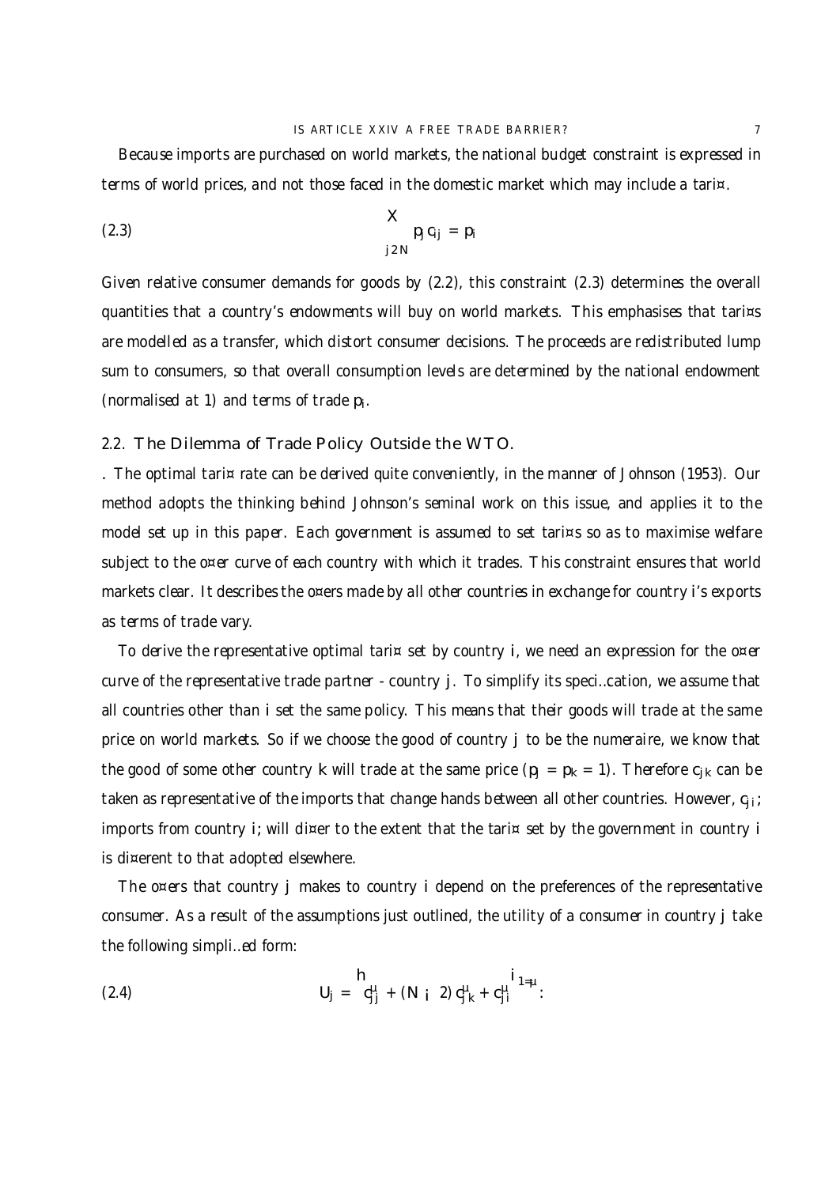Because imports are purchased on world markets, the national budget constraint is expressed in terms of world prices, and not those faced in the domestic market which may include a tariff.

$$\sum_{j \in N} p_j c_{ij} = p_i \tag{2.3}$$

Given relative consumer demands for goods by (2.2), this constraint (2.3) determines the overall quantities that a country's endowments will buy on world markets. This emphasises that tariffs are modelled as a transfer, which distort consumer decisions. The proceeds are redistributed lump sum to consumers, so that overall consumption levels are determined by the national endowment (normalised at 1) and terms of trade $p_i$.

## 2.2. The Dilemma of Trade Policy Outside the WTO.

. The optimal tariff rate can be derived quite conveniently, in the manner of Johnson (1953). Our method adopts the thinking behind Johnson's seminal work on this issue, and applies it to the model set up in this paper. Each government is assumed to set tariffs so as to maximise welfare subject to the offer curve of each country with which it trades. This constraint ensures that world markets clear. It describes the offers made by all other countries in exchange for country $i$'s exports as terms of trade vary.

To derive the representative optimal tariff set by country $i$, we need an expression for the offer curve of the representative trade partner - country $j$. To simplify its specification, we assume that all countries other than $i$ set the same policy. This means that their goods will trade at the same price on world markets. So if we choose the good of country $j$ to be the numeraire, we know that the good of some other country $k$ will trade at the same price ($p_j = p_k = 1$). Therefore $c_{jk}$ can be taken as representative of the imports that change hands between all other countries. However, $c_{ji}$, imports from country $i$, will differ to the extent that the tariff set by the government in country $i$ is different to that adopted elsewhere.

The offers that country $j$ makes to country $i$ depend on the preferences of the representative consumer. As a result of the assumptions just outlined, the utility of a consumer in country $j$ take the following simplified form:

$$U_j = \left[ c_{jj}^{\mu} + (N - 2)\, c_{jk}^{\mu} + c_{ji}^{\mu} \right]^{1/\mu}. \tag{2.4}$$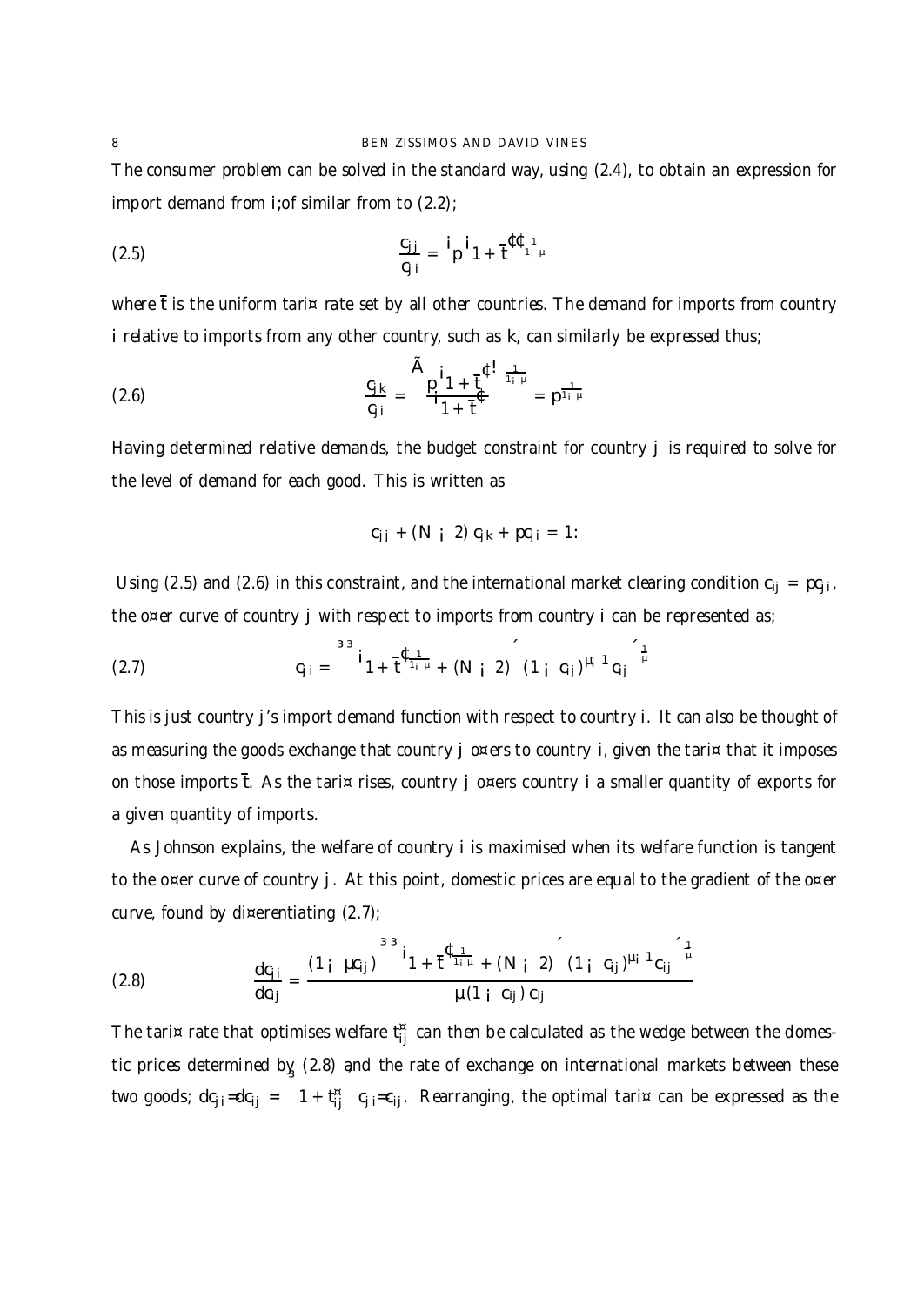The consumer problem can be solved in the standard way, using (2.4), to obtain an expression for import demand from $i$; of similar from to (2.2);

$$\frac{c_{jj}}{c_{ji}} = \left(p\left(1+\bar{t}\right)\right)^{\frac{1}{1-\mu}} \tag{2.5}$$

where $\bar{t}$ is the uniform tariff rate set by all other countries. The demand for imports from country $i$ relative to imports from any other country, such as $k$, can similarly be expressed thus;

$$\frac{c_{jk}}{c_{ji}} = \left(\frac{p\left(1+\bar{t}\right)}{\left(1+\bar{t}\right)}\right)^{\frac{1}{1-\mu}} = p^{\frac{1}{1-\mu}} \tag{2.6}$$

Having determined relative demands, the budget constraint for country $j$ is required to solve for the level of demand for each good. This is written as

$$c_{jj} + (N-2)\, c_{jk} + pc_{ji} = 1.$$

Using (2.5) and (2.6) in this constraint, and the international market clearing condition $c_{ij} = pc_{ji}$, the offer curve of country $j$ with respect to imports from country $i$ can be represented as;

$$c_{ji} = \left(\left(\left(1+\bar{t}\right)^{\frac{1}{1-\mu}} + (N-2)\right)(1-c_{ij})^{\mu-1} c_{ij}\right)^{\frac{1}{\mu}} \tag{2.7}$$

This is just country $j$'s import demand function with respect to country $i$. It can also be thought of as measuring the goods exchange that country $j$ offers to country $i$, given the tariff that it imposes on those imports $\bar{t}$. As the tariff rises, country $j$ offers country $i$ a smaller quantity of exports for a given quantity of imports.

As Johnson explains, the welfare of country $i$ is maximised when its welfare function is tangent to the offer curve of country $j$. At this point, domestic prices are equal to the gradient of the offer curve, found by differentiating (2.7);

$$\frac{dc_{ji}}{dc_{ij}} = \frac{(1-\mu c_{ij})\left(\left(\left(1+\bar{t}\right)^{\frac{1}{1-\mu}} + (N-2)\right)(1-c_{ij})^{\mu-1} c_{ij}\right)^{\frac{1}{\mu}}}{\mu(1-c_{ij})\, c_{ij}} \tag{2.8}$$

The tariff rate that optimises welfare $t_{ij}^{*}$ can then be calculated as the wedge between the domestic prices determined by (2.8) and the rate of exchange on international markets between these two goods; $dc_{ji}/dc_{ij} = \left(1+t_{ij}^{*}\right) c_{ji}/c_{ij}$. Rearranging, the optimal tariff can be expressed as the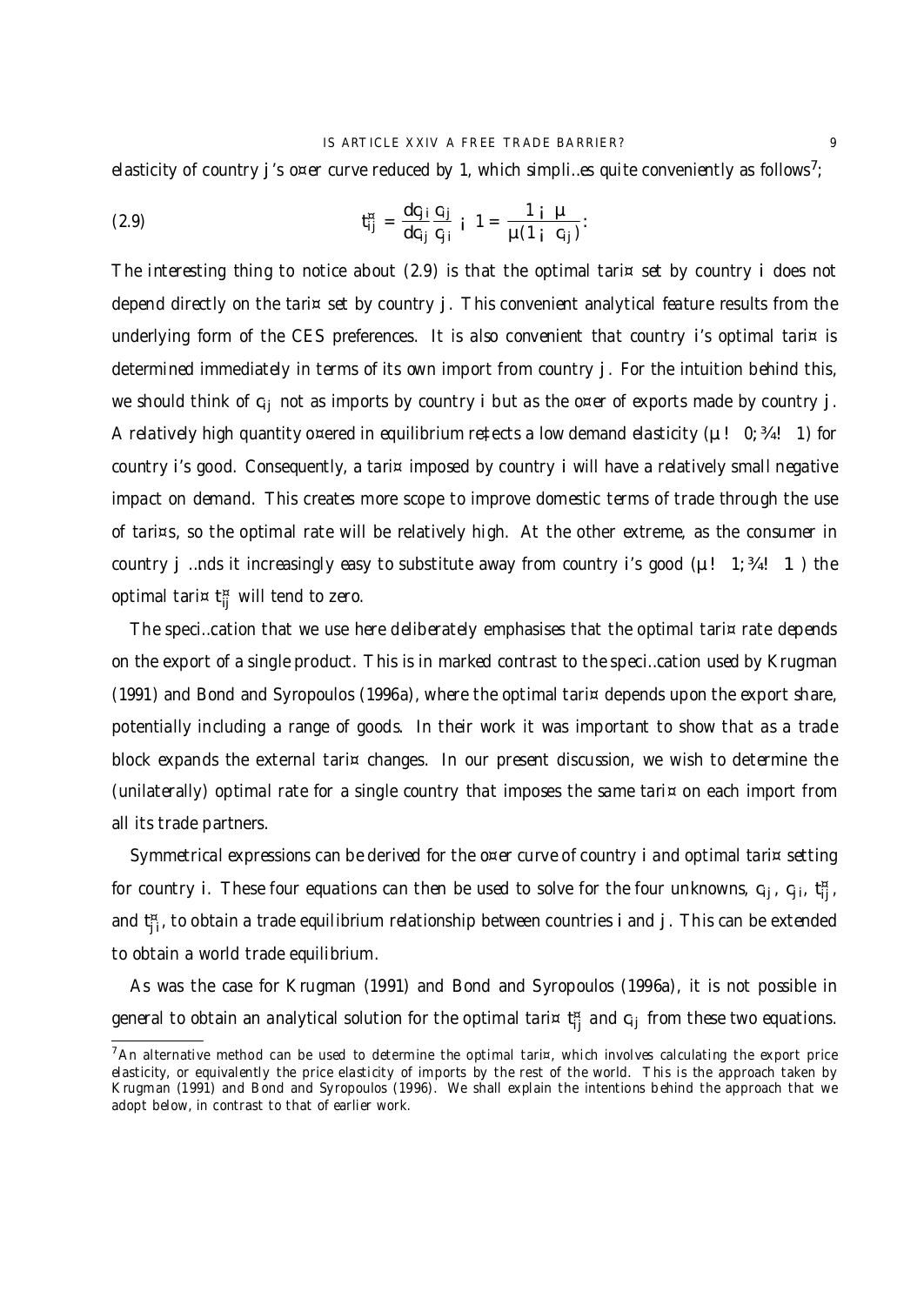elasticity of country $j$'s offer curve reduced by 1, which simplifies quite conveniently as follows[7];

$$t_{ij}^{*} = \frac{dc_{ji}}{dc_{ij}}\frac{c_{ij}}{c_{ji}} - 1 = \frac{1-\mu}{\mu(1-c_{ij})}. \tag{2.9}$$

The interesting thing to notice about (2.9) is that the optimal tariff set by country $i$ does not depend directly on the tariff set by country $j$. This convenient analytical feature results from the underlying form of the CES preferences. It is also convenient that country $i$'s optimal tariff is determined immediately in terms of its own import from country $j$. For the intuition behind this, we should think of $c_{ij}$ not as imports by country $i$ but as the offer of exports made by country $j$. A relatively high quantity offered in equilibrium reflects a low demand elasticity ($\mu \to 0, \sigma \to 1$) for country $i$'s good. Consequently, a tariff imposed by country $i$ will have a relatively small negative impact on demand. This creates more scope to improve domestic terms of trade through the use of tariffs, so the optimal rate will be relatively high. At the other extreme, as the consumer in country $j$ finds it increasingly easy to substitute away from country $i$'s good ($\mu \to 1, \sigma \to \infty$) the optimal tariff $t_{ij}^{*}$ will tend to zero.

The specification that we use here deliberately emphasises that the optimal tariff rate depends on the export of a single product. This is in marked contrast to the specification used by Krugman (1991) and Bond and Syropoulos (1996a), where the optimal tariff depends upon the export share, potentially including a range of goods. In their work it was important to show that as a trade block expands the external tariff changes. In our present discussion, we wish to determine the (unilaterally) optimal rate for a single country that imposes the same tariff on each import from all its trade partners.

Symmetrical expressions can be derived for the offer curve of country $i$ and optimal tariff setting for country $i$. These four equations can then be used to solve for the four unknowns, $c_{ij}$, $c_{ji}$, $t_{ij}^{*}$, and $t_{ji}^{*}$, to obtain a trade equilibrium relationship between countries $i$ and $j$. This can be extended to obtain a world trade equilibrium.

As was the case for Krugman (1991) and Bond and Syropoulos (1996a), it is not possible in general to obtain an analytical solution for the optimal tariff $t_{ij}^{*}$ and $c_{ij}$ from these two equations.

[7] An alternative method can be used to determine the optimal tariff, which involves calculating the export price elasticity, or equivalently the price elasticity of imports by the rest of the world. This is the approach taken by Krugman (1991) and Bond and Syropoulos (1996). We shall explain the intentions behind the approach that we adopt below, in contrast to that of earlier work.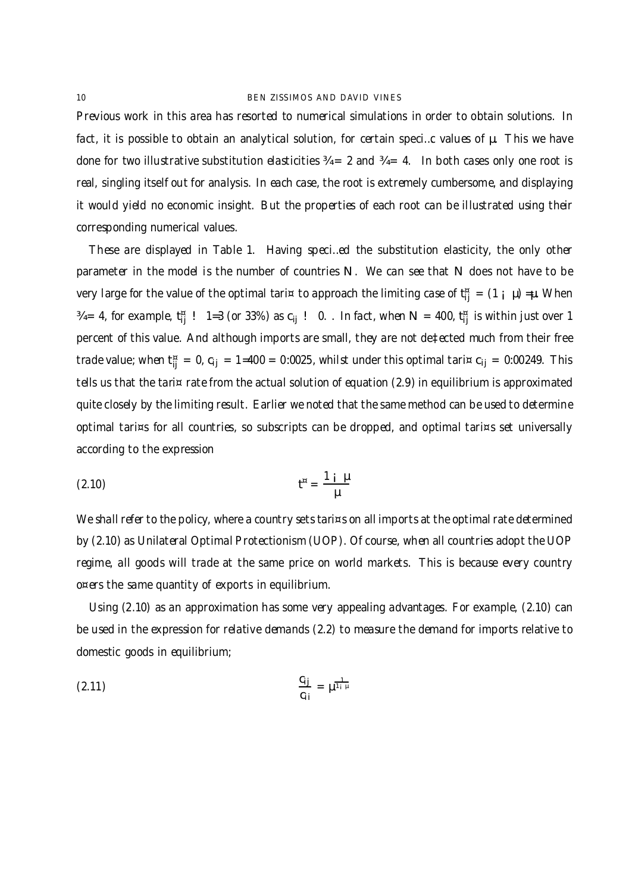Previous work in this area has resorted to numerical simulations in order to obtain solutions. In fact, it is possible to obtain an analytical solution, for certain specific values of $\mu$. This we have done for two illustrative substitution elasticities $\sigma = 2$ and $\sigma = 4$. In both cases only one root is real, singling itself out for analysis. In each case, the root is extremely cumbersome, and displaying it would yield no economic insight. But the properties of each root can be illustrated using their corresponding numerical values.

These are displayed in Table 1. Having specified the substitution elasticity, the only other parameter in the model is the number of countries $N$. We can see that $N$ does not have to be very large for the value of the optimal tariff to approach the limiting case of $t_{ij}^{*} = (1 - \mu)/\mu$. When $\sigma = 4$, for example, $t_{ij}^{*} \rightarrow 1/3$ (or 33%) as $c_{ij} \rightarrow 0$. . In fact, when $N = 400$, $t_{ij}^{*}$ is within just over 1 percent of this value. And although imports are small, they are not deflected much from their free trade value; when $t_{ij}^{*} = 0$, $c_{ij} = 1/400 = 0.0025$, whilst under this optimal tariff $c_{ij} = 0.00249$. This tells us that the tariff rate from the actual solution of equation (2.9) in equilibrium is approximated quite closely by the limiting result. Earlier we noted that the same method can be used to determine optimal tariffs for all countries, so subscripts can be dropped, and optimal tariffs set universally according to the expression

$$t^{*} = \frac{1 - \mu}{\mu} \tag{2.10}$$

We shall refer to the policy, where a country sets tariffs on all imports at the optimal rate determined by (2.10) as Unilateral Optimal Protectionism (UOP). Of course, when all countries adopt the UOP regime, all goods will trade at the same price on world markets. This is because every country offers the same quantity of exports in equilibrium.

Using (2.10) as an approximation has some very appealing advantages. For example, (2.10) can be used in the expression for relative demands (2.2) to measure the demand for imports relative to domestic goods in equilibrium;

$$\frac{c_{ij}}{c_{ii}} = \mu^{\frac{1}{1-\mu}} \tag{2.11}$$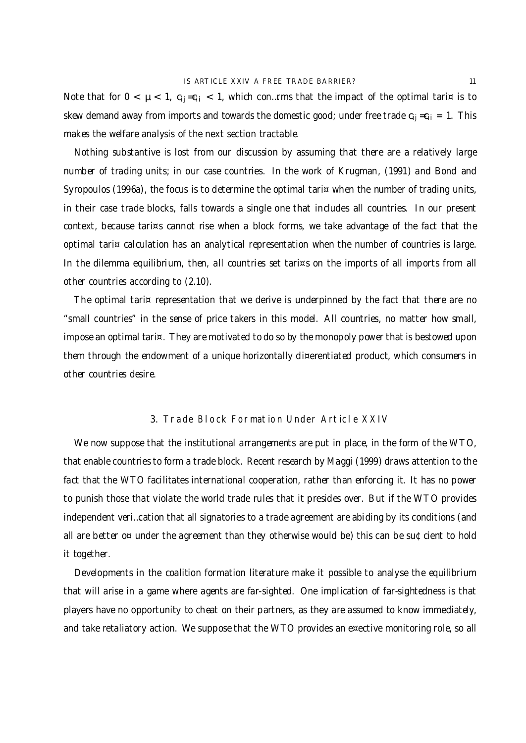Note that for $0 < \mu < 1$, $c_{ij}/c_{ii} < 1$, which confirms that the impact of the optimal tariff is to skew demand away from imports and towards the domestic good; under free trade $c_{ij}/c_{ii} = 1$. This makes the welfare analysis of the next section tractable.

Nothing substantive is lost from our discussion by assuming that there are a relatively large number of trading units; in our case countries. In the work of Krugman, (1991) and Bond and Syropoulos (1996a), the focus is to determine the optimal tariff when the number of trading units, in their case trade blocks, falls towards a single one that includes all countries. In our present context, because tariffs cannot rise when a block forms, we take advantage of the fact that the optimal tariff calculation has an analytical representation when the number of countries is large. In the dilemma equilibrium, then, all countries set tariffs on the imports of all imports from all other countries according to (2.10).

The optimal tariff representation that we derive is underpinned by the fact that there are no "small countries" in the sense of price takers in this model. All countries, no matter how small, impose an optimal tariff. They are motivated to do so by the monopoly power that is bestowed upon them through the endowment of a unique horizontally differentiated product, which consumers in other countries desire.

## 3. Trade Block Formation Under Article XXIV

We now suppose that the institutional arrangements are put in place, in the form of the WTO, that enable countries to form a trade block. Recent research by Maggi (1999) draws attention to the fact that the WTO facilitates international cooperation, rather than enforcing it. It has no power to punish those that violate the world trade rules that it presides over. But if the WTO provides independent verification that all signatories to a trade agreement are abiding by its conditions (and all are better off under the agreement than they otherwise would be) this can be sufficient to hold it together.

Developments in the coalition formation literature make it possible to analyse the equilibrium that will arise in a game where agents are far-sighted. One implication of far-sightedness is that players have no opportunity to cheat on their partners, as they are assumed to know immediately, and take retaliatory action. We suppose that the WTO provides an effective monitoring role, so all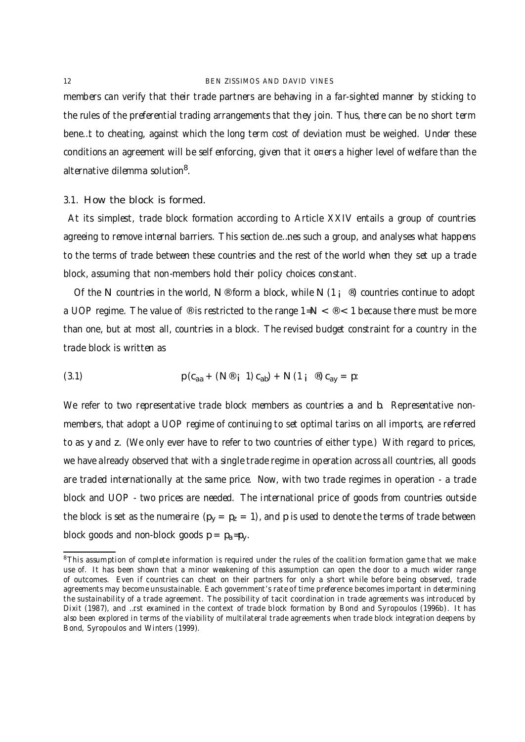members can verify that their trade partners are behaving in a far-sighted manner by sticking to the rules of the preferential trading arrangements that they join. Thus, there can be no short term benefit to cheating, against which the long term cost of deviation must be weighed. Under these conditions an agreement will be self enforcing, given that it offers a higher level of welfare than the alternative dilemma solution[8].

### 3.1. How the block is formed.

At its simplest, trade block formation according to Article XXIV entails a group of countries agreeing to remove internal barriers. This section defines such a group, and analyses what happens to the terms of trade between these countries and the rest of the world when they set up a trade block, assuming that non-members hold their policy choices constant.

Of the $N$ countries in the world, $N\alpha$ form a block, while $N(1-\alpha)$ countries continue to adopt a UOP regime. The value of $\alpha$ is restricted to the range $1/N < \alpha < 1$ because there must be more than one, but at most all, countries in a block. The revised budget constraint for a country in the trade block is written as

$$p(c_{aa} + (N\alpha - 1)c_{ab}) + N(1-\alpha)c_{ay} = p. \tag{3.1}$$

We refer to two representative trade block members as countries $a$ and $b$. Representative non-members, that adopt a UOP regime of continuing to set optimal tariffs on all imports, are referred to as $y$ and $z$. (We only ever have to refer to two countries of either type.) With regard to prices, we have already observed that with a single trade regime in operation across all countries, all goods are traded internationally at the same price. Now, with two trade regimes in operation - a trade block and UOP - two prices are needed. The international price of goods from countries outside the block is set as the numeraire ($p_y = p_z = 1$), and $p$ is used to denote the terms of trade between block goods and non-block goods $p = p_a/p_y$.

---

[8] This assumption of complete information is required under the rules of the coalition formation game that we make use of. It has been shown that a minor weakening of this assumption can open the door to a much wider range of outcomes. Even if countries can cheat on their partners for only a short while before being observed, trade agreements may become unsustainable. Each government's rate of time preference becomes important in determining the sustainability of a trade agreement. The possibility of tacit coordination in trade agreements was introduced by Dixit (1987), and first examined in the context of trade block formation by Bond and Syropoulos (1996b). It has also been explored in terms of the viability of multilateral trade agreements when trade block integration deepens by Bond, Syropoulos and Winters (1999).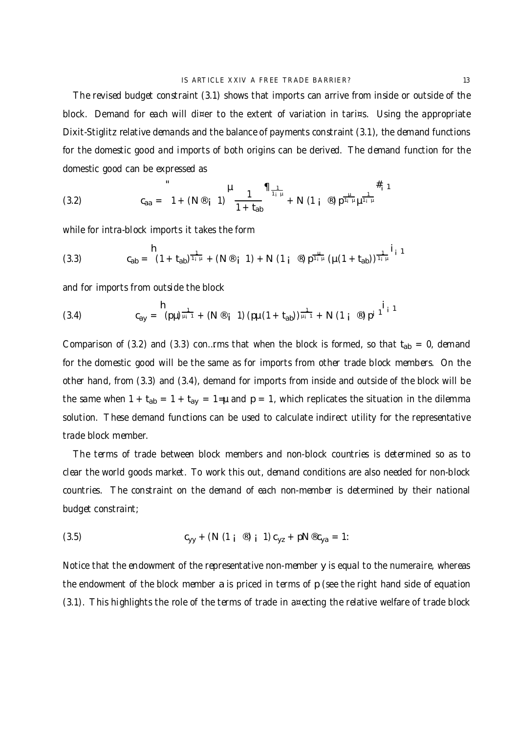The revised budget constraint (3.1) shows that imports can arrive from inside or outside of the block. Demand for each will differ to the extent of variation in tariffs. Using the appropriate Dixit-Stiglitz relative demands and the balance of payments constraint (3.1), the demand functions for the domestic good and imports of both origins can be derived. The demand function for the domestic good can be expressed as

$$c_{aa} = \left[1 + (N\alpha - 1)\left(\frac{1}{1+t_{ab}}\right)^{\frac{1}{1-\theta}} + N(1-\alpha)\, p^{\frac{\theta}{1-\theta}}\theta^{\frac{1}{1-\theta}}\right]^{-1} \tag{3.2}$$

while for intra-block imports it takes the form

$$c_{ab} = \left[(1+t_{ab})^{\frac{1}{1-\theta}} + (N\alpha - 1) + N(1-\alpha)\, p^{\frac{\theta}{1-\theta}}\left(\theta(1+t_{ab})\right)^{\frac{1}{1-\theta}}\right]^{-1} \tag{3.3}$$

and for imports from outside the block

$$c_{ay} = \left[(p\theta)^{\frac{1}{\theta-1}} + (N\alpha - 1)\left(p\theta(1+t_{ab})\right)^{\frac{1}{\theta-1}} + N(1-\alpha)\, p^{-1}\right]^{-1} \tag{3.4}$$

Comparison of (3.2) and (3.3) confirms that when the block is formed, so that $t_{ab} = 0$, demand for the domestic good will be the same as for imports from other trade block members. On the other hand, from (3.3) and (3.4), demand for imports from inside and outside of the block will be the same when $1 + t_{ab} = 1 + t_{ay} = 1/\theta$ and $p = 1$, which replicates the situation in the dilemma solution. These demand functions can be used to calculate indirect utility for the representative trade block member.

The terms of trade between block members and non-block countries is determined so as to clear the world goods market. To work this out, demand conditions are also needed for non-block countries. The constraint on the demand of each non-member is determined by their national budget constraint;

$$c_{yy} + (N(1-\alpha) - 1)\, c_{yz} + pN\alpha c_{ya} = 1. \tag{3.5}$$

Notice that the endowment of the representative non-member $y$ is equal to the numeraire, whereas the endowment of the block member $a$ is priced in terms of $p$ (see the right hand side of equation (3.1). This highlights the role of the terms of trade in affecting the relative welfare of trade block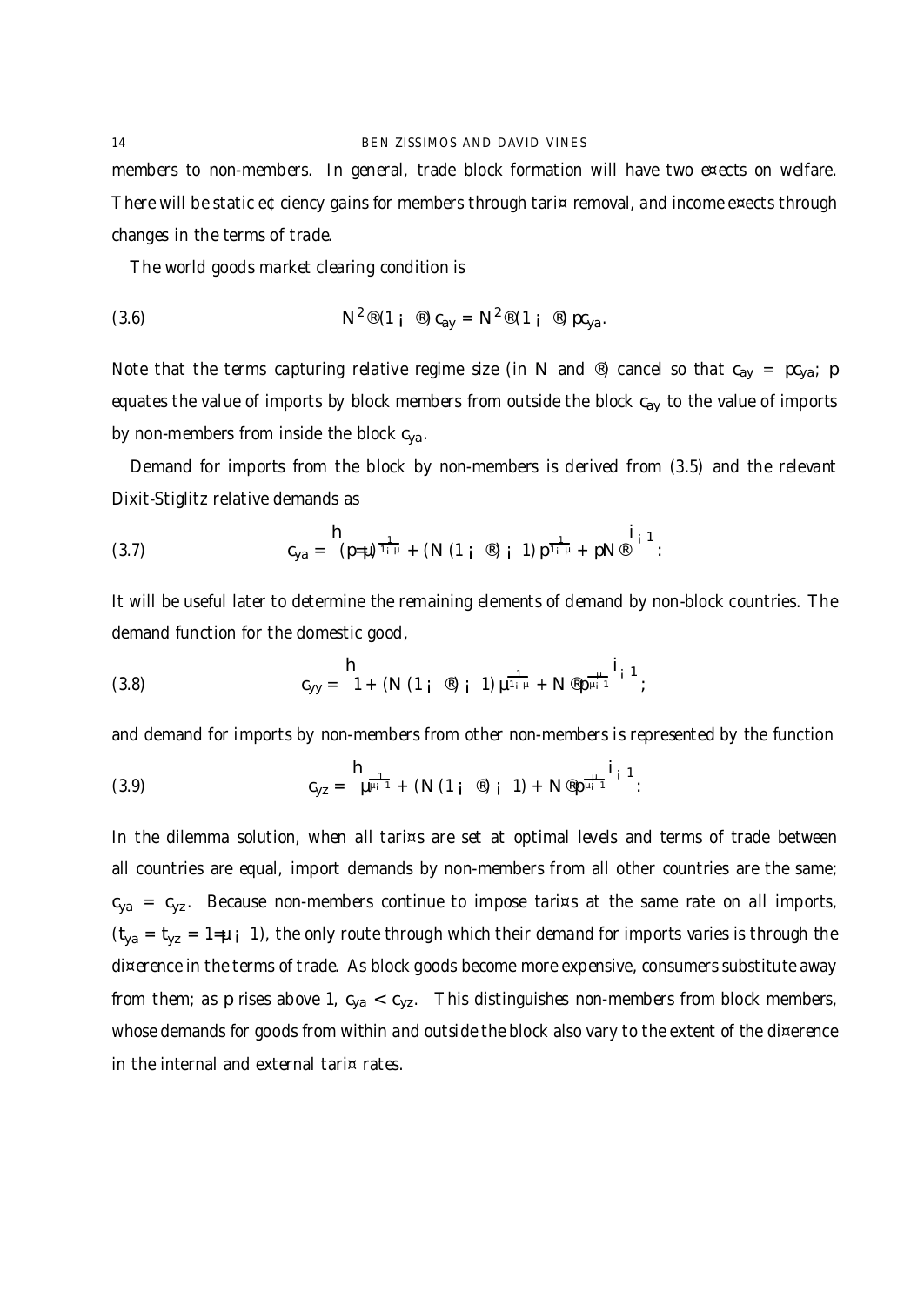members to non-members. In general, trade block formation will have two effects on welfare. There will be static efficiency gains for members through tariff removal, and income effects through changes in the terms of trade.

The world goods market clearing condition is

$$N^2\alpha(1-\alpha)\,c_{ay} = N^2\alpha(1-\alpha)\,pc_{ya}. \tag{3.6}$$

Note that the terms capturing relative regime size (in $N$ and $\alpha$) cancel so that $c_{ay} = pc_{ya}$; $p$ equates the value of imports by block members from outside the block $c_{ay}$ to the value of imports by non-members from inside the block $c_{ya}$.

Demand for imports from the block by non-members is derived from (3.5) and the relevant Dixit-Stiglitz relative demands as

$$c_{ya} = \left[(p/\theta)^{\frac{1}{1-\theta}} + (N(1-\alpha)-1)\,p^{\frac{1}{1-\theta}} + pN\alpha\right]^{-1}. \tag{3.7}$$

It will be useful later to determine the remaining elements of demand by non-block countries. The demand function for the domestic good,

$$c_{yy} = \left[1 + (N(1-\alpha)-1)\,\theta^{\frac{1}{1-\theta}} + N\alpha p^{\frac{\theta}{\theta-1}}\right]^{-1}; \tag{3.8}$$

and demand for imports by non-members from other non-members is represented by the function

$$c_{yz} = \left[\theta^{\frac{1}{\theta-1}} + (N(1-\alpha)-1) + N\alpha p^{\frac{\theta}{\theta-1}}\right]^{-1}. \tag{3.9}$$

In the dilemma solution, when all tariffs are set at optimal levels and terms of trade between all countries are equal, import demands by non-members from all other countries are the same; $c_{ya} = c_{yz}$. Because non-members continue to impose tariffs at the same rate on all imports, ($t_{ya} = t_{yz} = 1/\theta - 1$), the only route through which their demand for imports varies is through the difference in the terms of trade. As block goods become more expensive, consumers substitute away from them; as $p$ rises above 1, $c_{ya} < c_{yz}$. This distinguishes non-members from block members, whose demands for goods from within and outside the block also vary to the extent of the difference in the internal and external tariff rates.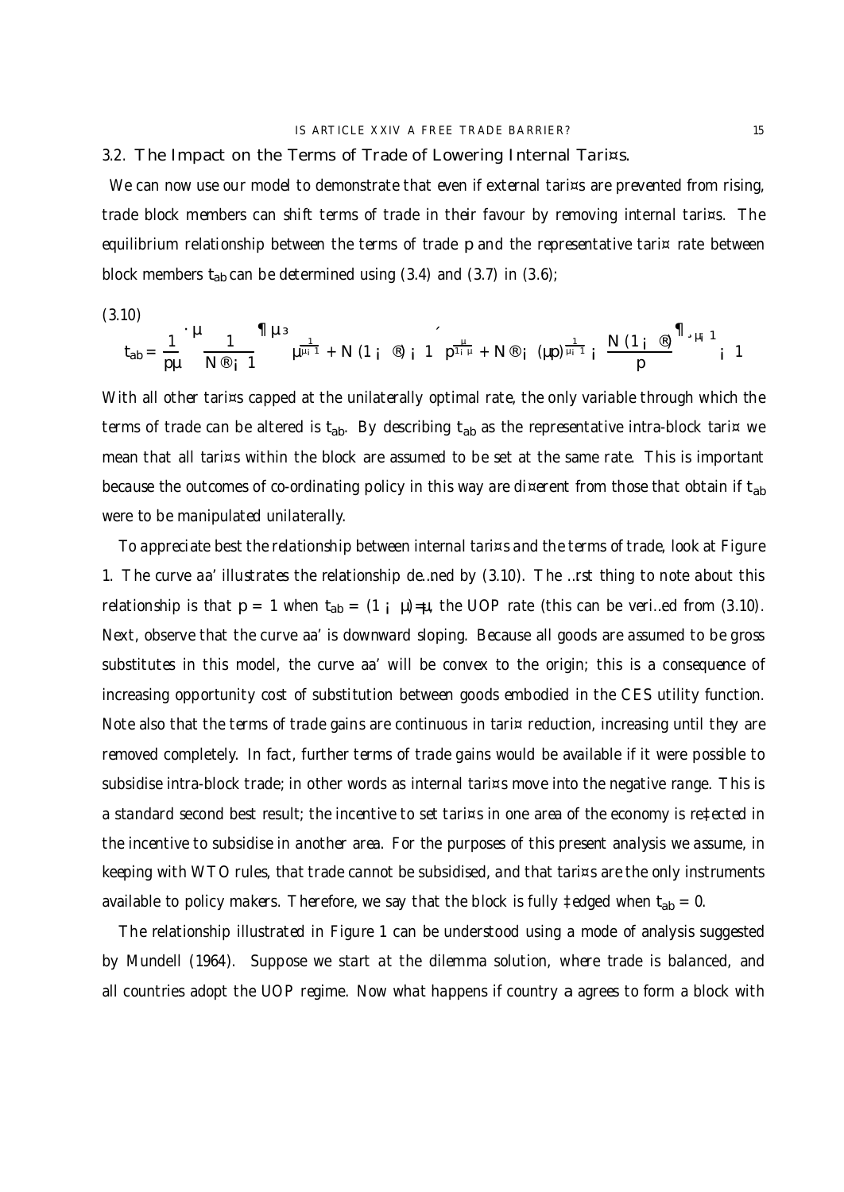### 3.2. The Impact on the Terms of Trade of Lowering Internal Tariffs.

We can now use our model to demonstrate that even if external tariffs are prevented from rising, trade block members can shift terms of trade in their favour by removing internal tariffs. The equilibrium relationship between the terms of trade $p$ and the representative tariff rate between block members $t_{ab}$ can be determined using (3.4) and (3.7) in (3.6);

(3.10)

$$t_{ab} = \frac{1}{p\theta}\left[\left(\frac{1}{N\alpha - 1}\right)\left(\left(\theta^{\frac{1}{\theta-1}} + N(1-\alpha) - 1\right)p^{\frac{\theta}{1-\theta}} + N\alpha - (\theta p)^{\frac{1}{\theta-1}} - \left(\frac{N(1-\alpha)}{p}\right)\right)\right]^{\theta-1} - 1$$

With all other tariffs capped at the unilaterally optimal rate, the only variable through which the terms of trade can be altered is $t_{ab}$. By describing $t_{ab}$ as the representative intra-block tariff we mean that all tariffs within the block are assumed to be set at the same rate. This is important because the outcomes of co-ordinating policy in this way are different from those that obtain if $t_{ab}$ were to be manipulated unilaterally.

To appreciate best the relationship between internal tariffs and the terms of trade, look at Figure 1. The curve aa' illustrates the relationship defined by (3.10). The first thing to note about this relationship is that $p = 1$ when $t_{ab} = (1-\theta)/\theta$, the UOP rate (this can be verified from (3.10). Next, observe that the curve aa' is downward sloping. Because all goods are assumed to be gross substitutes in this model, the curve aa' will be convex to the origin; this is a consequence of increasing opportunity cost of substitution between goods embodied in the CES utility function. Note also that the terms of trade gains are continuous in tariff reduction, increasing until they are removed completely. In fact, further terms of trade gains would be available if it were possible to subsidise intra-block trade; in other words as internal tariffs move into the negative range. This is a standard second best result; the incentive to set tariffs in one area of the economy is reflected in the incentive to subsidise in another area. For the purposes of this present analysis we assume, in keeping with WTO rules, that trade cannot be subsidised, and that tariffs are the only instruments available to policy makers. Therefore, we say that the block is fully fledged when $t_{ab} = 0$.

The relationship illustrated in Figure 1 can be understood using a mode of analysis suggested by Mundell (1964). Suppose we start at the dilemma solution, where trade is balanced, and all countries adopt the UOP regime. Now what happens if country $a$ agrees to form a block with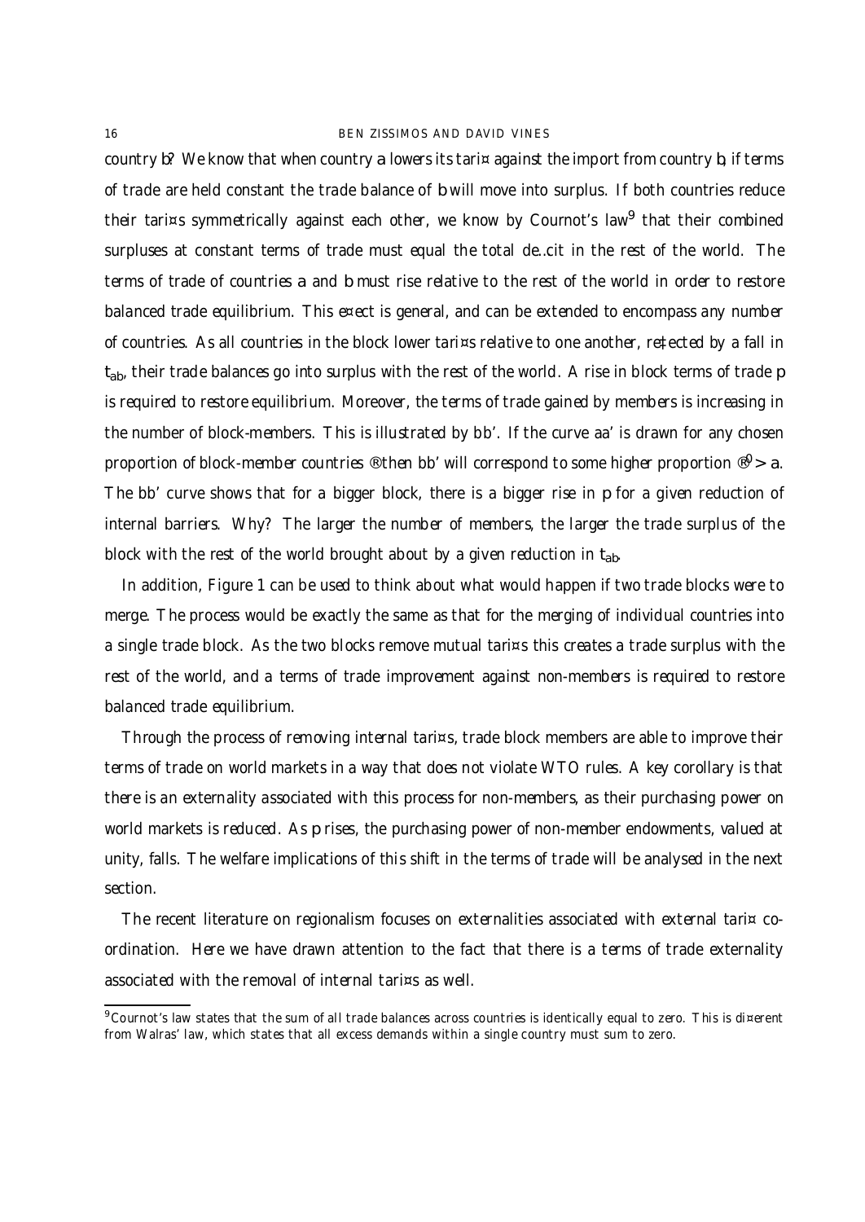country $b$? We know that when country $a$ lowers its tariff against the import from country $b$, if terms of trade are held constant the trade balance of $b$ will move into surplus. If both countries reduce their tariffs symmetrically against each other, we know by Cournot's law[9] that their combined surpluses at constant terms of trade must equal the total deficit in the rest of the world. The terms of trade of countries $a$ and $b$ must rise relative to the rest of the world in order to restore balanced trade equilibrium. This effect is general, and can be extended to encompass any number of countries. As all countries in the block lower tariffs relative to one another, reflected by a fall in $t_{ab}$, their trade balances go into surplus with the rest of the world. A rise in block terms of trade $p$ is required to restore equilibrium. Moreover, the terms of trade gained by members is increasing in the number of block-members. This is illustrated by bb'. If the curve aa' is drawn for any chosen proportion of block-member countries $\alpha$ then bb' will correspond to some higher proportion $\alpha^0 > a$. The bb' curve shows that for a bigger block, there is a bigger rise in $p$ for a given reduction of internal barriers. Why? The larger the number of members, the larger the trade surplus of the block with the rest of the world brought about by a given reduction in $t_{ab}$.

In addition, Figure 1 can be used to think about what would happen if two trade blocks were to merge. The process would be exactly the same as that for the merging of individual countries into a single trade block. As the two blocks remove mutual tariffs this creates a trade surplus with the rest of the world, and a terms of trade improvement against non-members is required to restore balanced trade equilibrium.

Through the process of removing internal tariffs, trade block members are able to improve their terms of trade on world markets in a way that does not violate WTO rules. A key corollary is that there is an externality associated with this process for non-members, as their purchasing power on world markets is reduced. As $p$ rises, the purchasing power of non-member endowments, valued at unity, falls. The welfare implications of this shift in the terms of trade will be analysed in the next section.

The recent literature on regionalism focuses on externalities associated with external tariff co-ordination. Here we have drawn attention to the fact that there is a terms of trade externality associated with the removal of internal tariffs as well.

[9] Cournot's law states that the sum of all trade balances across countries is identically equal to zero. This is different from Walras' law, which states that all excess demands within a single country must sum to zero.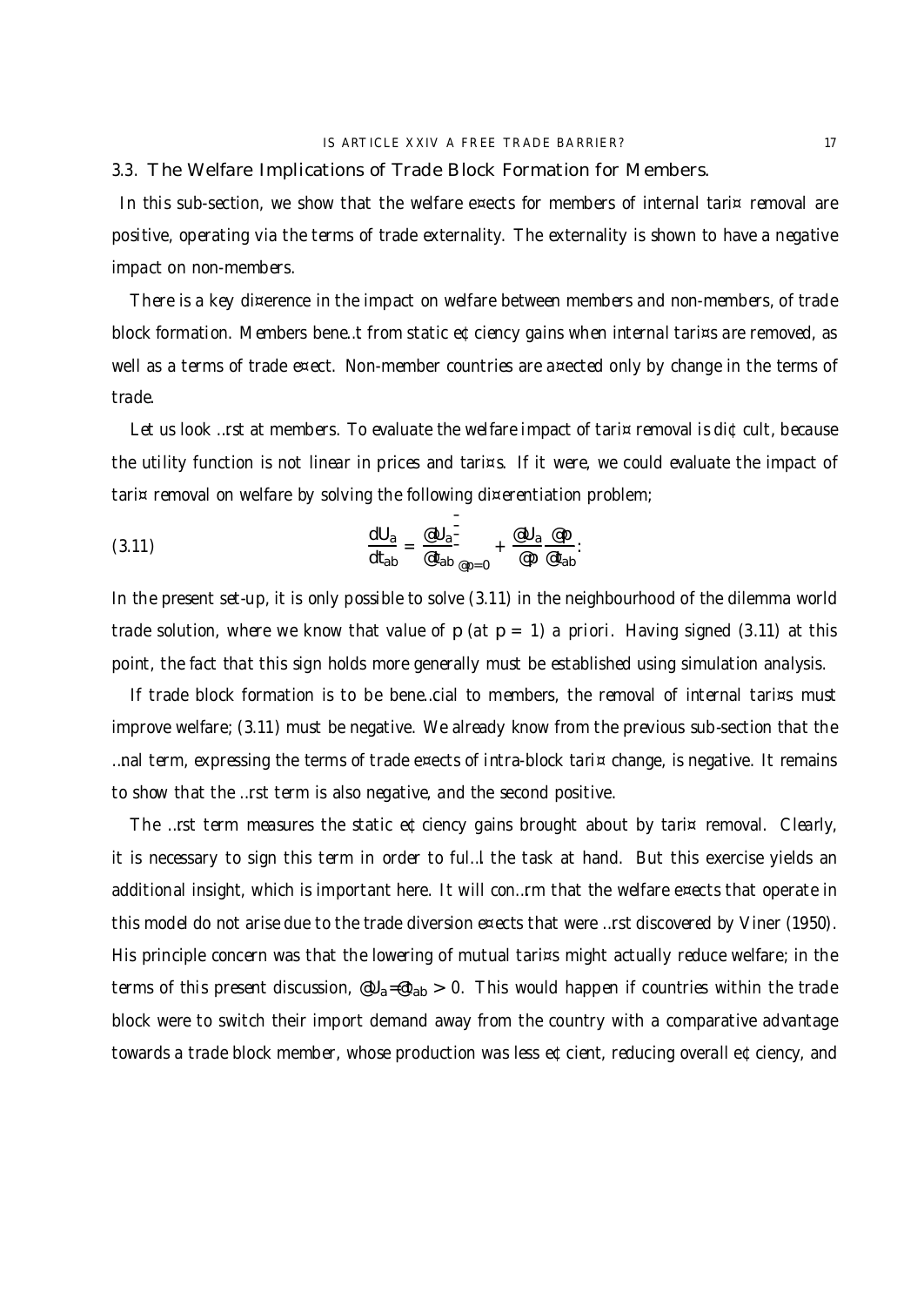### 3.3. The Welfare Implications of Trade Block Formation for Members.

In this sub-section, we show that the welfare effects for members of internal tariff removal are positive, operating via the terms of trade externality. The externality is shown to have a negative impact on non-members.

There is a key difference in the impact on welfare between members and non-members, of trade block formation. Members benefit from static efficiency gains when internal tariffs are removed, as well as a terms of trade effect. Non-member countries are affected only by change in the terms of trade.

Let us look first at members. To evaluate the welfare impact of tariff removal is difficult, because the utility function is not linear in prices and tariffs. If it were, we could evaluate the impact of tariff removal on welfare by solving the following differentiation problem;

$$\frac{dU_a}{dt_{ab}} = \left.\frac{\partial U_a}{\partial t_{ab}}\right|_{\partial p=0} + \frac{\partial U_a}{\partial p}\frac{\partial p}{\partial t_{ab}}. \tag{3.11}$$

In the present set-up, it is only possible to solve (3.11) in the neighbourhood of the dilemma world trade solution, where we know that value of $p$ (at $p = 1$) a priori. Having signed (3.11) at this point, the fact that this sign holds more generally must be established using simulation analysis.

If trade block formation is to be beneficial to members, the removal of internal tariffs must improve welfare; (3.11) must be negative. We already know from the previous sub-section that the final term, expressing the terms of trade effects of intra-block tariff change, is negative. It remains to show that the first term is also negative, and the second positive.

The first term measures the static efficiency gains brought about by tariff removal. Clearly, it is necessary to sign this term in order to fulfill the task at hand. But this exercise yields an additional insight, which is important here. It will confirm that the welfare effects that operate in this model do not arise due to the trade diversion effects that were first discovered by Viner (1950). His principle concern was that the lowering of mutual tariffs might actually reduce welfare; in the terms of this present discussion, $\partial U_a/\partial t_{ab} > 0$. This would happen if countries within the trade block were to switch their import demand away from the country with a comparative advantage towards a trade block member, whose production was less efficient, reducing overall efficiency, and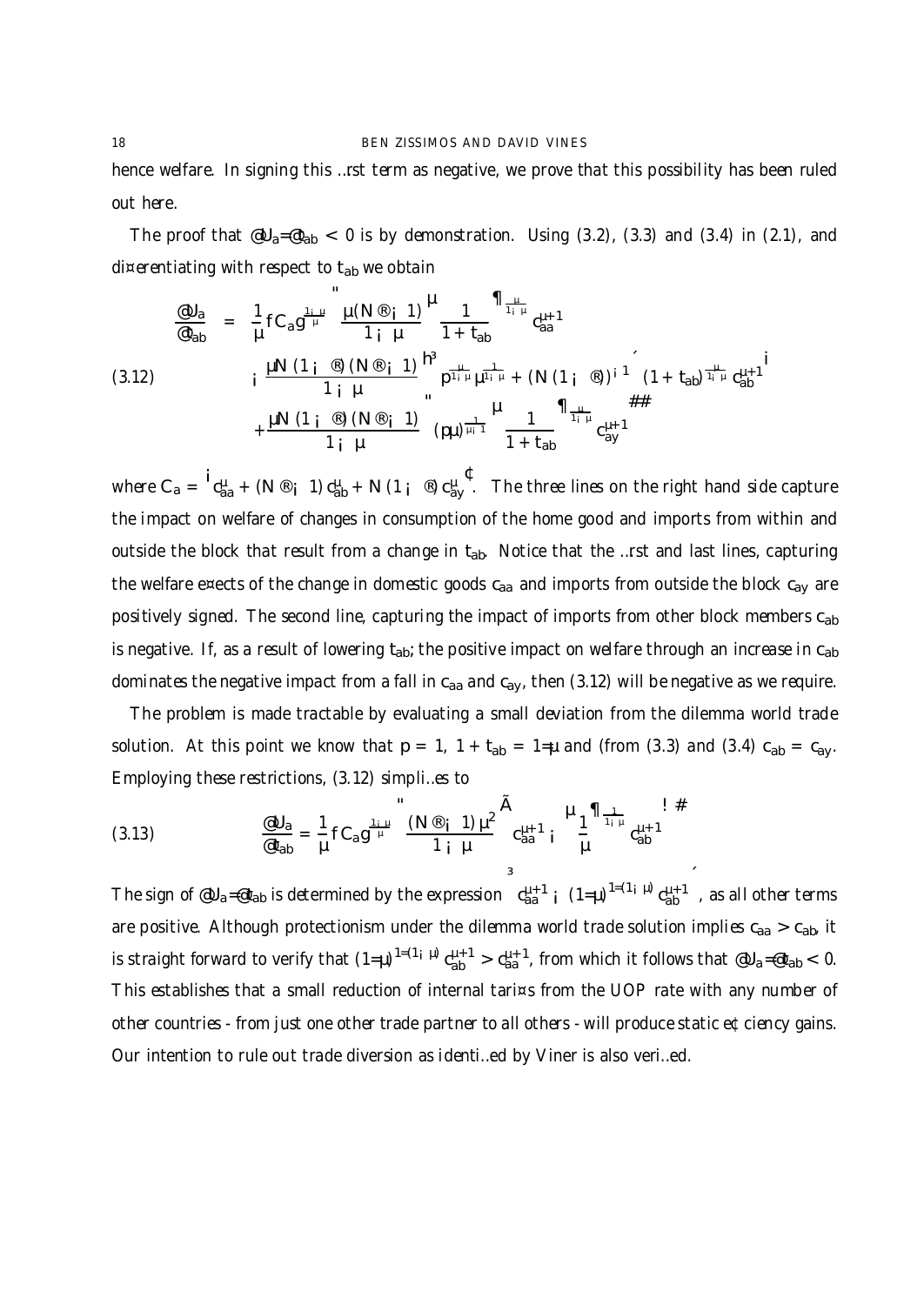hence welfare. In signing this first term as negative, we prove that this possibility has been ruled out here.

The proof that $\partial U_a/\partial t_{ab} < 0$ is by demonstration. Using (3.2), (3.3) and (3.4) in (2.1), and differentiating with respect to $t_{ab}$ we obtain

$$
\begin{aligned}
\frac{\partial U_a}{\partial t_{ab}} = \; & \frac{1}{\theta}\{C_a\}^{\frac{1-\theta}{\theta}} \left[ \frac{\theta(N\alpha-1)}{1-\theta}\left(\frac{1}{1+t_{ab}}\right)^{\frac{\theta}{1-\theta}} c_{aa}^{\theta+1} \right. \\
& - \frac{\theta N(1-\alpha)(N\alpha-1)}{1-\theta}\left[\left(p^{\frac{\theta}{1-\theta}}\theta^{\frac{1}{1-\theta}} + (N(1-\alpha))^{-1}\right)(1+t_{ab})^{\frac{-\theta}{1-\theta}} c_{ab}^{\theta+1}\right] \\
& \left. + \frac{\theta N(1-\alpha)(N\alpha-1)}{1-\theta}\left[(p\theta)^{\frac{1}{\theta-1}}\left(\frac{1}{1+t_{ab}}\right)^{\frac{\theta}{1-\theta}} c_{ay}^{\theta+1}\right]\right]
\end{aligned}
\tag{3.12}
$$

where $C_a = \left(c_{aa}^{\theta} + (N\alpha-1)\,c_{ab}^{\theta} + N(1-\alpha)\,c_{ay}^{\theta}\right)$. The three lines on the right hand side capture the impact on welfare of changes in consumption of the home good and imports from within and outside the block that result from a change in $t_{ab}$. Notice that the first and last lines, capturing the welfare effects of the change in domestic goods $c_{aa}$ and imports from outside the block $c_{ay}$ are positively signed. The second line, capturing the impact of imports from other block members $c_{ab}$ is negative. If, as a result of lowering $t_{ab}$, the positive impact on welfare through an increase in $c_{ab}$ dominates the negative impact from a fall in $c_{aa}$ and $c_{ay}$, then (3.12) will be negative as we require.

The problem is made tractable by evaluating a small deviation from the dilemma world trade solution. At this point we know that $p = 1$, $1 + t_{ab} = 1/\theta$ and (from (3.3) and (3.4) $c_{ab} = c_{ay}$. Employing these restrictions, (3.12) simplifies to

$$
\frac{\partial U_a}{\partial t_{ab}} = \frac{1}{\theta}\{C_a\}^{\frac{1-\theta}{\theta}}\left[\frac{(N\alpha-1)\,\theta^2}{1-\theta}\left(c_{aa}^{\theta+1} - \left(\frac{1}{\theta}\right)^{\frac{1}{1-\theta}} c_{ab}^{\theta+1}\right)\right]
\tag{3.13}
$$

The sign of $\partial U_a/\partial t_{ab}$ is determined by the expression $\left(c_{aa}^{\theta+1} - (1/\theta)^{1/(1-\theta)}\,c_{ab}^{\theta+1}\right)$, as all other terms are positive. Although protectionism under the dilemma world trade solution implies $c_{aa} > c_{ab}$, it is straight forward to verify that $(1/\theta)^{1/(1-\theta)}\,c_{ab}^{\theta+1} > c_{aa}^{\theta+1}$, from which it follows that $\partial U_a/\partial t_{ab} < 0$. This establishes that a small reduction of internal tariffs from the UOP rate with any number of other countries - from just one other trade partner to all others - will produce static efficiency gains. Our intention to rule out trade diversion as identified by Viner is also verified.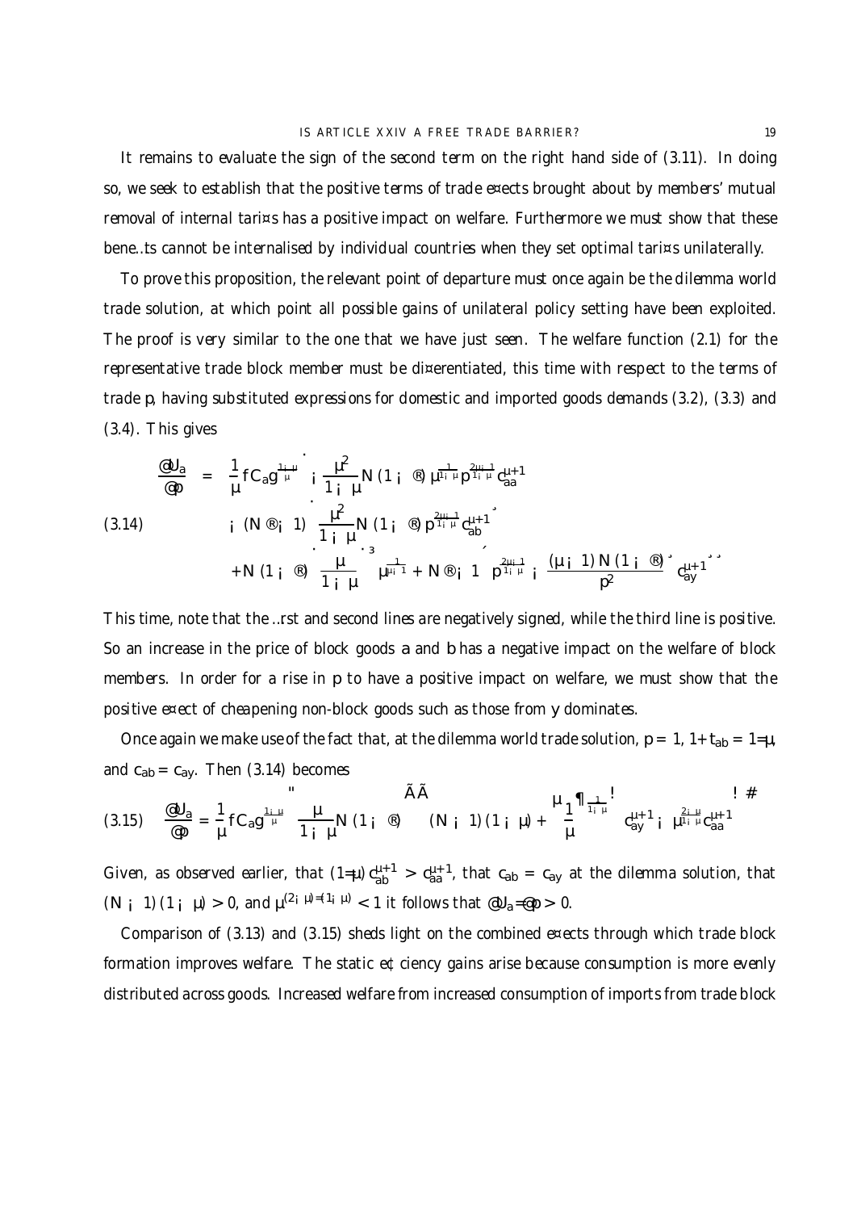It remains to evaluate the sign of the second term on the right hand side of (3.11). In doing so, we seek to establish that the positive terms of trade effects brought about by members' mutual removal of internal tariffs has a positive impact on welfare. Furthermore we must show that these benefits cannot be internalised by individual countries when they set optimal tariffs unilaterally.

To prove this proposition, the relevant point of departure must once again be the dilemma world trade solution, at which point all possible gains of unilateral policy setting have been exploited. The proof is very similar to the one that we have just seen. The welfare function (2.1) for the representative trade block member must be differentiated, this time with respect to the terms of trade $p$, having substituted expressions for domestic and imported goods demands (3.2), (3.3) and (3.4). This gives

$$
\begin{aligned}
\frac{\partial U_a}{\partial p} = \; & \frac{1}{\theta} \{C_a\}^{\frac{1-\theta}{\theta}} \left( -\frac{\theta^2}{1-\theta} N(1-\alpha)\, \mu^{\frac{1}{1-\theta}} p^{\frac{2\theta-1}{1-\theta}} c_{aa}^{\theta+1} \right. \\
(3.14) \qquad & - (N\alpha - 1) \left( \frac{\theta^2}{1-\theta} N(1-\alpha)\, p^{\frac{2\theta-1}{1-\theta}} c_{ab}^{\theta+1} \right) \\
& \left. + N(1-\alpha) \left( \left( \frac{\theta}{1-\theta} \left( \mu^{\frac{1}{\theta-1}} + N\alpha - 1 \right) p^{\frac{2\theta-1}{1-\theta}} - \frac{(\theta-1)N(1-\alpha)}{p^2} \right) c_{ay}^{\theta+1} \right) \right)
\end{aligned}
$$

This time, note that the first and second lines are negatively signed, while the third line is positive. So an increase in the price of block goods $a$ and $b$ has a negative impact on the welfare of block members. In order for a rise in $p$ to have a positive impact on welfare, we must show that the positive effect of cheapening non-block goods such as those from $y$ dominates.

Once again we make use of the fact that, at the dilemma world trade solution, $p = 1$, $1 + t_{ab} = 1/\theta$, and $c_{ab} = c_{ay}$. Then (3.14) becomes

$$
(3.15) \quad \frac{\partial U_a}{\partial p} = \frac{1}{\theta} \{C_a\}^{\frac{1-\theta}{\theta}} \left[ \frac{\theta}{1-\theta} N(1-\alpha) \left( \left( (N-1)(1-\theta) + \left( \frac{1}{\theta} \right)^{\frac{1}{1-\theta}} \right) c_{ay}^{\theta+1} - \theta^{\frac{2-\theta}{1-\theta}} c_{aa}^{\theta+1} \right) \right]
$$

Given, as observed earlier, that $(1/\theta)\, c_{ab}^{\theta+1} > c_{aa}^{\theta+1}$, that $c_{ab} = c_{ay}$ at the dilemma solution, that $(N-1)(1-\theta) > 0$, and $\theta^{(2-\theta)/(1-\theta)} < 1$ it follows that $\partial U_a / \partial p > 0$.

Comparison of (3.13) and (3.15) sheds light on the combined effects through which trade block formation improves welfare. The static efficiency gains arise because consumption is more evenly distributed across goods. Increased welfare from increased consumption of imports from trade block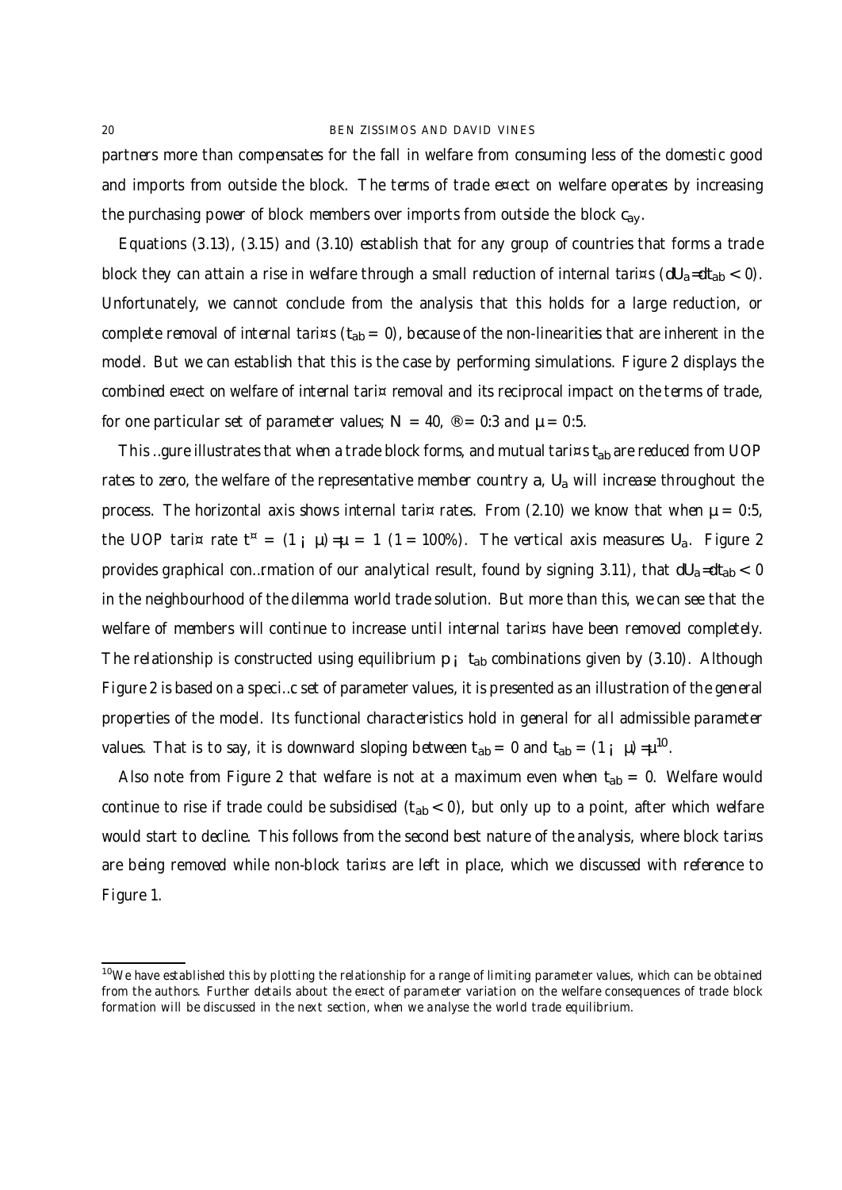partners more than compensates for the fall in welfare from consuming less of the domestic good and imports from outside the block. The terms of trade effect on welfare operates by increasing the purchasing power of block members over imports from outside the block $c_{ay}$.

Equations (3.13), (3.15) and (3.10) establish that for any group of countries that forms a trade block they can attain a rise in welfare through a small reduction of internal tariffs ($dU_a/dt_{ab} < 0$). Unfortunately, we cannot conclude from the analysis that this holds for a large reduction, or complete removal of internal tariffs ($t_{ab} = 0$), because of the non-linearities that are inherent in the model. But we can establish that this is the case by performing simulations. Figure 2 displays the combined effect on welfare of internal tariff removal and its reciprocal impact on the terms of trade, for one particular set of parameter values; $N = 40$, $\alpha = 0.3$ and $\mu = 0.5$.

This figure illustrates that when a trade block forms, and mutual tariffs $t_{ab}$ are reduced from UOP rates to zero, the welfare of the representative member country $a$, $U_a$ will increase throughout the process. The horizontal axis shows internal tariff rates. From (2.10) we know that when $\mu = 0.5$, the UOP tariff rate $t^{*} = (1 - \mu)/\mu = 1$ $(1 = 100\%)$. The vertical axis measures $U_a$. Figure 2 provides graphical confirmation of our analytical result, found by signing 3.11), that $dU_a/dt_{ab} < 0$ in the neighbourhood of the dilemma world trade solution. But more than this, we can see that the welfare of members will continue to increase until internal tariffs have been removed completely. The relationship is constructed using equilibrium $p - t_{ab}$ combinations given by (3.10). Although Figure 2 is based on a specific set of parameter values, it is presented as an illustration of the general properties of the model. Its functional characteristics hold in general for all admissible parameter values. That is to say, it is downward sloping between $t_{ab} = 0$ and $t_{ab} = (1 - \mu)/\mu$[10].

Also note from Figure 2 that welfare is not at a maximum even when $t_{ab} = 0$. Welfare would continue to rise if trade could be subsidised ($t_{ab} < 0$), but only up to a point, after which welfare would start to decline. This follows from the second best nature of the analysis, where block tariffs are being removed while non-block tariffs are left in place, which we discussed with reference to Figure 1.

[10] We have established this by plotting the relationship for a range of limiting parameter values, which can be obtained from the authors. Further details about the effect of parameter variation on the welfare consequences of trade block formation will be discussed in the next section, when we analyse the world trade equilibrium.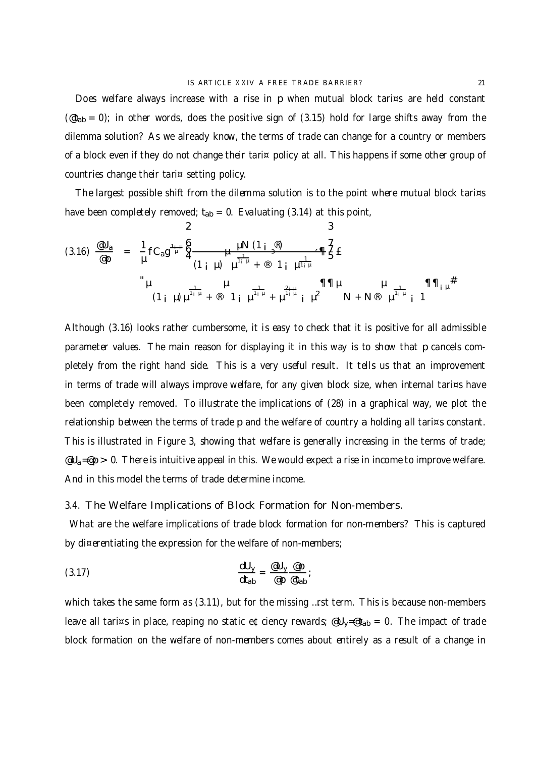Does welfare always increase with a rise in $p$ when mutual block tariffs are held constant ($\partial t_{ab} = 0$); in other words, does the positive sign of (3.15) hold for large shifts away from the dilemma solution? As we already know, the terms of trade can change for a country or members of a block even if they do not change their tariff policy at all. This happens if some other group of countries change their tariff setting policy.

The largest possible shift from the dilemma solution is to the point where mutual block tariffs have been completely removed; $t_{ab} = 0$. Evaluating (3.14) at this point,

$$\text{(3.16)} \quad \frac{\partial U_a}{\partial p} = \frac{1}{\theta}\{C_a\}^{\frac{1-\theta}{\theta}} \left[ \left( \frac{\theta N(1-\alpha)}{(1-\theta)\left(\theta^{\frac{1}{1-\theta}} + \alpha\left(1-\theta^{\frac{1}{1-\theta}}\right)\right)} \right) \right] \times \left[ \left( (1-\theta)\theta^{\frac{1}{1-\theta}} + \alpha\left(1-\theta^{\frac{1}{1-\theta}} + \theta^{\frac{2-\theta}{1-\theta}} - \theta^2\right)\right) \left( N + N\alpha\left(\theta^{\frac{1}{1-\theta}} - 1\right)\right)^{-\theta} \right]$$

Although (3.16) looks rather cumbersome, it is easy to check that it is positive for all admissible parameter values. The main reason for displaying it in this way is to show that $p$ cancels completely from the right hand side. This is a very useful result. It tells us that an improvement in terms of trade will always improve welfare, for any given block size, when internal tariffs have been completely removed. To illustrate the implications of (28) in a graphical way, we plot the relationship between the terms of trade $p$ and the welfare of country $a$ holding all tariffs constant. This is illustrated in Figure 3, showing that welfare is generally increasing in the terms of trade; $\partial U_a/\partial p > 0$. There is intuitive appeal in this. We would expect a rise in income to improve welfare. And in this model the terms of trade determine income.

## 3.4. The Welfare Implications of Block Formation for Non-members.

What are the welfare implications of trade block formation for non-members? This is captured by differentiating the expression for the welfare of non-members;

$$\text{(3.17)} \qquad \frac{dU_y}{dt_{ab}} = \frac{\partial U_y}{\partial p}\frac{\partial p}{\partial t_{ab}},$$

which takes the same form as (3.11), but for the missing first term. This is because non-members leave all tariffs in place, reaping no static efficiency rewards; $\partial U_y/\partial t_{ab} = 0$. The impact of trade block formation on the welfare of non-members comes about entirely as a result of a change in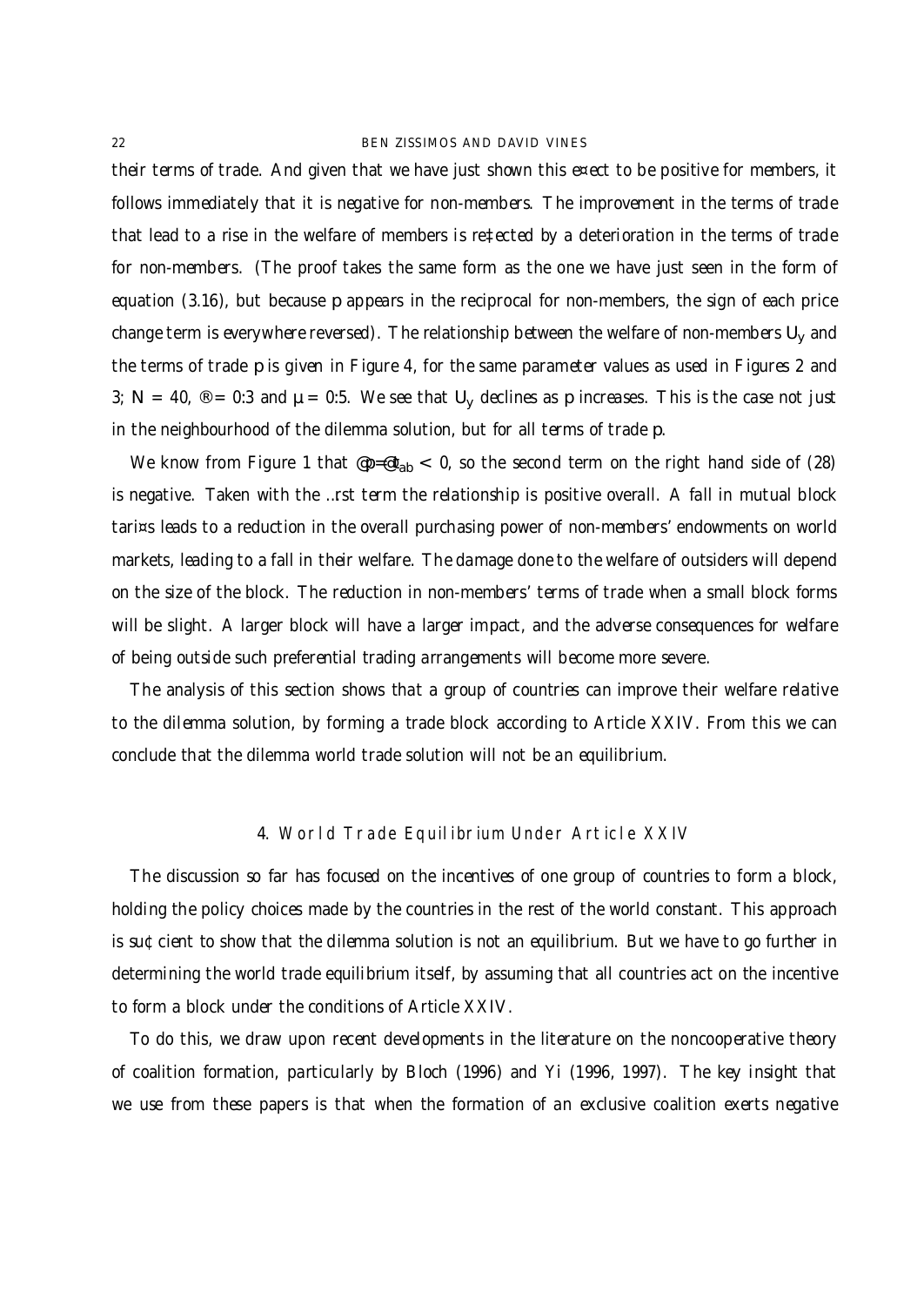their terms of trade. And given that we have just shown this effect to be positive for members, it follows immediately that it is negative for non-members. The improvement in the terms of trade that lead to a rise in the welfare of members is reflected by a deterioration in the terms of trade for non-members. (The proof takes the same form as the one we have just seen in the form of equation (3.16), but because $p$ appears in the reciprocal for non-members, the sign of each price change term is everywhere reversed). The relationship between the welfare of non-members $U_y$ and the terms of trade $p$ is given in Figure 4, for the same parameter values as used in Figures 2 and 3; $N = 40$, $\alpha = 0.3$ and $\mu = 0.5$. We see that $U_y$ declines as $p$ increases. This is the case not just in the neighbourhood of the dilemma solution, but for all terms of trade $p$.

We know from Figure 1 that $\partial p/\partial t_{ab} < 0$, so the second term on the right hand side of (28) is negative. Taken with the first term the relationship is positive overall. A fall in mutual block tariffs leads to a reduction in the overall purchasing power of non-members' endowments on world markets, leading to a fall in their welfare. The damage done to the welfare of outsiders will depend on the size of the block. The reduction in non-members' terms of trade when a small block forms will be slight. A larger block will have a larger impact, and the adverse consequences for welfare of being outside such preferential trading arrangements will become more severe.

The analysis of this section shows that a group of countries can improve their welfare relative to the dilemma solution, by forming a trade block according to Article XXIV. From this we can conclude that the dilemma world trade solution will not be an equilibrium.

## 4. World Trade Equilibrium Under Article XXIV

The discussion so far has focused on the incentives of one group of countries to form a block, holding the policy choices made by the countries in the rest of the world constant. This approach is sufficient to show that the dilemma solution is not an equilibrium. But we have to go further in determining the world trade equilibrium itself, by assuming that all countries act on the incentive to form a block under the conditions of Article XXIV.

To do this, we draw upon recent developments in the literature on the noncooperative theory of coalition formation, particularly by Bloch (1996) and Yi (1996, 1997). The key insight that we use from these papers is that when the formation of an exclusive coalition exerts negative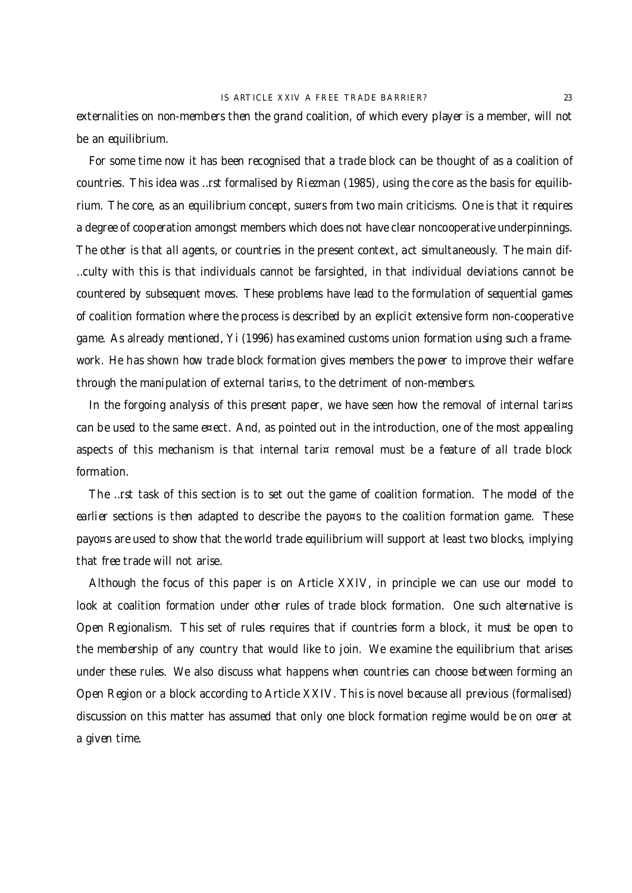externalities on non-members then the grand coalition, of which every player is a member, will not be an equilibrium.

For some time now it has been recognised that a trade block can be thought of as a coalition of countries. This idea was first formalised by Riezman (1985), using the core as the basis for equilibrium. The core, as an equilibrium concept, suffers from two main criticisms. One is that it requires a degree of cooperation amongst members which does not have clear noncooperative underpinnings. The other is that all agents, or countries in the present context, act simultaneously. The main difficulty with this is that individuals cannot be farsighted, in that individual deviations cannot be countered by subsequent moves. These problems have lead to the formulation of sequential games of coalition formation where the process is described by an explicit extensive form non-cooperative game. As already mentioned, Yi (1996) has examined customs union formation using such a framework. He has shown how trade block formation gives members the power to improve their welfare through the manipulation of external tariffs, to the detriment of non-members.

In the forgoing analysis of this present paper, we have seen how the removal of internal tariffs can be used to the same effect. And, as pointed out in the introduction, one of the most appealing aspects of this mechanism is that internal tariff removal must be a feature of all trade block formation.

The first task of this section is to set out the game of coalition formation. The model of the earlier sections is then adapted to describe the payoffs to the coalition formation game. These payoffs are used to show that the world trade equilibrium will support at least two blocks, implying that free trade will not arise.

Although the focus of this paper is on Article XXIV, in principle we can use our model to look at coalition formation under other rules of trade block formation. One such alternative is Open Regionalism. This set of rules requires that if countries form a block, it must be open to the membership of any country that would like to join. We examine the equilibrium that arises under these rules. We also discuss what happens when countries can choose between forming an Open Region or a block according to Article XXIV. This is novel because all previous (formalised) discussion on this matter has assumed that only one block formation regime would be on offer at a given time.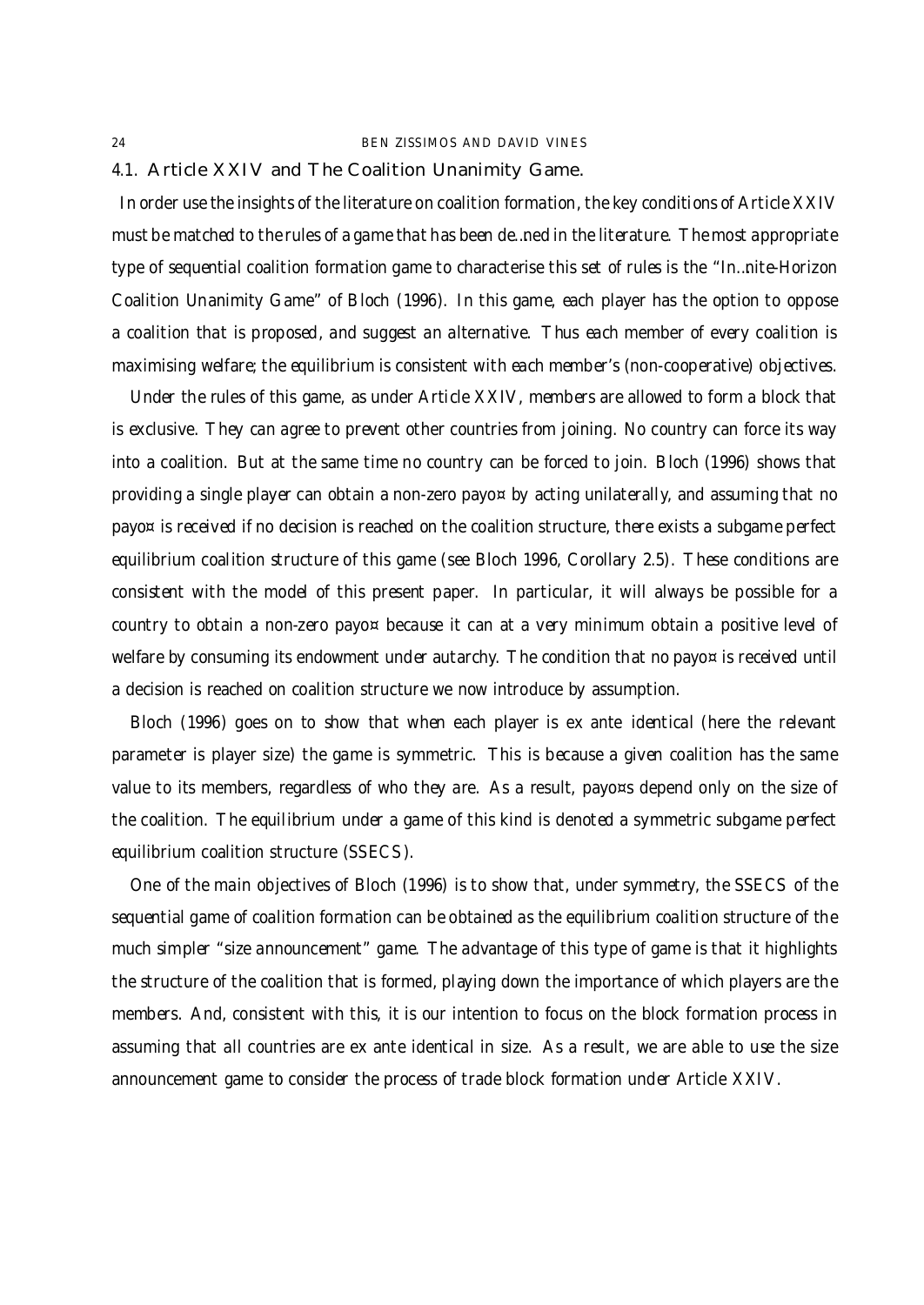### 4.1. Article XXIV and The Coalition Unanimity Game.

In order use the insights of the literature on coalition formation, the key conditions of Article XXIV must be matched to the rules of a game that has been defined in the literature. The most appropriate type of sequential coalition formation game to characterise this set of rules is the "Infinite-Horizon Coalition Unanimity Game" of Bloch (1996). In this game, each player has the option to oppose a coalition that is proposed, and suggest an alternative. Thus each member of every coalition is maximising welfare; the equilibrium is consistent with each member's (non-cooperative) objectives.

Under the rules of this game, as under Article XXIV, members are allowed to form a block that is exclusive. They can agree to prevent other countries from joining. No country can force its way into a coalition. But at the same time no country can be forced to join. Bloch (1996) shows that providing a single player can obtain a non-zero payoff by acting unilaterally, and assuming that no payoff is received if no decision is reached on the coalition structure, there exists a subgame perfect equilibrium coalition structure of this game (see Bloch 1996, Corollary 2.5). These conditions are consistent with the model of this present paper. In particular, it will always be possible for a country to obtain a non-zero payoff because it can at a very minimum obtain a positive level of welfare by consuming its endowment under autarchy. The condition that no payoff is received until a decision is reached on coalition structure we now introduce by assumption.

Bloch (1996) goes on to show that when each player is ex ante identical (here the relevant parameter is player size) the game is symmetric. This is because a given coalition has the same value to its members, regardless of who they are. As a result, payoffs depend only on the size of the coalition. The equilibrium under a game of this kind is denoted a symmetric subgame perfect equilibrium coalition structure (SSECS).

One of the main objectives of Bloch (1996) is to show that, under symmetry, the SSECS of the sequential game of coalition formation can be obtained as the equilibrium coalition structure of the much simpler "size announcement" game. The advantage of this type of game is that it highlights the structure of the coalition that is formed, playing down the importance of which players are the members. And, consistent with this, it is our intention to focus on the block formation process in assuming that all countries are ex ante identical in size. As a result, we are able to use the size announcement game to consider the process of trade block formation under Article XXIV.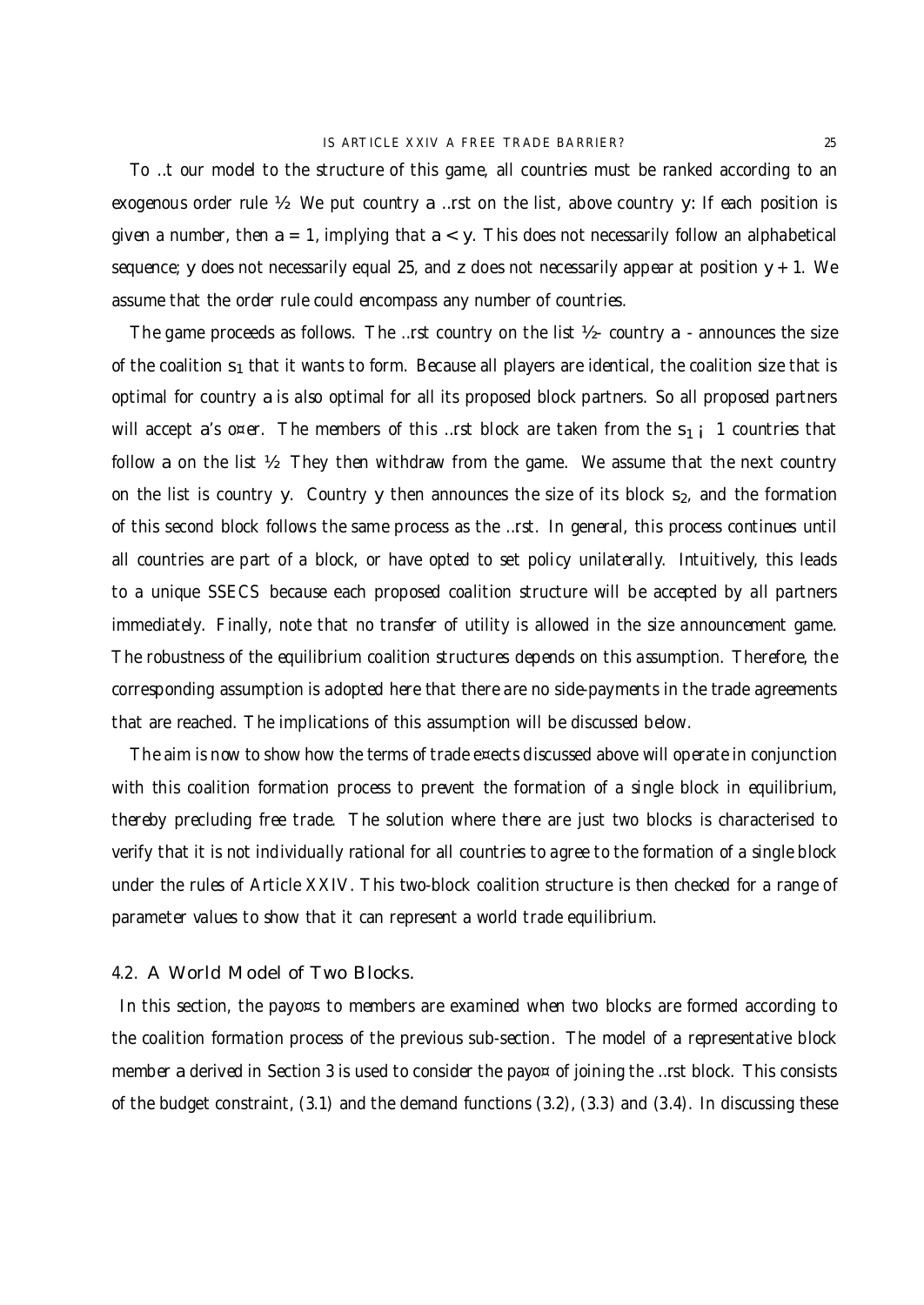To fit our model to the structure of this game, all countries must be ranked according to an exogenous order rule $\rho$. We put country $a$ first on the list, above country $y$. If each position is given a number, then $a = 1$, implying that $a < y$. This does not necessarily follow an alphabetical sequence; $y$ does not necessarily equal 25, and $z$ does not necessarily appear at position $y + 1$. We assume that the order rule could encompass any number of countries.

The game proceeds as follows. The first country on the list $\rho$ - country $a$ - announces the size of the coalition $s_1$ that it wants to form. Because all players are identical, the coalition size that is optimal for country $a$ is also optimal for all its proposed block partners. So all proposed partners will accept $a$'s offer. The members of this first block are taken from the $s_1 - 1$ countries that follow $a$ on the list $\rho$. They then withdraw from the game. We assume that the next country on the list is country $y$. Country $y$ then announces the size of its block $s_2$, and the formation of this second block follows the same process as the first. In general, this process continues until all countries are part of a block, or have opted to set policy unilaterally. Intuitively, this leads to a unique SSECS because each proposed coalition structure will be accepted by all partners immediately. Finally, note that no transfer of utility is allowed in the size announcement game. The robustness of the equilibrium coalition structures depends on this assumption. Therefore, the corresponding assumption is adopted here that there are no side-payments in the trade agreements that are reached. The implications of this assumption will be discussed below.

The aim is now to show how the terms of trade effects discussed above will operate in conjunction with this coalition formation process to prevent the formation of a single block in equilibrium, thereby precluding free trade. The solution where there are just two blocks is characterised to verify that it is not individually rational for all countries to agree to the formation of a single block under the rules of Article XXIV. This two-block coalition structure is then checked for a range of parameter values to show that it can represent a world trade equilibrium.

## 4.2. A World Model of Two Blocks.

In this section, the payoffs to members are examined when two blocks are formed according to the coalition formation process of the previous sub-section. The model of a representative block member $a$ derived in Section 3 is used to consider the payoff of joining the first block. This consists of the budget constraint, (3.1) and the demand functions (3.2), (3.3) and (3.4). In discussing these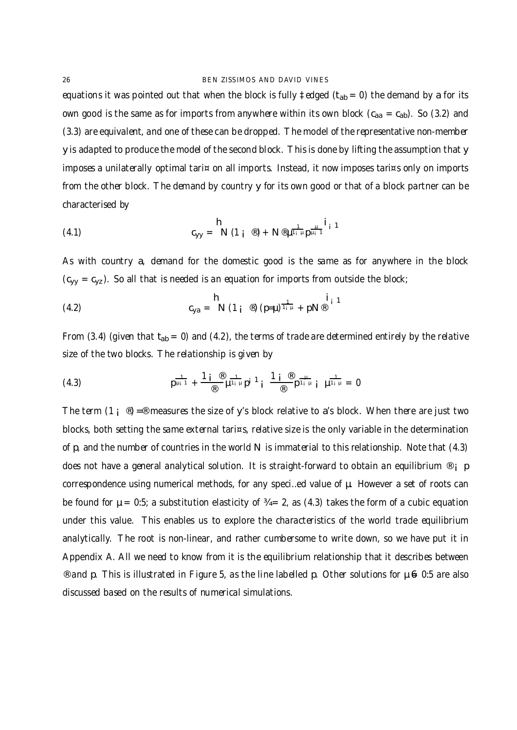equations it was pointed out that when the block is fully fledged ($t_{ab} = 0$) the demand by $a$ for its own good is the same as for imports from anywhere within its own block ($c_{aa} = c_{ab}$). So (3.2) and (3.3) are equivalent, and one of these can be dropped. The model of the representative non-member $y$ is adapted to produce the model of the second block. This is done by lifting the assumption that $y$ imposes a unilaterally optimal tariff on all imports. Instead, it now imposes tariffs only on imports from the other block. The demand by country $y$ for its own good or that of a block partner can be characterised by

$$c_{yy} = \left[ N(1-\alpha) + N\alpha\mu^{\frac{1}{1-\mu}} p^{\frac{\mu}{\mu-1}} \right]^{-1} \tag{4.1}$$

As with country $a$, demand for the domestic good is the same as for anywhere in the block ($c_{yy} = c_{yz}$). So all that is needed is an equation for imports from outside the block;

$$c_{ya} = \left[ N(1-\alpha)(p/\mu)^{\frac{1}{1-\mu}} + pN\alpha \right]^{-1} \tag{4.2}$$

From (3.4) (given that $t_{ab} = 0$) and (4.2), the terms of trade are determined entirely by the relative size of the two blocks. The relationship is given by

$$p^{\frac{1}{\mu-1}} + \frac{1-\alpha}{\alpha}\mu^{\frac{1}{1-\mu}} p^{-1} - \frac{1-\alpha}{\alpha} p^{\frac{\mu}{1-\mu}} - \mu^{\frac{1}{1-\mu}} = 0 \tag{4.3}$$

The term $(1-\alpha)/\alpha$ measures the size of $y$'s block relative to $a$'s block. When there are just two blocks, both setting the same external tariffs, relative size is the only variable in the determination of $p$, and the number of countries in the world $N$ is immaterial to this relationship. Note that (4.3) does not have a general analytical solution. It is straight-forward to obtain an equilibrium $\alpha - p$ correspondence using numerical methods, for any specified value of $\mu$. However a set of roots can be found for $\mu = 0.5$; a substitution elasticity of $\sigma = 2$, as (4.3) takes the form of a cubic equation under this value. This enables us to explore the characteristics of the world trade equilibrium analytically. The root is non-linear, and rather cumbersome to write down, so we have put it in Appendix A. All we need to know from it is the equilibrium relationship that it describes between $\alpha$ and $p$. This is illustrated in Figure 5, as the line labelled $p$. Other solutions for $\mu \neq 0.5$ are also discussed based on the results of numerical simulations.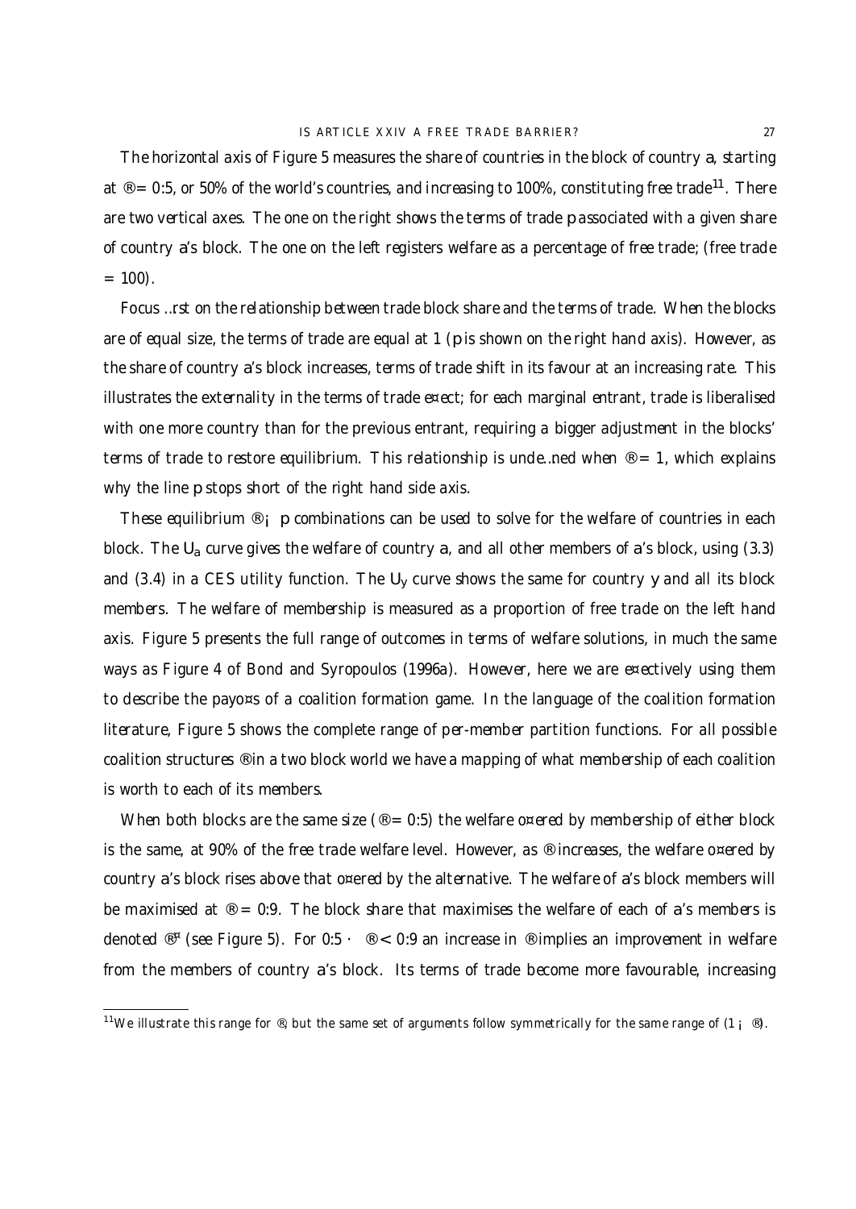The horizontal axis of Figure 5 measures the share of countries in the block of country $a$, starting at $\alpha = 0.5$, or 50% of the world's countries, and increasing to 100%, constituting free trade[11]. There are two vertical axes. The one on the right shows the terms of trade $p$ associated with a given share of country $a$'s block. The one on the left registers welfare as a percentage of free trade; (free trade = 100).

Focus first on the relationship between trade block share and the terms of trade. When the blocks are of equal size, the terms of trade are equal at 1 ($p$ is shown on the right hand axis). However, as the share of country $a$'s block increases, terms of trade shift in its favour at an increasing rate. This illustrates the externality in the terms of trade effect; for each marginal entrant, trade is liberalised with one more country than for the previous entrant, requiring a bigger adjustment in the blocks' terms of trade to restore equilibrium. This relationship is undefined when $\alpha = 1$, which explains why the line $p$ stops short of the right hand side axis.

These equilibrium $\alpha - p$ combinations can be used to solve for the welfare of countries in each block. The $U_a$ curve gives the welfare of country $a$, and all other members of $a$'s block, using (3.3) and (3.4) in a CES utility function. The $U_y$ curve shows the same for country $y$ and all its block members. The welfare of membership is measured as a proportion of free trade on the left hand axis. Figure 5 presents the full range of outcomes in terms of welfare solutions, in much the same ways as Figure 4 of Bond and Syropoulos (1996a). However, here we are effectively using them to describe the payoffs of a coalition formation game. In the language of the coalition formation literature, Figure 5 shows the complete range of per-member partition functions. For all possible coalition structures $\alpha$ in a two block world we have a mapping of what membership of each coalition is worth to each of its members.

When both blocks are the same size ($\alpha = 0.5$) the welfare offered by membership of either block is the same, at 90% of the free trade welfare level. However, as $\alpha$ increases, the welfare offered by country $a$'s block rises above that offered by the alternative. The welfare of $a$'s block members will be maximised at $\alpha = 0.9$. The block share that maximises the welfare of each of $a$'s members is denoted $\alpha^*$ (see Figure 5). For $0.5 \leq \alpha < 0.9$ an increase in $\alpha$ implies an improvement in welfare from the members of country $a$'s block. Its terms of trade become more favourable, increasing

[11] We illustrate this range for $\alpha$, but the same set of arguments follow symmetrically for the same range of $(1 - \alpha)$.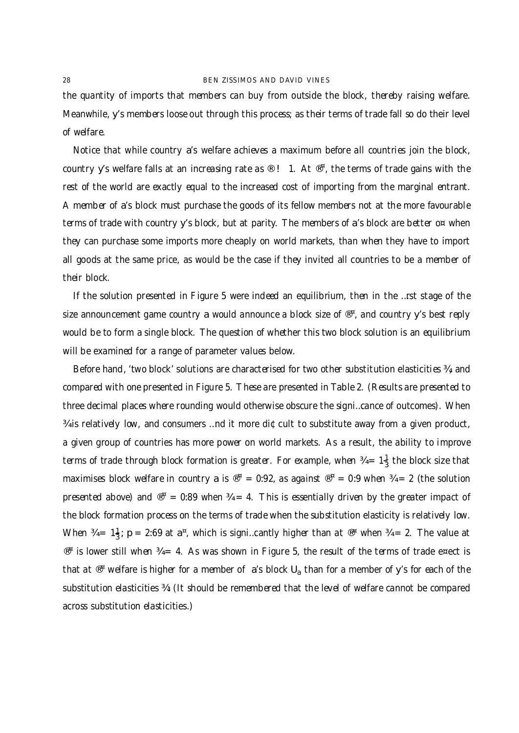the quantity of imports that members can buy from outside the block, thereby raising welfare. Meanwhile, $y$'s members loose out through this process; as their terms of trade fall so do their level of welfare.

Notice that while country $a$'s welfare achieves a maximum before all countries join the block, country $y$'s welfare falls at an increasing rate as $\alpha \to 1$. At $\alpha^*$, the terms of trade gains with the rest of the world are exactly equal to the increased cost of importing from the marginal entrant. A member of $a$'s block must purchase the goods of its fellow members not at the more favourable terms of trade with country $y$'s block, but at parity. The members of $a$'s block are better off when they can purchase some imports more cheaply on world markets, than when they have to import all goods at the same price, as would be the case if they invited all countries to be a member of their block.

If the solution presented in Figure 5 were indeed an equilibrium, then in the first stage of the size announcement game country $a$ would announce a block size of $\alpha^*$, and country $y$'s best reply would be to form a single block. The question of whether this two block solution is an equilibrium will be examined for a range of parameter values below.

Before hand, 'two block' solutions are characterised for two other substitution elasticities $\sigma$, and compared with one presented in Figure 5. These are presented in Table 2. (Results are presented to three decimal places where rounding would otherwise obscure the significance of outcomes). When $\sigma$ is relatively low, and consumers find it more difficult to substitute away from a given product, a given group of countries has more power on world markets. As a result, the ability to improve terms of trade through block formation is greater. For example, when $\sigma = 1\frac{1}{3}$ the block size that maximises block welfare in country $a$ is $\alpha^* = 0.92$, as against $\alpha^* = 0.9$ when $\sigma = 2$ (the solution presented above) and $\alpha^* = 0.89$ when $\sigma = 4$. This is essentially driven by the greater impact of the block formation process on the terms of trade when the substitution elasticity is relatively low. When $\sigma = 1\frac{1}{3}$; $p = 2.69$ at $a^*$, which is significantly higher than at $\alpha^*$ when $\sigma = 2$. The value at $\alpha^*$ is lower still when $\sigma = 4$. As was shown in Figure 5, the result of the terms of trade effect is that at $\alpha^*$ welfare is higher for a member of $a$'s block $U_a$ than for a member of $y$'s for each of the substitution elasticities $\sigma$. (It should be remembered that the level of welfare cannot be compared across substitution elasticities.)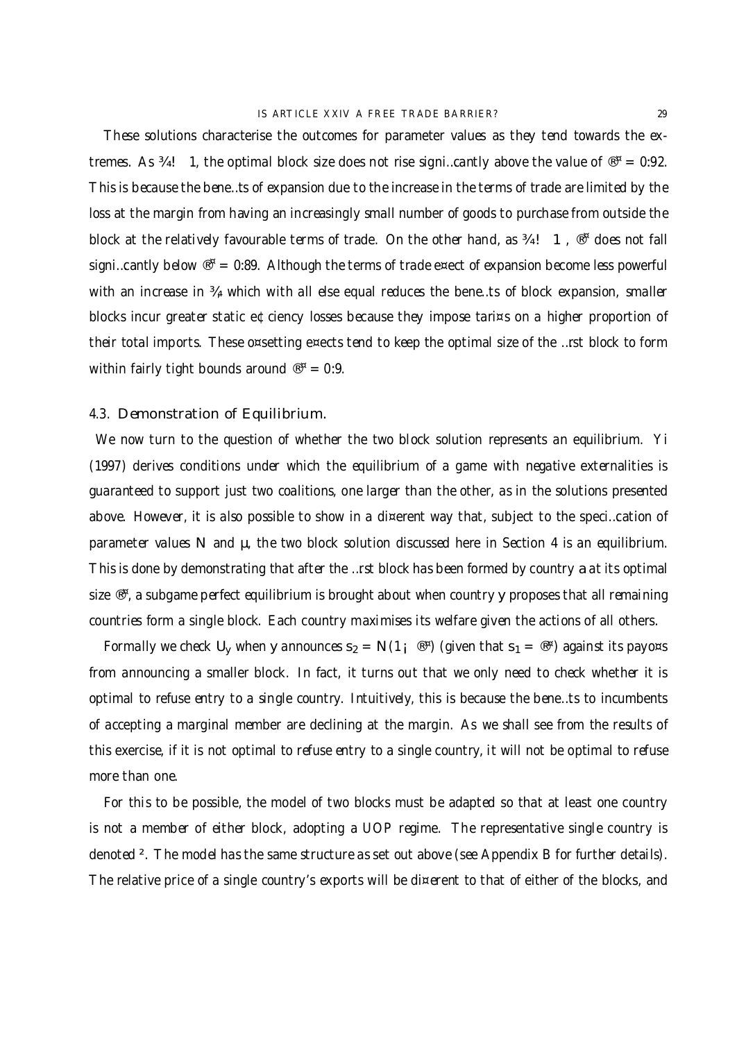These solutions characterise the outcomes for parameter values as they tend towards the extremes. As $\sigma \to 1$, the optimal block size does not rise significantly above the value of $\alpha^* = 0.92$. This is because the benefits of expansion due to the increase in the terms of trade are limited by the loss at the margin from having an increasingly small number of goods to purchase from outside the block at the relatively favourable terms of trade. On the other hand, as $\sigma \to \infty$, $\alpha^*$ does not fall significantly below $\alpha^* = 0.89$. Although the terms of trade effect of expansion become less powerful with an increase in $\sigma$, which with all else equal reduces the benefits of block expansion, smaller blocks incur greater static efficiency losses because they impose tariffs on a higher proportion of their total imports. These offsetting effects tend to keep the optimal size of the first block to form within fairly tight bounds around $\alpha^* = 0.9$.

### 4.3. Demonstration of Equilibrium.

We now turn to the question of whether the two block solution represents an equilibrium. Yi (1997) derives conditions under which the equilibrium of a game with negative externalities is guaranteed to support just two coalitions, one larger than the other, as in the solutions presented above. However, it is also possible to show in a different way that, subject to the specification of parameter values $N$ and $\mu$, the two block solution discussed here in Section 4 is an equilibrium. This is done by demonstrating that after the first block has been formed by country $a$ at its optimal size $\alpha^*$, a subgame perfect equilibrium is brought about when country $y$ proposes that all remaining countries form a single block. Each country maximises its welfare given the actions of all others.

Formally we check $U_y$ when $y$ announces $s_2 = N(1 - \alpha^*)$ (given that $s_1 = \alpha^*$) against its payoffs from announcing a smaller block. In fact, it turns out that we only need to check whether it is optimal to refuse entry to a single country. Intuitively, this is because the benefits to incumbents of accepting a marginal member are declining at the margin. As we shall see from the results of this exercise, if it is not optimal to refuse entry to a single country, it will not be optimal to refuse more than one.

For this to be possible, the model of two blocks must be adapted so that at least one country is not a member of either block, adopting a UOP regime. The representative single country is denoted $\varepsilon$. The model has the same structure as set out above (see Appendix B for further details). The relative price of a single country's exports will be different to that of either of the blocks, and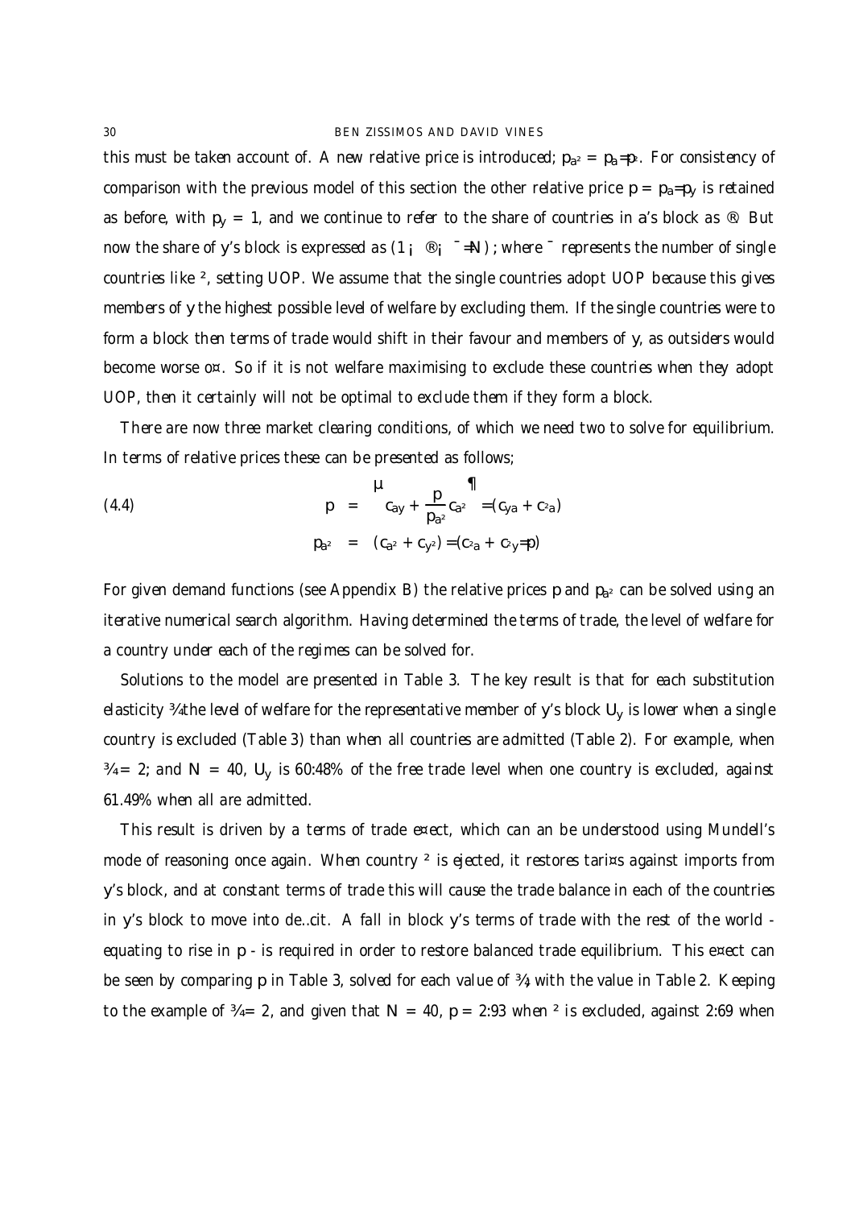this must be taken account of. A new relative price is introduced; $p_{a\varepsilon} = p_a/p_\varepsilon$. For consistency of comparison with the previous model of this section the other relative price $p = p_a/p_y$ is retained as before, with $p_y = 1$, and we continue to refer to the share of countries in $a$'s block as $\alpha$. But now the share of $y$'s block is expressed as $(1 - \alpha - \beta/N)$; where $\beta$ represents the number of single countries like $\varepsilon$, setting UOP. We assume that the single countries adopt UOP because this gives members of $y$ the highest possible level of welfare by excluding them. If the single countries were to form a block then terms of trade would shift in their favour and members of $y$, as outsiders would become worse off. So if it is not welfare maximising to exclude these countries when they adopt UOP, then it certainly will not be optimal to exclude them if they form a block.

There are now three market clearing conditions, of which we need two to solve for equilibrium. In terms of relative prices these can be presented as follows;

$$
\begin{aligned}
p &= \left( c_{ay} + \frac{p}{p_{a\varepsilon}} c_{a\varepsilon} \right) / (c_{ya} + c_{\varepsilon a}) \\
p_{a\varepsilon} &= (c_{a\varepsilon} + c_{y\varepsilon}) / (c_{\varepsilon a} + c_{\varepsilon y}/p)
\end{aligned}
\tag{4.4}
$$

For given demand functions (see Appendix B) the relative prices $p$ and $p_{a\varepsilon}$ can be solved using an iterative numerical search algorithm. Having determined the terms of trade, the level of welfare for a country under each of the regimes can be solved for.

Solutions to the model are presented in Table 3. The key result is that for each substitution elasticity $\sigma$ the level of welfare for the representative member of $y$'s block $U_y$ is lower when a single country is excluded (Table 3) than when all countries are admitted (Table 2). For example, when $\sigma = 2$; and $N = 40$, $U_y$ is 60.48% of the free trade level when one country is excluded, against 61.49% when all are admitted.

This result is driven by a terms of trade effect, which can an be understood using Mundell's mode of reasoning once again. When country $\varepsilon$ is ejected, it restores tariffs against imports from $y$'s block, and at constant terms of trade this will cause the trade balance in each of the countries in $y$'s block to move into deficit. A fall in block $y$'s terms of trade with the rest of the world - equating to rise in $p$ - is required in order to restore balanced trade equilibrium. This effect can be seen by comparing $p$ in Table 3, solved for each value of $\sigma$, with the value in Table 2. Keeping to the example of $\sigma = 2$, and given that $N = 40$, $p = 2.93$ when $\varepsilon$ is excluded, against 2.69 when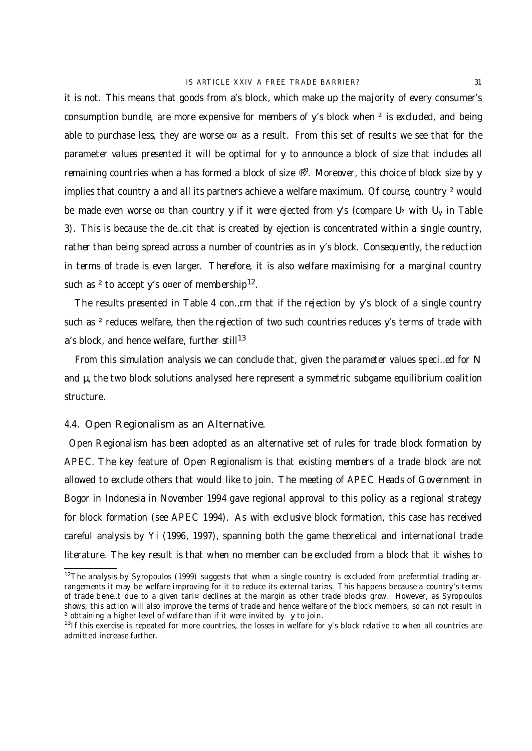it is not. This means that goods from a's block, which make up the majority of every consumer's consumption bundle, are more expensive for members of y's block when ² is excluded, and being able to purchase less, they are worse o¤ as a result. From this set of results we see that for the parameter values presented it will be optimal for y to announce a block of size that includes all remaining countries when a has formed a block of size ®¤. Moreover, this choice of block size by y implies that country a and all its partners achieve a welfare maximum. Of course, country ² would be made even worse o¤ than country y if it were ejected from y's (compare $U_²$ with $U_y$ in Table 3). This is because the de…cit that is created by ejection is concentrated within a single country, rather than being spread across a number of countries as in y's block. Consequently, the reduction in terms of trade is even larger. Therefore, it is also welfare maximising for a marginal country such as ² to accept y's o¤er of membership[12].

The results presented in Table 4 con…rm that if the rejection by y's block of a single country such as ² reduces welfare, then the rejection of two such countries reduces y's terms of trade with a's block, and hence welfare, further still[13]

From this simulation analysis we can conclude that, given the parameter values speci…ed for N and $\mu$, the two block solutions analysed here represent a symmetric subgame equilibrium coalition structure.

### 4.4. Open Regionalism as an Alternative.

Open Regionalism has been adopted as an alternative set of rules for trade block formation by APEC. The key feature of Open Regionalism is that existing members of a trade block are not allowed to exclude others that would like to join. The meeting of APEC Heads of Government in Bogor in Indonesia in November 1994 gave regional approval to this policy as a regional strategy for block formation (see APEC 1994). As with exclusive block formation, this case has received careful analysis by Yi (1996, 1997), spanning both the game theoretical and international trade literature. The key result is that when no member can be excluded from a block that it wishes to

---

[12] The analysis by Syropoulos (1999) suggests that when a single country is excluded from preferential trading arrangements it may be welfare improving for it to reduce its external tari¤s. This happens because a country's terms of trade bene…t due to a given tari¤ declines at the margin as other trade blocks grow. However, as Syropoulos shows, this action will also improve the terms of trade and hence welfare of the block members, so can not result in ² obtaining a higher level of welfare than if it were invited by y to join.

[13] If this exercise is repeated for more countries, the losses in welfare for y's block relative to when all countries are admitted increase further.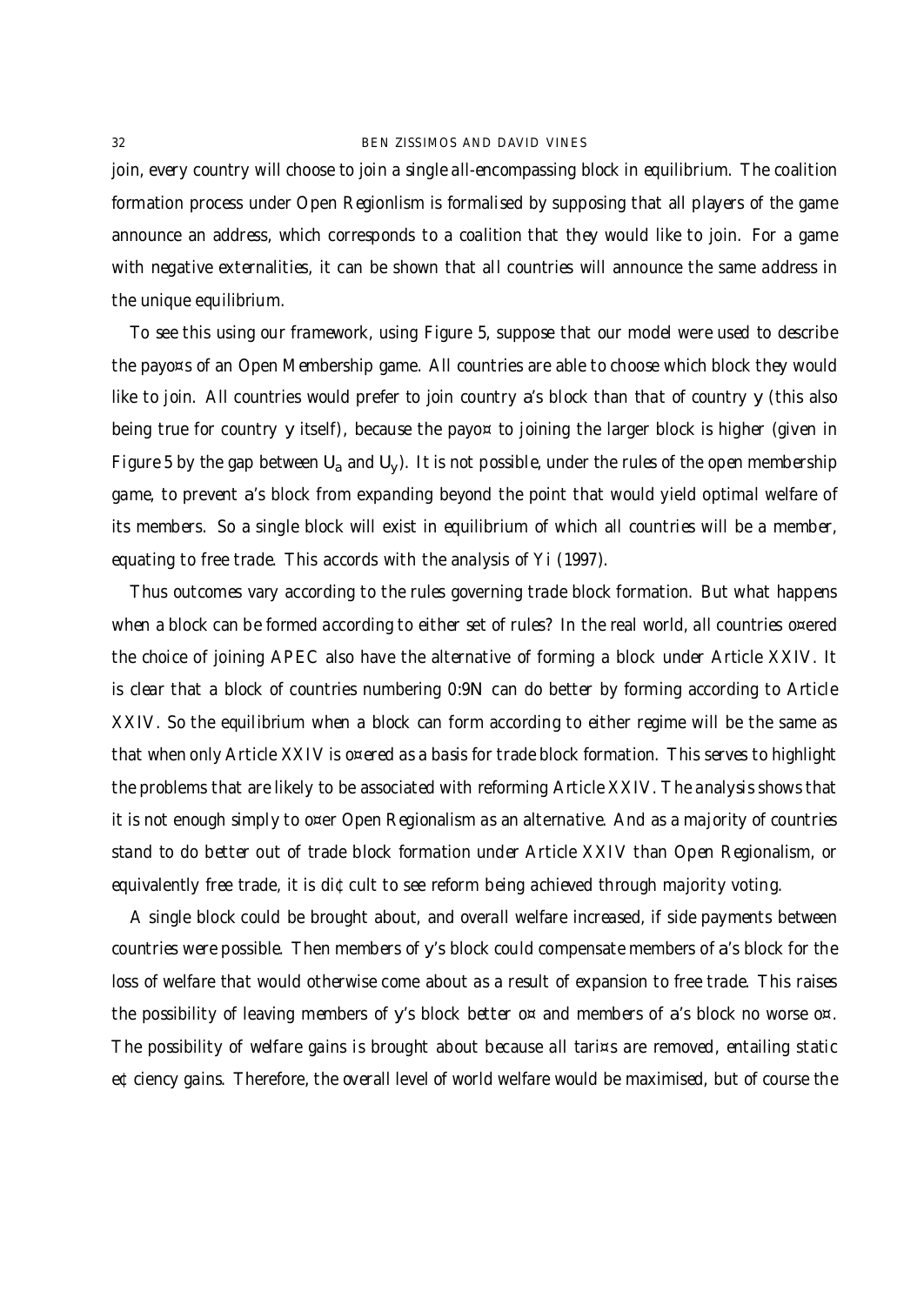join, every country will choose to join a single all-encompassing block in equilibrium. The coalition formation process under Open Regionlism is formalised by supposing that all players of the game announce an address, which corresponds to a coalition that they would like to join. For a game with negative externalities, it can be shown that all countries will announce the same address in the unique equilibrium.

To see this using our framework, using Figure 5, suppose that our model were used to describe the payoffs of an Open Membership game. All countries are able to choose which block they would like to join. All countries would prefer to join country $a$'s block than that of country $y$ (this also being true for country $y$ itself), because the payoff to joining the larger block is higher (given in Figure 5 by the gap between $U_a$ and $U_y$). It is not possible, under the rules of the open membership game, to prevent $a$'s block from expanding beyond the point that would yield optimal welfare of its members. So a single block will exist in equilibrium of which all countries will be a member, equating to free trade. This accords with the analysis of Yi (1997).

Thus outcomes vary according to the rules governing trade block formation. But what happens when a block can be formed according to either set of rules? In the real world, all countries offered the choice of joining APEC also have the alternative of forming a block under Article XXIV. It is clear that a block of countries numbering $0{:}9N$ can do better by forming according to Article XXIV. So the equilibrium when a block can form according to either regime will be the same as that when only Article XXIV is offered as a basis for trade block formation. This serves to highlight the problems that are likely to be associated with reforming Article XXIV. The analysis shows that it is not enough simply to offer Open Regionalism as an alternative. And as a majority of countries stand to do better out of trade block formation under Article XXIV than Open Regionalism, or equivalently free trade, it is difficult to see reform being achieved through majority voting.

A single block could be brought about, and overall welfare increased, if side payments between countries were possible. Then members of $y$'s block could compensate members of $a$'s block for the loss of welfare that would otherwise come about as a result of expansion to free trade. This raises the possibility of leaving members of $y$'s block better off and members of $a$'s block no worse off. The possibility of welfare gains is brought about because all tariffs are removed, entailing static efficiency gains. Therefore, the overall level of world welfare would be maximised, but of course the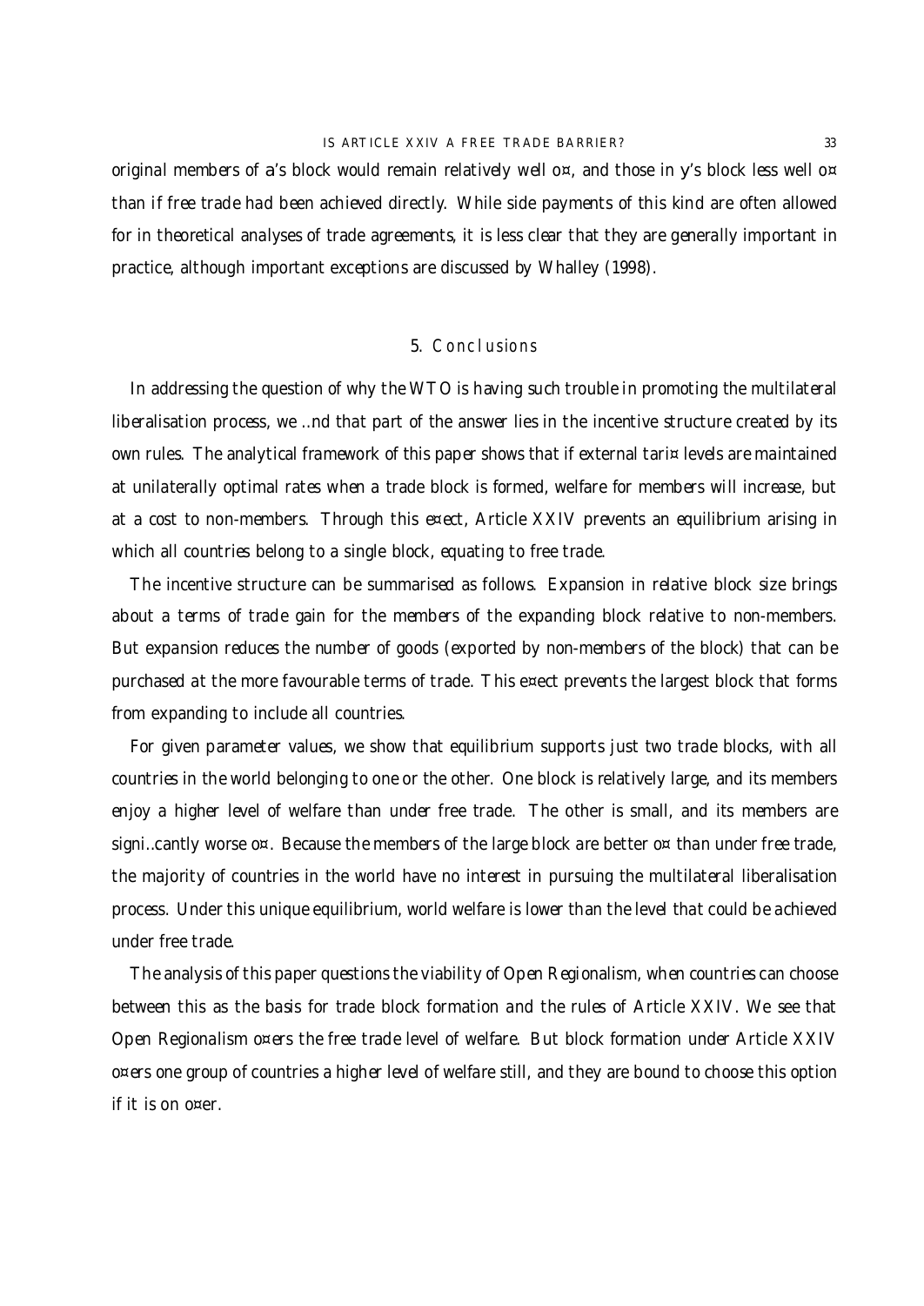original members of a's block would remain relatively well off, and those in y's block less well off than if free trade had been achieved directly. While side payments of this kind are often allowed for in theoretical analyses of trade agreements, it is less clear that they are generally important in practice, although important exceptions are discussed by Whalley (1998).

## 5. Conclusions

In addressing the question of why the WTO is having such trouble in promoting the multilateral liberalisation process, we find that part of the answer lies in the incentive structure created by its own rules. The analytical framework of this paper shows that if external tariff levels are maintained at unilaterally optimal rates when a trade block is formed, welfare for members will increase, but at a cost to non-members. Through this effect, Article XXIV prevents an equilibrium arising in which all countries belong to a single block, equating to free trade.

The incentive structure can be summarised as follows. Expansion in relative block size brings about a terms of trade gain for the members of the expanding block relative to non-members. But expansion reduces the number of goods (exported by non-members of the block) that can be purchased at the more favourable terms of trade. This effect prevents the largest block that forms from expanding to include all countries.

For given parameter values, we show that equilibrium supports just two trade blocks, with all countries in the world belonging to one or the other. One block is relatively large, and its members enjoy a higher level of welfare than under free trade. The other is small, and its members are significantly worse off. Because the members of the large block are better off than under free trade, the majority of countries in the world have no interest in pursuing the multilateral liberalisation process. Under this unique equilibrium, world welfare is lower than the level that could be achieved under free trade.

The analysis of this paper questions the viability of Open Regionalism, when countries can choose between this as the basis for trade block formation and the rules of Article XXIV. We see that Open Regionalism offers the free trade level of welfare. But block formation under Article XXIV offers one group of countries a higher level of welfare still, and they are bound to choose this option if it is on offer.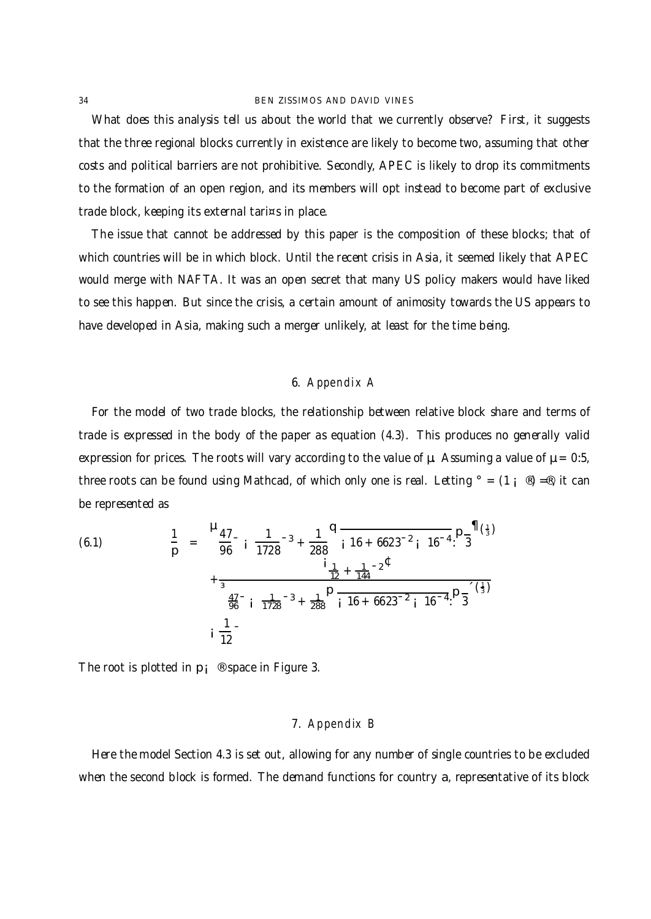What does this analysis tell us about the world that we currently observe? First, it suggests that the three regional blocks currently in existence are likely to become two, assuming that other costs and political barriers are not prohibitive. Secondly, APEC is likely to drop its commitments to the formation of an open region, and its members will opt instead to become part of exclusive trade block, keeping its external tariffs in place.

The issue that cannot be addressed by this paper is the composition of these blocks; that of which countries will be in which block. Until the recent crisis in Asia, it seemed likely that APEC would merge with NAFTA. It was an open secret that many US policy makers would have liked to see this happen. But since the crisis, a certain amount of animosity towards the US appears to have developed in Asia, making such a merger unlikely, at least for the time being.

## 6. Appendix A

For the model of two trade blocks, the relationship between relative block share and terms of trade is expressed in the body of the paper as equation (4.3). This produces no generally valid expression for prices. The roots will vary according to the value of $\mu$. Assuming a value of $\mu = 0.5$, three roots can be found using Mathcad, of which only one is real. Letting $\gamma = (1 - \alpha)/\alpha$, it can be represented as

$$
\begin{aligned}
\frac{1}{p} = {} & \left( \frac{47}{96}\gamma - \frac{1}{1728}\gamma^3 + \frac{1}{288}\sqrt{-16 + 6623\gamma^2 - 16\gamma^4}\,\sqrt{3} \right)^{\left(\frac{1}{3}\right)} \\
& + \frac{\left(\frac{1}{12} + \frac{1}{144}\gamma^2\right)}{3\left(\frac{47}{96}\gamma - \frac{1}{1728}\gamma^3 + \frac{1}{288}\sqrt{-16 + 6623\gamma^2 - 16\gamma^4}\,\sqrt{3}\right)^{\left(\frac{1}{3}\right)}} \\
& - \frac{1}{12}\gamma
\end{aligned}
\tag{6.1}
$$

The root is plotted in $p - \alpha$ space in Figure 3.

## 7. Appendix B

Here the model Section 4.3 is set out, allowing for any number of single countries to be excluded when the second block is formed. The demand functions for country $a$, representative of its block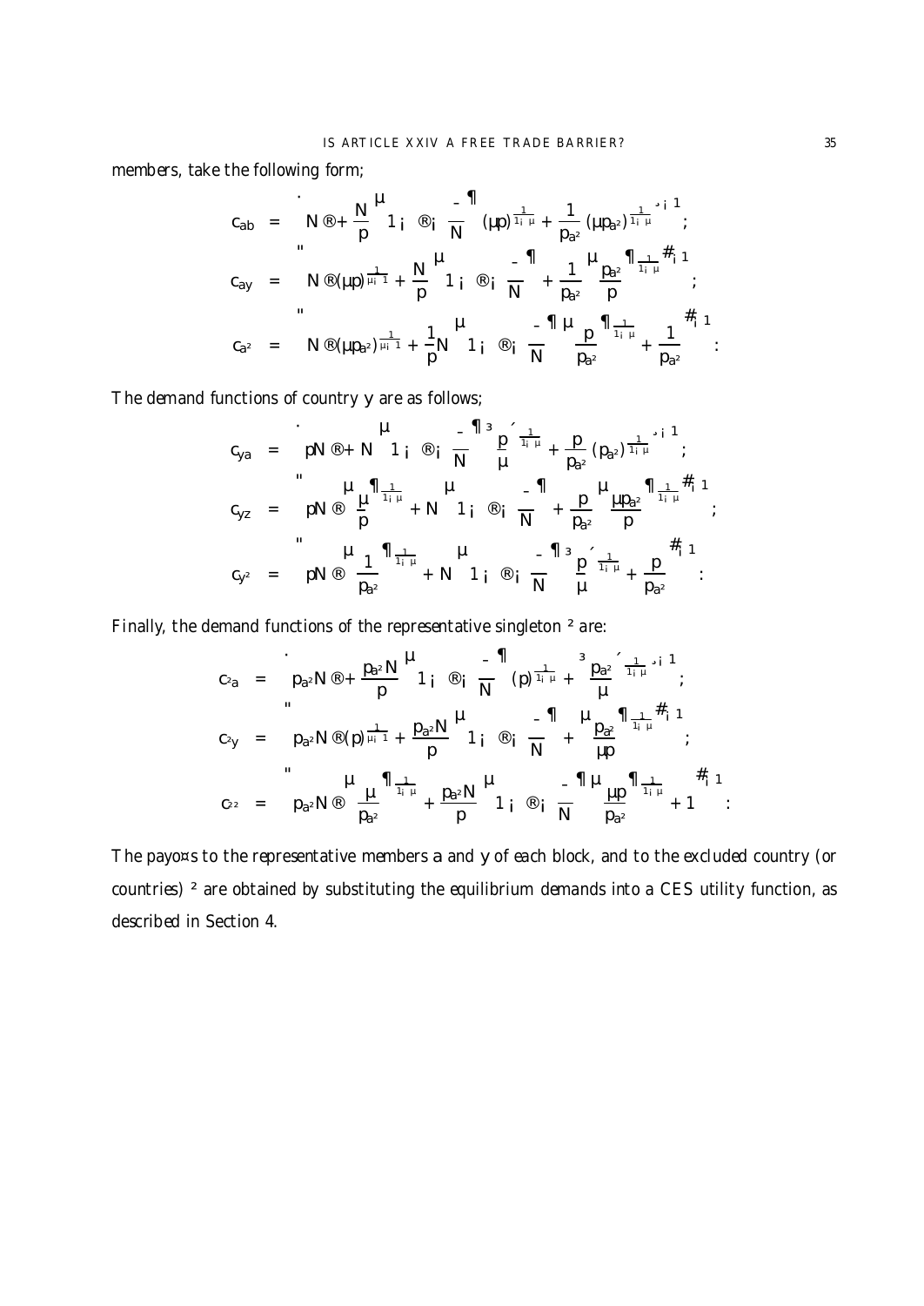members, take the following form;

$$
\begin{aligned}
c_{ab} &= \left[ N\alpha + \frac{N}{p}\left(1-\alpha-\frac{\beta}{N}\right)(\theta p)^{\frac{1}{1-\theta}} + \frac{1}{p_{a\varepsilon}}(\theta p_{a\varepsilon})^{\frac{1}{1-\theta}} \right]^{-1}; \\
c_{ay} &= \left[ N\alpha(\theta p)^{\frac{1}{\theta-1}} + \frac{N}{p}\left(1-\alpha-\frac{\beta}{N}\right) + \frac{1}{p_{a\varepsilon}}\left(\frac{p_{a\varepsilon}}{p}\right)^{\frac{1}{1-\theta}} \right]^{-1}; \\
c_{a\varepsilon} &= \left[ N\alpha(\theta p_{a\varepsilon})^{\frac{1}{\theta-1}} + \frac{1}{p}N\left(1-\alpha-\frac{\beta}{N}\right)\left(\frac{p}{p_{a\varepsilon}}\right)^{\frac{1}{1-\theta}} + \frac{1}{p_{a\varepsilon}} \right]^{-1}.
\end{aligned}
$$

The demand functions of country $y$ are as follows;

$$
\begin{aligned}
c_{ya} &= \left[ pN\alpha + N\left(1-\alpha-\frac{\beta}{N}\right)\left(\frac{p}{\theta}\right)^{\frac{1}{1-\theta}} + \frac{p}{p_{a\varepsilon}}(p_{a\varepsilon})^{\frac{1}{1-\theta}} \right]^{-1}; \\
c_{yz} &= \left[ pN\alpha\left(\frac{\theta}{p}\right)^{\frac{1}{1-\theta}} + N\left(1-\alpha-\frac{\beta}{N}\right) + \frac{p}{p_{a\varepsilon}}\left(\frac{\theta p_{a\varepsilon}}{p}\right)^{\frac{1}{1-\theta}} \right]^{-1}; \\
c_{y\varepsilon} &= \left[ pN\alpha\left(\frac{1}{p_{a\varepsilon}}\right)^{\frac{1}{1-\theta}} + N\left(1-\alpha-\frac{\beta}{N}\right)\left(\frac{p}{\theta}\right)^{\frac{1}{1-\theta}} + \frac{p}{p_{a\varepsilon}} \right]^{-1}.
\end{aligned}
$$

Finally, the demand functions of the representative singleton $\varepsilon$ are:

$$
\begin{aligned}
c_{\varepsilon a} &= \left[ p_{a\varepsilon}N\alpha + \frac{p_{a\varepsilon}N}{p}\left(1-\alpha-\frac{\beta}{N}\right)(p)^{\frac{1}{1-\theta}} + \left(\frac{p_{a\varepsilon}}{\theta}\right)^{\frac{1}{1-\theta}} \right]^{-1}; \\
c_{\varepsilon y} &= \left[ p_{a\varepsilon}N\alpha(p)^{\frac{1}{\theta-1}} + \frac{p_{a\varepsilon}N}{p}\left(1-\alpha-\frac{\beta}{N}\right) + \left(\frac{p_{a\varepsilon}}{\theta p}\right)^{\frac{1}{1-\theta}} \right]^{-1}; \\
c_{\varepsilon\varepsilon} &= \left[ p_{a\varepsilon}N\alpha\left(\frac{\theta}{p_{a\varepsilon}}\right)^{\frac{1}{1-\theta}} + \frac{p_{a\varepsilon}N}{p}\left(1-\alpha-\frac{\beta}{N}\right)\left(\frac{\theta p}{p_{a\varepsilon}}\right)^{\frac{1}{1-\theta}} + 1 \right]^{-1}.
\end{aligned}
$$

The payoffs to the representative members $a$ and $y$ of each block, and to the excluded country (or countries) $\varepsilon$ are obtained by substituting the equilibrium demands into a CES utility function, as described in Section 4.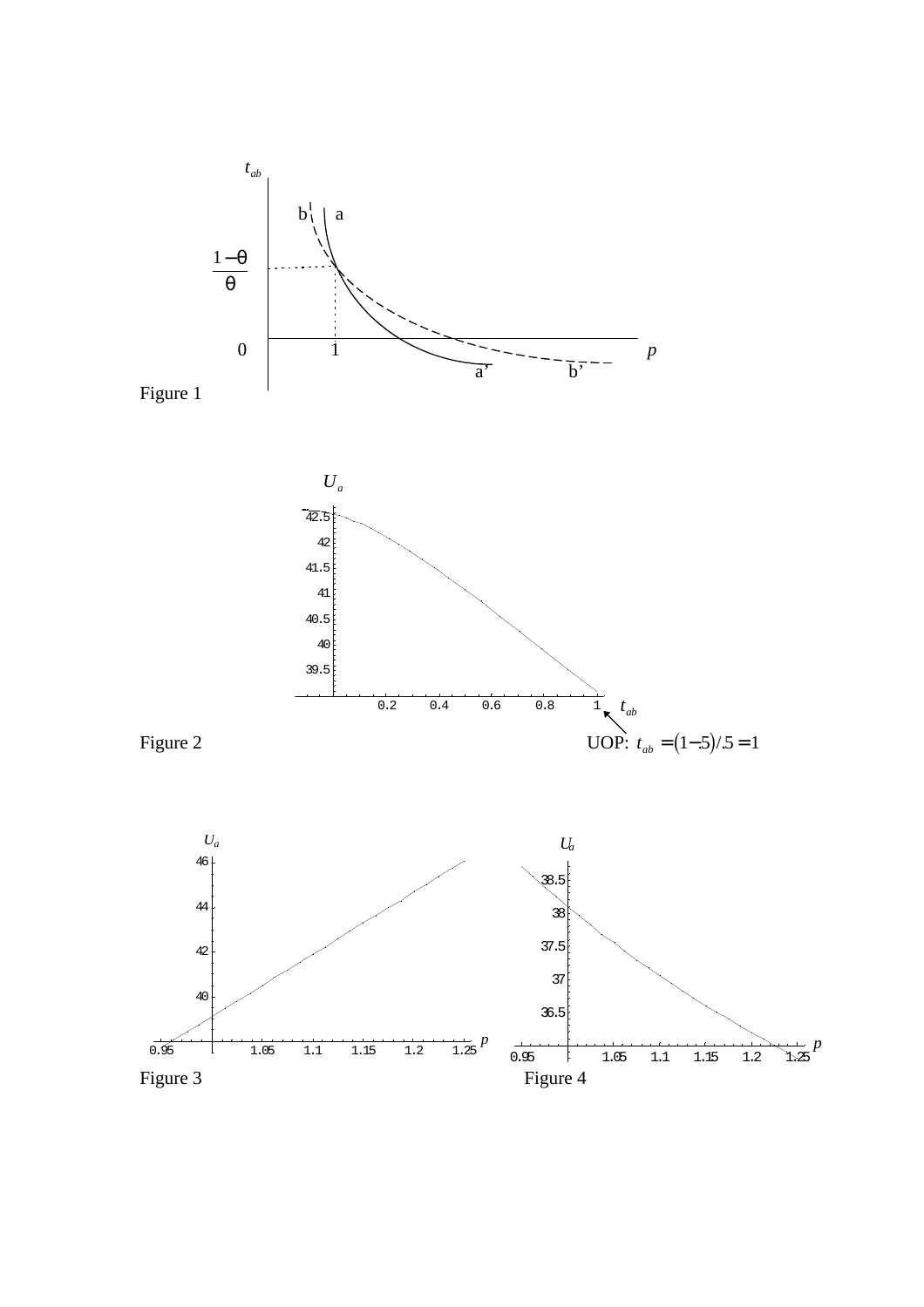Figure 1

Figure 2

UOP: $t_{ab} = (1-.5)/.5 = 1$

Figure 3

Figure 4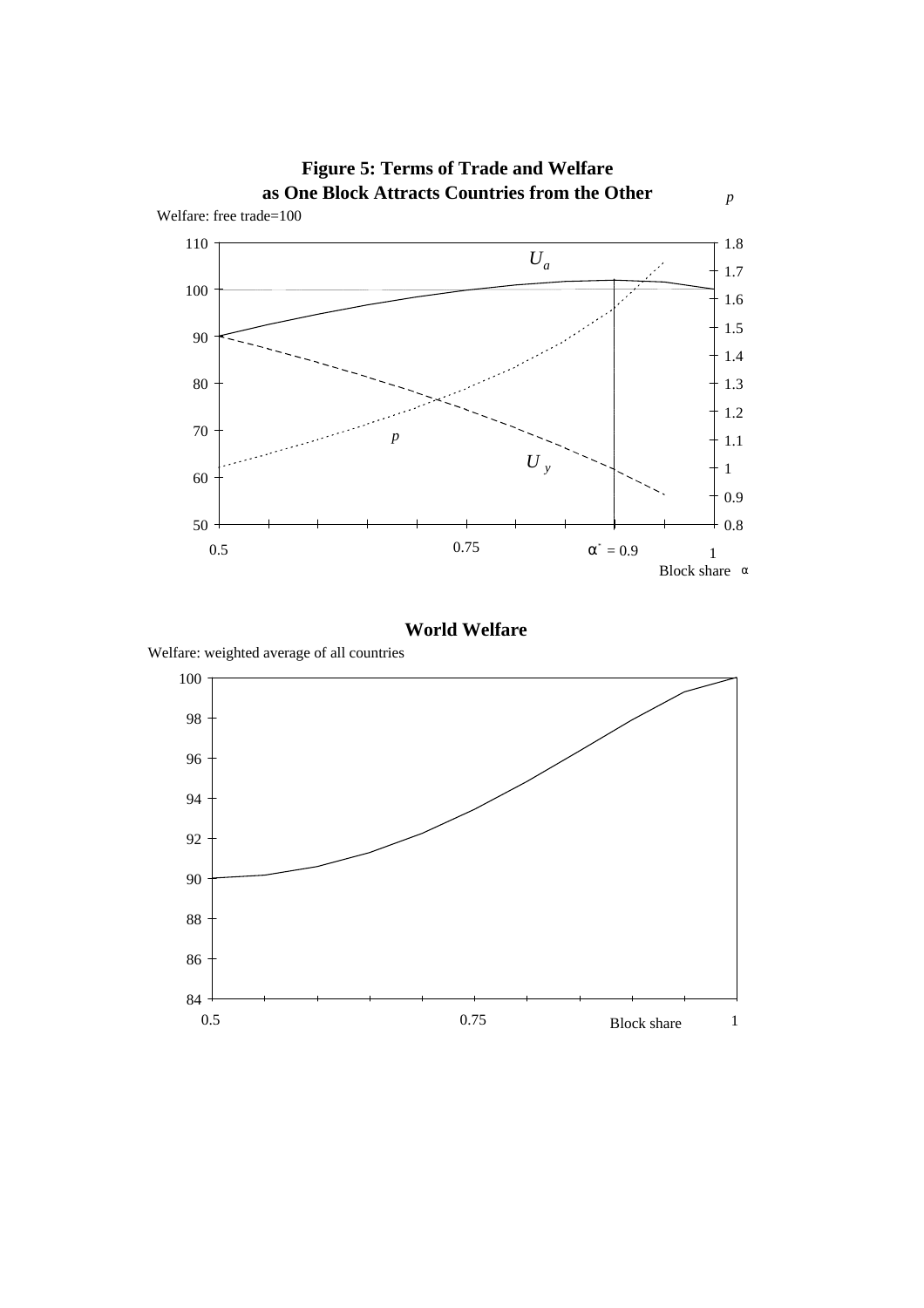**Figure 5: Terms of Trade and Welfare as One Block Attracts Countries from the Other**

Welfare: free trade=100

$p$

$U_a$

$p$

$U_y$

$\alpha^* = 0.9$

Block share $\alpha$

**World Welfare**

Welfare: weighted average of all countries

Block share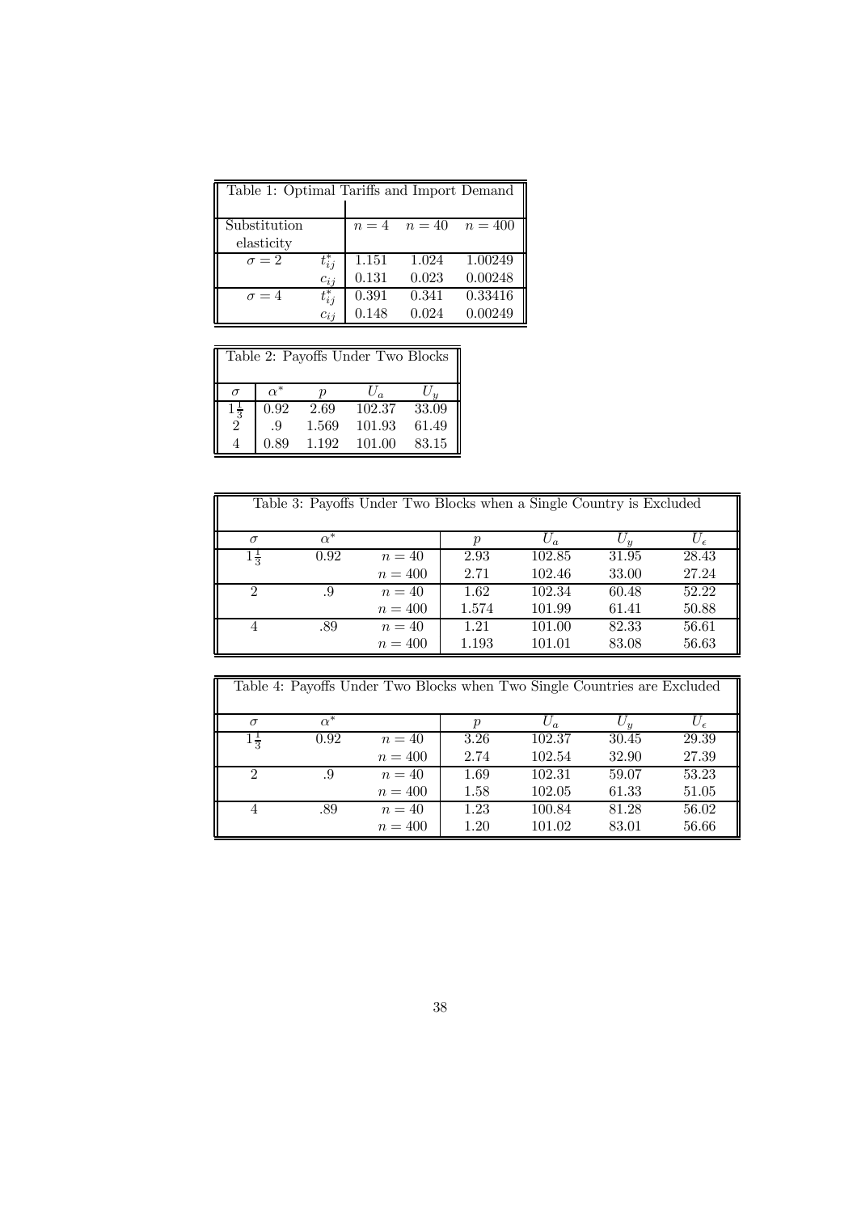Table 1: Optimal Tariffs and Import Demand

| Substitution elasticity | | $n = 4$ | $n = 40$ | $n = 400$ |
|---|---|---|---|---|
| $\sigma = 2$ | $t_{ij}^*$ | 1.151 | 1.024 | 1.00249 |
| | $c_{ij}$ | 0.131 | 0.023 | 0.00248 |
| $\sigma = 4$ | $t_{ij}^*$ | 0.391 | 0.341 | 0.33416 |
| | $c_{ij}$ | 0.148 | 0.024 | 0.00249 |

Table 2: Payoffs Under Two Blocks

| $\sigma$ | $\alpha^*$ | $p$ | $U_a$ | $U_y$ |
|---|---|---|---|---|
| $1\frac{1}{3}$ | 0.92 | 2.69 | 102.37 | 33.09 |
| 2 | .9 | 1.569 | 101.93 | 61.49 |
| 4 | 0.89 | 1.192 | 101.00 | 83.15 |

Table 3: Payoffs Under Two Blocks when a Single Country is Excluded

| $\sigma$ | $\alpha^*$ | | $p$ | $U_a$ | $U_y$ | $U_\epsilon$ |
|---|---|---|---|---|---|---|
| $1\frac{1}{3}$ | 0.92 | $n = 40$ | 2.93 | 102.85 | 31.95 | 28.43 |
| | | $n = 400$ | 2.71 | 102.46 | 33.00 | 27.24 |
| 2 | .9 | $n = 40$ | 1.62 | 102.34 | 60.48 | 52.22 |
| | | $n = 400$ | 1.574 | 101.99 | 61.41 | 50.88 |
| 4 | .89 | $n = 40$ | 1.21 | 101.00 | 82.33 | 56.61 |
| | | $n = 400$ | 1.193 | 101.01 | 83.08 | 56.63 |

Table 4: Payoffs Under Two Blocks when Two Single Countries are Excluded

| $\sigma$ | $\alpha^*$ | | $p$ | $U_a$ | $U_y$ | $U_\epsilon$ |
|---|---|---|---|---|---|---|
| $1\frac{1}{3}$ | 0.92 | $n = 40$ | 3.26 | 102.37 | 30.45 | 29.39 |
| | | $n = 400$ | 2.74 | 102.54 | 32.90 | 27.39 |
| 2 | .9 | $n = 40$ | 1.69 | 102.31 | 59.07 | 53.23 |
| | | $n = 400$ | 1.58 | 102.05 | 61.33 | 51.05 |
| 4 | .89 | $n = 40$ | 1.23 | 100.84 | 81.28 | 56.02 |
| | | $n = 400$ | 1.20 | 101.02 | 83.01 | 56.66 |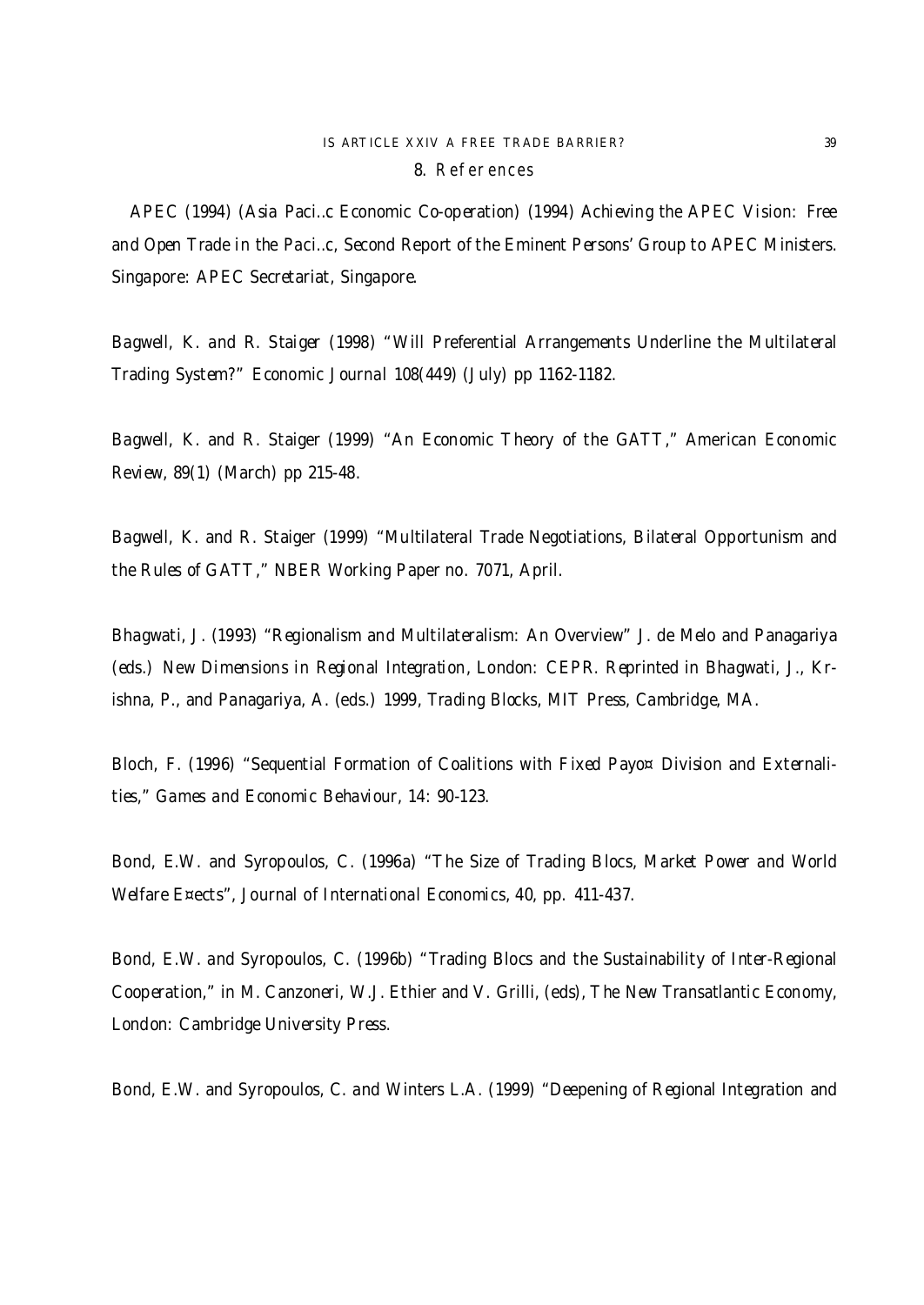## 8. References

APEC (1994) (Asia Paci..c Economic Co-operation) (1994) Achieving the APEC Vision: Free and Open Trade in the Paci..c, Second Report of the Eminent Persons' Group to APEC Ministers. Singapore: APEC Secretariat, Singapore.

Bagwell, K. and R. Staiger (1998) "Will Preferential Arrangements Underline the Multilateral Trading System?" Economic Journal 108(449) (July) pp 1162-1182.

Bagwell, K. and R. Staiger (1999) "An Economic Theory of the GATT," American Economic Review, 89(1) (March) pp 215-48.

Bagwell, K. and R. Staiger (1999) "Multilateral Trade Negotiations, Bilateral Opportunism and the Rules of GATT," NBER Working Paper no. 7071, April.

Bhagwati, J. (1993) "Regionalism and Multilateralism: An Overview" J. de Melo and Panagariya (eds.) New Dimensions in Regional Integration, London: CEPR. Reprinted in Bhagwati, J., Krishna, P., and Panagariya, A. (eds.) 1999, Trading Blocks, MIT Press, Cambridge, MA.

Bloch, F. (1996) "Sequential Formation of Coalitions with Fixed Payo¤ Division and Externalities," Games and Economic Behaviour, 14: 90-123.

Bond, E.W. and Syropoulos, C. (1996a) "The Size of Trading Blocs, Market Power and World Welfare E¤ects", Journal of International Economics, 40, pp. 411-437.

Bond, E.W. and Syropoulos, C. (1996b) "Trading Blocs and the Sustainability of Inter-Regional Cooperation," in M. Canzoneri, W.J. Ethier and V. Grilli, (eds), The New Transatlantic Economy, London: Cambridge University Press.

Bond, E.W. and Syropoulos, C. and Winters L.A. (1999) "Deepening of Regional Integration and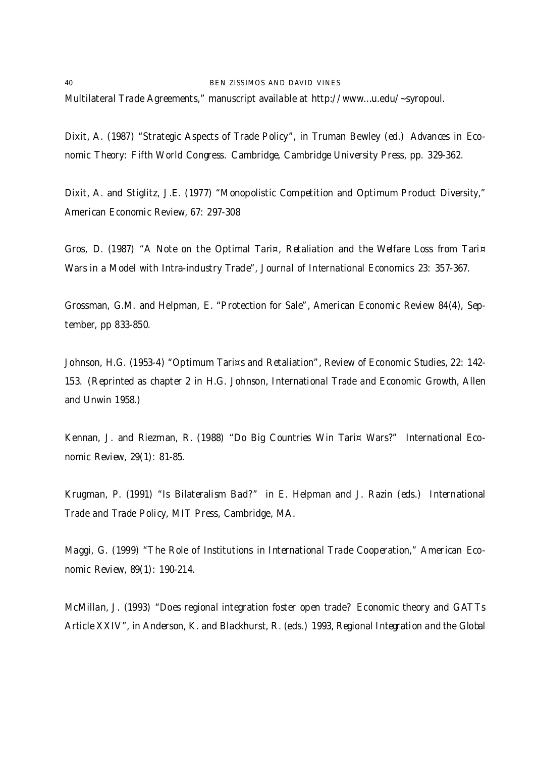Multilateral Trade Agreements," manuscript available at http://www...u.edu/~syropoul.

Dixit, A. (1987) "Strategic Aspects of Trade Policy", in Truman Bewley (ed.) Advances in Economic Theory: Fifth World Congress. Cambridge, Cambridge University Press, pp. 329-362.

Dixit, A. and Stiglitz, J.E. (1977) "Monopolistic Competition and Optimum Product Diversity," American Economic Review, 67: 297-308

Gros, D. (1987) "A Note on the Optimal Tari¤, Retaliation and the Welfare Loss from Tari¤ Wars in a Model with Intra-industry Trade", Journal of International Economics 23: 357-367.

Grossman, G.M. and Helpman, E. "Protection for Sale", American Economic Review 84(4), September, pp 833-850.

Johnson, H.G. (1953-4) "Optimum Tari¤s and Retaliation", Review of Economic Studies, 22: 142-153. (Reprinted as chapter 2 in H.G. Johnson, International Trade and Economic Growth, Allen and Unwin 1958.)

Kennan, J. and Riezman, R. (1988) "Do Big Countries Win Tari¤ Wars?" International Economic Review, 29(1): 81-85.

Krugman, P. (1991) "Is Bilateralism Bad?" in E. Helpman and J. Razin (eds.) International Trade and Trade Policy, MIT Press, Cambridge, MA.

Maggi, G. (1999) "The Role of Institutions in International Trade Cooperation," American Economic Review, 89(1): 190-214.

McMillan, J. (1993) "Does regional integration foster open trade? Economic theory and GATTs Article XXIV", in Anderson, K. and Blackhurst, R. (eds.) 1993, Regional Integration and the Global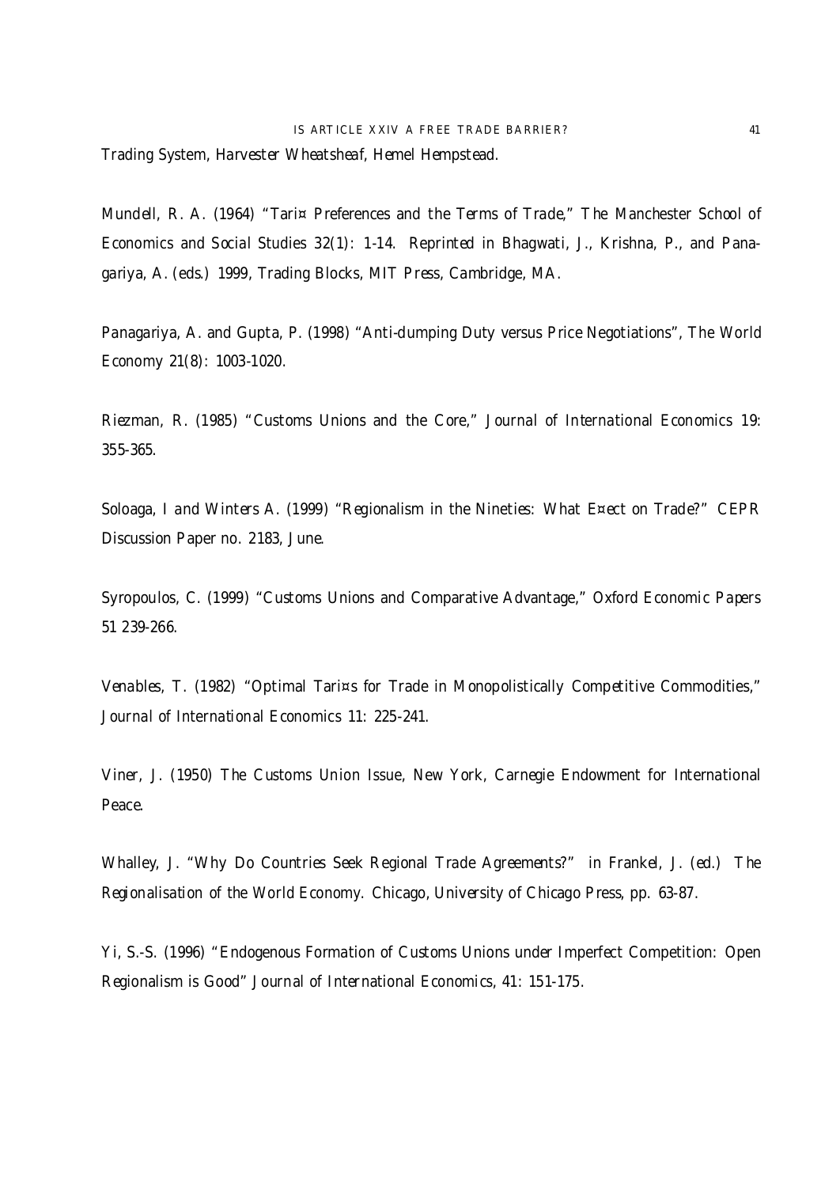Trading System, Harvester Wheatsheaf, Hemel Hempstead.

Mundell, R. A. (1964) "Tari¤ Preferences and the Terms of Trade," The Manchester School of Economics and Social Studies 32(1): 1-14. Reprinted in Bhagwati, J., Krishna, P., and Panagariya, A. (eds.) 1999, Trading Blocks, MIT Press, Cambridge, MA.

Panagariya, A. and Gupta, P. (1998) "Anti-dumping Duty versus Price Negotiations", The World Economy 21(8): 1003-1020.

Riezman, R. (1985) "Customs Unions and the Core," Journal of International Economics 19: 355-365.

Soloaga, I and Winters A. (1999) "Regionalism in the Nineties: What E¤ect on Trade?" CEPR Discussion Paper no. 2183, June.

Syropoulos, C. (1999) "Customs Unions and Comparative Advantage," Oxford Economic Papers 51 239-266.

Venables, T. (1982) "Optimal Tari¤s for Trade in Monopolistically Competitive Commodities," Journal of International Economics 11: 225-241.

Viner, J. (1950) The Customs Union Issue, New York, Carnegie Endowment for International Peace.

Whalley, J. "Why Do Countries Seek Regional Trade Agreements?" in Frankel, J. (ed.) The Regionalisation of the World Economy. Chicago, University of Chicago Press, pp. 63-87.

Yi, S.-S. (1996) "Endogenous Formation of Customs Unions under Imperfect Competition: Open Regionalism is Good" Journal of International Economics, 41: 151-175.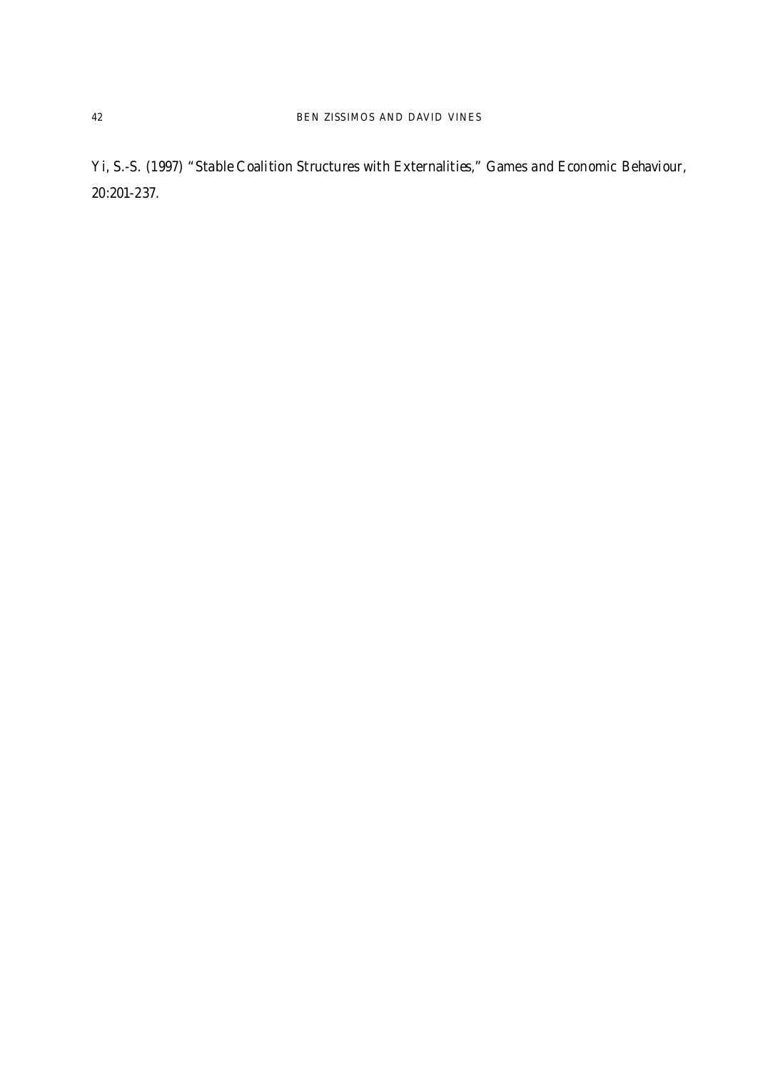Yi, S.-S. (1997) "Stable Coalition Structures with Externalities," *Games and Economic Behaviour*, 20:201-237.